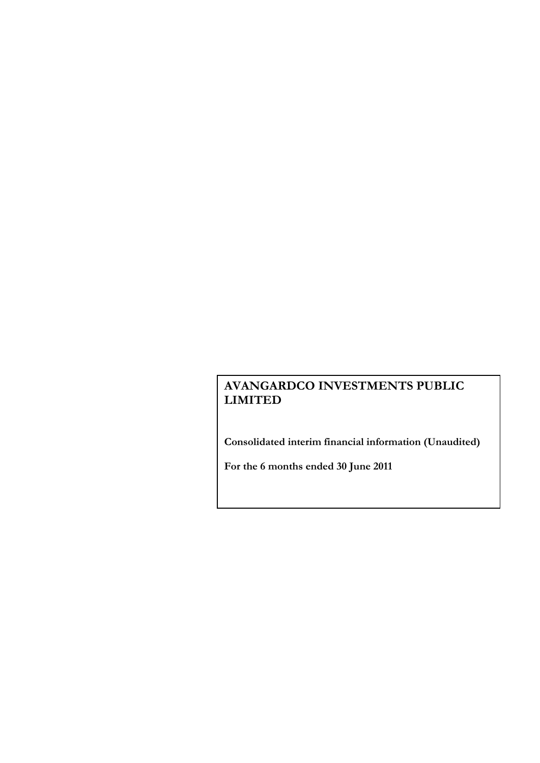# AVANGARDCO INVESTMENTS PUBLIC LIMITED

**Consolidated interim financial information (Unaudited)**

**For the 6 months ended 30 June 2011**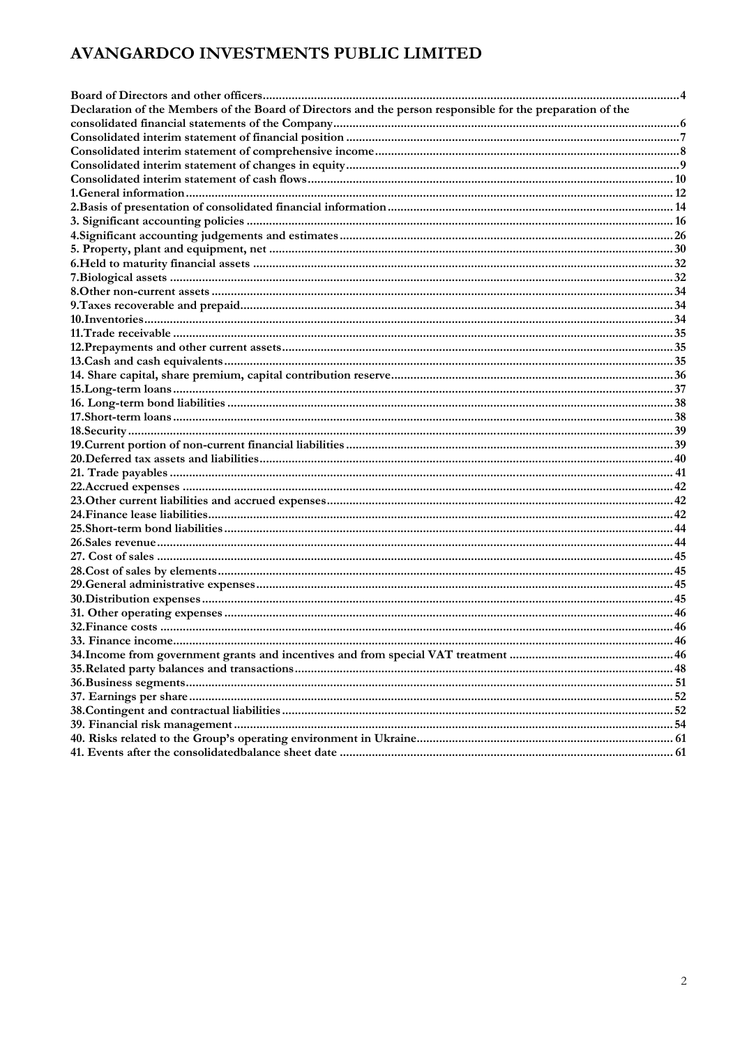# AVANGARDCO INVESTMENTS PUBLIC LIMITED

| | |
|---|---|
| Board of Directors and other officers | 4 |
| Declaration of the Members of the Board of Directors and the person responsible for the preparation of the consolidated financial statements of the Company | 6 |
| Consolidated interim statement of financial position | 7 |
| Consolidated interim statement of comprehensive income | 8 |
| Consolidated interim statement of changes in equity | 9 |
| Consolidated interim statement of cash flows | 10 |
| 1.General information | 12 |
| 2.Basis of presentation of consolidated financial information | 14 |
| 3. Significant accounting policies | 16 |
| 4.Significant accounting judgements and estimates | 26 |
| 5. Property, plant and equipment, net | 30 |
| 6.Held to maturity financial assets | 32 |
| 7.Biological assets | 32 |
| 8.Other non-current assets | 34 |
| 9.Taxes recoverable and prepaid | 34 |
| 10.Inventories | 34 |
| 11.Trade receivable | 35 |
| 12.Prepayments and other current assets | 35 |
| 13.Cash and cash equivalents | 35 |
| 14. Share capital, share premium, capital contribution reserve | 36 |
| 15.Long-term loans | 37 |
| 16. Long-term bond liabilities | 38 |
| 17.Short-term loans | 38 |
| 18.Security | 39 |
| 19.Current portion of non-current financial liabilities | 39 |
| 20.Deferred tax assets and liabilities | 40 |
| 21. Trade payables | 41 |
| 22.Accrued expenses | 42 |
| 23.Other current liabilities and accrued expenses | 42 |
| 24.Finance lease liabilities | 42 |
| 25.Short-term bond liabilities | 44 |
| 26.Sales revenue | 44 |
| 27. Cost of sales | 45 |
| 28.Cost of sales by elements | 45 |
| 29.General administrative expenses | 45 |
| 30.Distribution expenses | 45 |
| 31. Other operating expenses | 46 |
| 32.Finance costs | 46 |
| 33. Finance income | 46 |
| 34.Income from government grants and incentives and from special VAT treatment | 46 |
| 35.Related party balances and transactions | 48 |
| 36.Business segments | 51 |
| 37. Earnings per share | 52 |
| 38.Contingent and contractual liabilities | 52 |
| 39. Financial risk management | 54 |
| 40. Risks related to the Group's operating environment in Ukraine | 61 |
| 41. Events after the consolidatedbalance sheet date | 61 |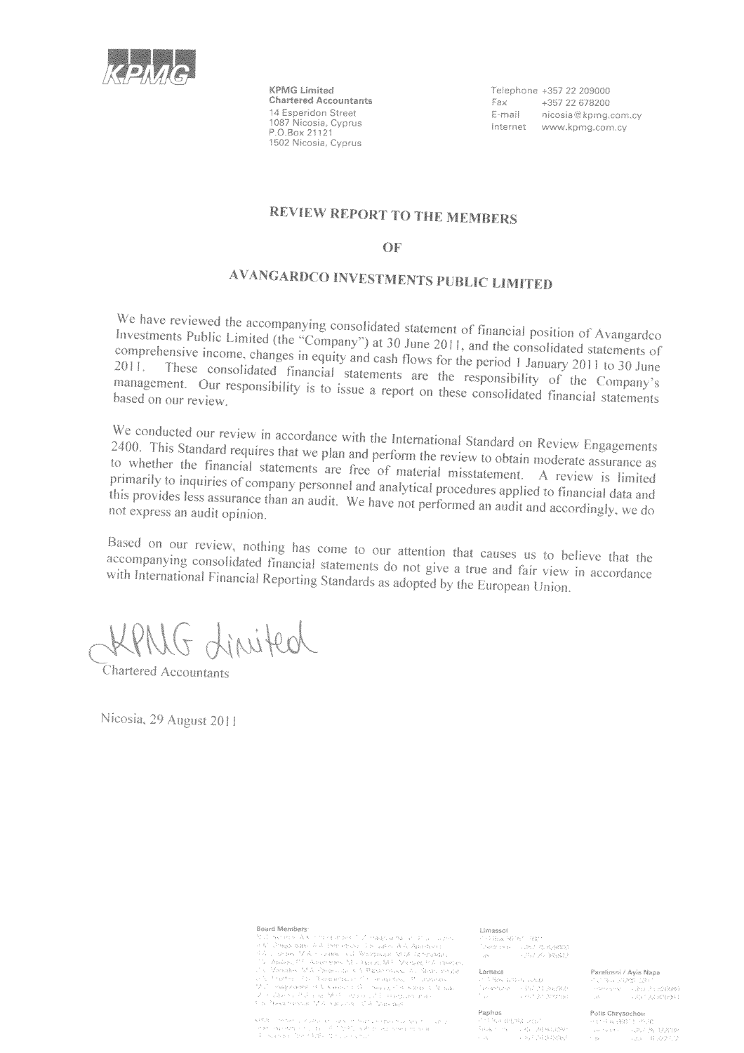KPMG Limited
**Chartered Accountants**
14 Esperidon Street
1087 Nicosia, Cyprus
P.O.Box 21121
1502 Nicosia, Cyprus

Telephone +357 22 209000
Fax +357 22 678200
E-mail nicosia@kpmg.com.cy
Internet www.kpmg.com.cy

# REVIEW REPORT TO THE MEMBERS

# OF

# AVANGARDCO INVESTMENTS PUBLIC LIMITED

We have reviewed the accompanying consolidated statement of financial position of Avangardco Investments Public Limited (the "Company") at 30 June 2011, and the consolidated statements of comprehensive income, changes in equity and cash flows for the period 1 January 2011 to 30 June 2011. These consolidated financial statements are the responsibility of the Company's management. Our responsibility is to issue a report on these consolidated financial statements based on our review.

We conducted our review in accordance with the International Standard on Review Engagements 2400. This Standard requires that we plan and perform the review to obtain moderate assurance as to whether the financial statements are free of material misstatement. A review is limited primarily to inquiries of company personnel and analytical procedures applied to financial data and this provides less assurance than an audit. We have not performed an audit and accordingly, we do not express an audit opinion.

Based on our review, nothing has come to our attention that causes us to believe that the accompanying consolidated financial statements do not give a true and fair view in accordance with International Financial Reporting Standards as adopted by the European Union.

KPMG Limited
Chartered Accountants

Nicosia, 29 August 2011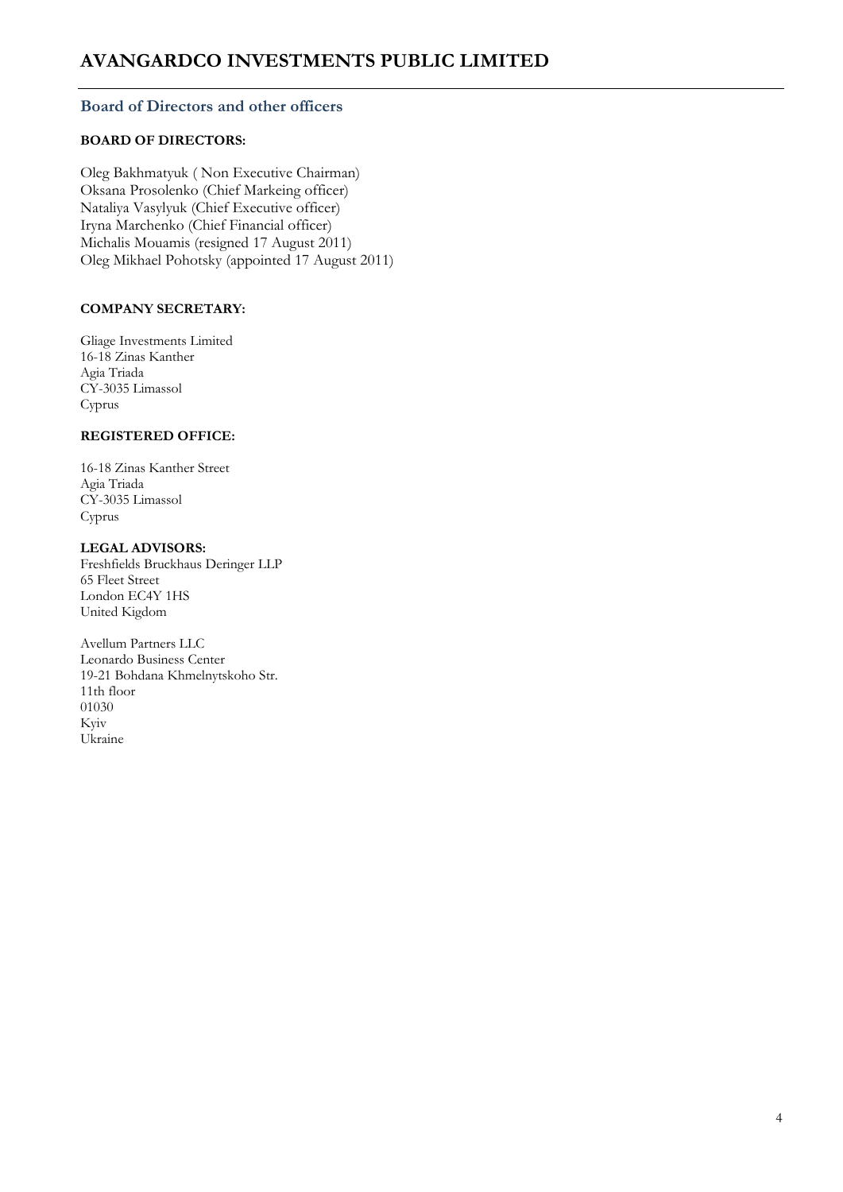# AVANGARDCO INVESTMENTS PUBLIC LIMITED

## Board of Directors and other officers

**BOARD OF DIRECTORS:**

Oleg Bakhmatyuk ( Non Executive Chairman)
Oksana Prosolenko (Chief Markeing officer)
Nataliya Vasylyuk (Chief Executive officer)
Iryna Marchenko (Chief Financial officer)
Michalis Mouamis (resigned 17 August 2011)
Oleg Mikhael Pohotsky (appointed 17 August 2011)

**COMPANY SECRETARY:**

Gliage Investments Limited
16-18 Zinas Kanther
Agia Triada
CY-3035 Limassol
Cyprus

**REGISTERED OFFICE:**

16-18 Zinas Kanther Street
Agia Triada
CY-3035 Limassol
Cyprus

**LEGAL ADVISORS:**

Freshfields Bruckhaus Deringer LLP
65 Fleet Street
London EC4Y 1HS
United Kigdom

Avellum Partners LLC
Leonardo Business Center
19-21 Bohdana Khmelnytskoho Str.
11th floor
01030
Kyiv
Ukraine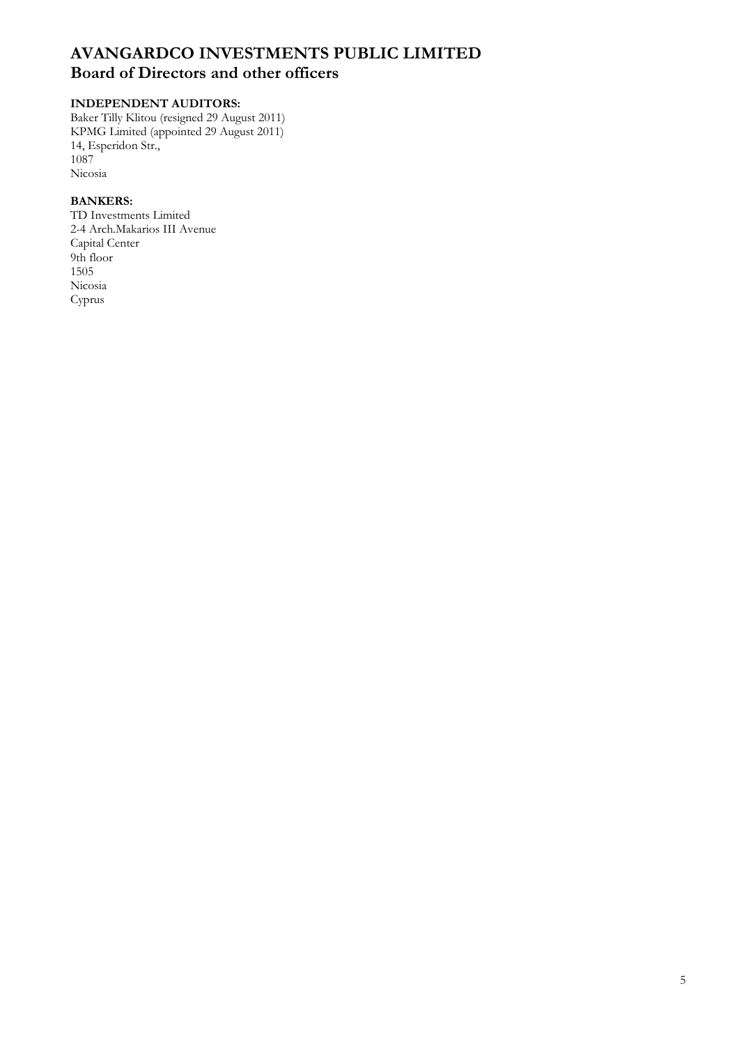# AVANGARDCO INVESTMENTS PUBLIC LIMITED
## Board of Directors and other officers

**INDEPENDENT AUDITORS:**
Baker Tilly Klitou (resigned 29 August 2011)
KPMG Limited (appointed 29 August 2011)
14, Esperidon Str.,
1087
Nicosia

**BANKERS:**
TD Investments Limited
2-4 Arch.Makarios III Avenue
Capital Center
9th floor
1505
Nicosia
Cyprus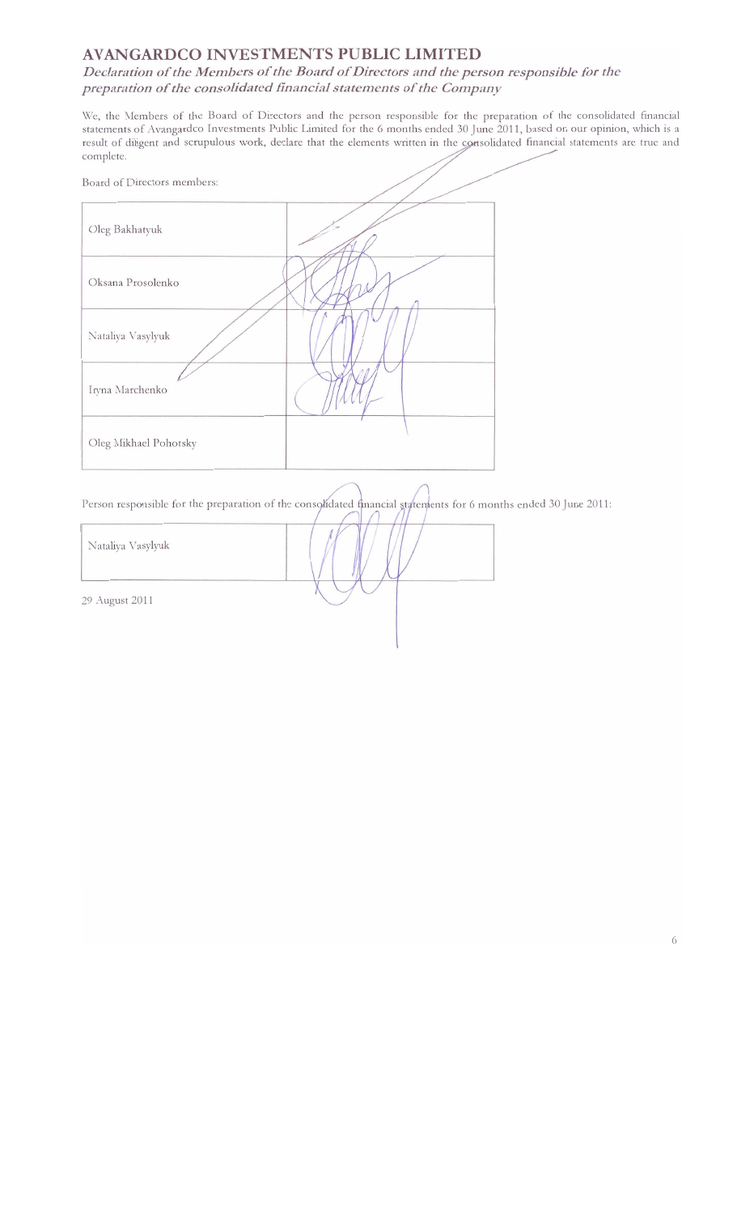# AVANGARDCO INVESTMENTS PUBLIC LIMITED

*Declaration of the Members of the Board of Directors and the person responsible for the preparation of the consolidated financial statements of the Company*

We, the Members of the Board of Directors and the person responsible for the preparation of the consolidated financial statements of Avangardco Investments Public Limited for the 6 months ended 30 June 2011, based on our opinion, which is a result of diligent and scrupulous work, declare that the elements written in the consolidated financial statements are true and complete.

Board of Directors members:

| | |
|---|---|
| Oleg Bakhatyuk | |
| Oksana Prosolenko | |
| Nataliya Vasylyuk | |
| Iryna Marchenko | |
| Oleg Mikhael Pohotsky | |

Person responsible for the preparation of the consolidated financial statements for 6 months ended 30 June 2011:

| | |
|---|---|
| Nataliya Vasylyuk | |

29 August 2011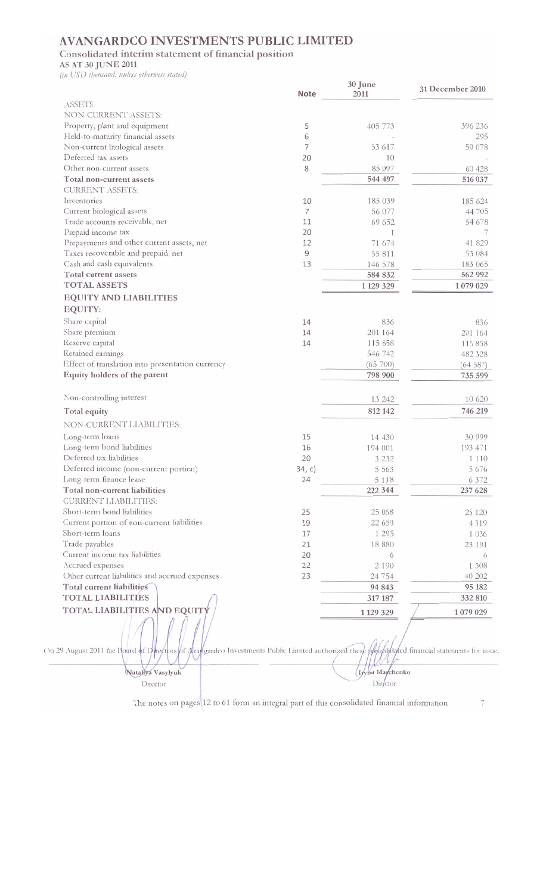# AVANGARDCO INVESTMENTS PUBLIC LIMITED

## Consolidated interim statement of financial position

**AS AT 30 JUNE 2011**

*(in USD thousand, unless otherwise stated)*

| | Note | 30 June 2011 | 31 December 2010 |
|---|---|---|---|
| ASSETS | | | |
| NON-CURRENT ASSETS: | | | |
| Property, plant and equipment | 5 | 405 773 | 396 236 |
| Held-to-maturity financial assets | 6 | - | 295 |
| Non-current biological assets | 7 | 53 617 | 59 078 |
| Deferred tax assets | 20 | 10 | - |
| Other non-current assets | 8 | 85 097 | 60 428 |
| **Total non-current assets** | | **544 497** | **516 037** |
| CURRENT ASSETS: | | | |
| Inventories | 10 | 185 039 | 185 624 |
| Current biological assets | 7 | 56 077 | 44 705 |
| Trade accounts receivable, net | 11 | 69 652 | 54 678 |
| Prepaid income tax | 20 | 1 | 7 |
| Prepayments and other current assets, net | 12 | 71 674 | 41 829 |
| Taxes recoverable and prepaid, net | 9 | 55 811 | 53 084 |
| Cash and cash equivalents | 13 | 146 578 | 183 065 |
| **Total current assets** | | **584 832** | **562 992** |
| **TOTAL ASSETS** | | **1 129 329** | **1 079 029** |
| **EQUITY AND LIABILITIES** | | | |
| **EQUITY:** | | | |
| Share capital | 14 | 836 | 836 |
| Share premium | 14 | 201 164 | 201 164 |
| Reserve capital | 14 | 115 858 | 115 858 |
| Retained earnings | | 546 742 | 482 328 |
| Effect of translation into presentation currency | | (65 700) | (64 587) |
| **Equity holders of the parent** | | **798 900** | **735 599** |
| Non-controlling interest | | 13 242 | 10 620 |
| **Total equity** | | **812 142** | **746 219** |
| NON-CURRENT LIABILITIES: | | | |
| Long-term loans | 15 | 14 430 | 30 999 |
| Long-term bond liabilities | 16 | 194 001 | 193 471 |
| Deferred tax liabilities | 20 | 3 232 | 1 110 |
| Deferred income (non-current portion) | 34, c) | 5 563 | 5 676 |
| Long-term finance lease | 24 | 5 118 | 6 372 |
| **Total non-current liabilities** | | **222 344** | **237 628** |
| CURRENT LIABILITIES: | | | |
| Short-term bond liabilities | 25 | 25 068 | 25 120 |
| Current portion of non-current liabilities | 19 | 22 650 | 4 319 |
| Short-term loans | 17 | 1 295 | 1 036 |
| Trade payables | 21 | 18 880 | 23 191 |
| Current income tax liabilities | 20 | 6 | 6 |
| Accrued expenses | 22 | 2 190 | 1 308 |
| Other current liabilities and accrued expenses | 23 | 24 754 | 40 202 |
| **Total current liabilities** | | **94 843** | **95 182** |
| **TOTAL LIABILITIES** | | **317 187** | **332 810** |
| **TOTAL LIABILITIES AND EQUITY** | | **1 129 329** | **1 079 029** |

On 29 August 2011 the Board of Directors of Avangardco Investments Public Limited authorized these consolidated financial statements for issue.

Nataliya Vasylyuk
Director

Iryna Marchenko
Director

The notes on pages 12 to 61 form an integral part of this consolidated financial information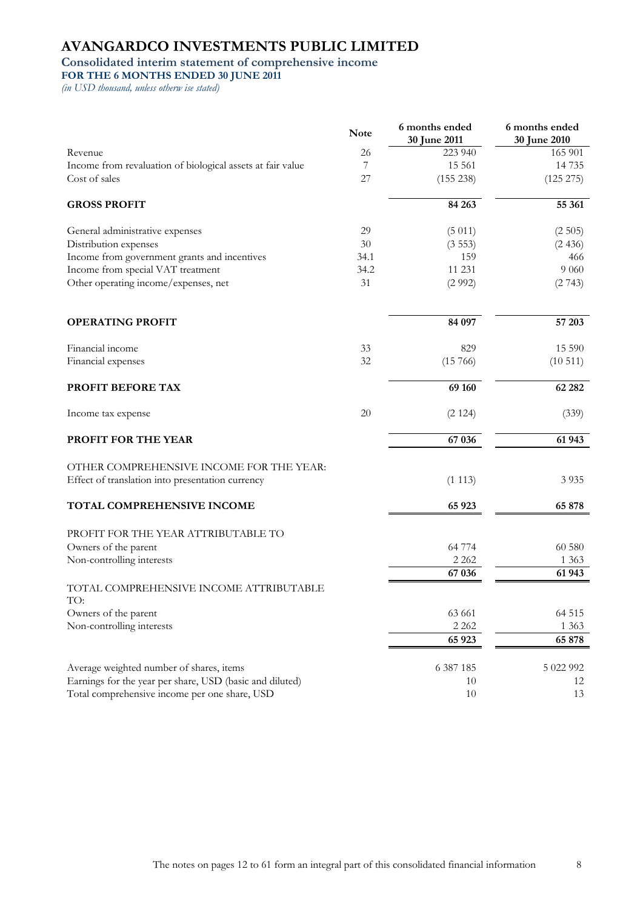# AVANGARDCO INVESTMENTS PUBLIC LIMITED

## Consolidated interim statement of comprehensive income

**FOR THE 6 MONTHS ENDED 30 JUNE 2011**

*(in USD thousand, unless otherw ise stated)*

| | Note | 6 months ended 30 June 2011 | 6 months ended 30 June 2010 |
|---|---|---|---|
| Revenue | 26 | 223 940 | 165 901 |
| Income from revaluation of biological assets at fair value | 7 | 15 561 | 14 735 |
| Cost of sales | 27 | (155 238) | (125 275) |
| **GROSS PROFIT** | | **84 263** | **55 361** |
| General administrative expenses | 29 | (5 011) | (2 505) |
| Distribution expenses | 30 | (3 553) | (2 436) |
| Income from government grants and incentives | 34.1 | 159 | 466 |
| Income from special VAT treatment | 34.2 | 11 231 | 9 060 |
| Other operating income/expenses, net | 31 | (2 992) | (2 743) |
| **OPERATING PROFIT** | | **84 097** | **57 203** |
| Financial income | 33 | 829 | 15 590 |
| Financial expenses | 32 | (15 766) | (10 511) |
| **PROFIT BEFORE TAX** | | **69 160** | **62 282** |
| Income tax expense | 20 | (2 124) | (339) |
| **PROFIT FOR THE YEAR** | | **67 036** | **61 943** |
| OTHER COMPREHENSIVE INCOME FOR THE YEAR: | | | |
| Effect of translation into presentation currency | | (1 113) | 3 935 |
| **TOTAL COMPREHENSIVE INCOME** | | **65 923** | **65 878** |
| PROFIT FOR THE YEAR ATTRIBUTABLE TO | | | |
| Owners of the parent | | 64 774 | 60 580 |
| Non-controlling interests | | 2 262 | 1 363 |
| | | **67 036** | **61 943** |
| TOTAL COMPREHENSIVE INCOME ATTRIBUTABLE TO: | | | |
| Owners of the parent | | 63 661 | 64 515 |
| Non-controlling interests | | 2 262 | 1 363 |
| | | **65 923** | **65 878** |
| Average weighted number of shares, items | | 6 387 185 | 5 022 992 |
| Earnings for the year per share, USD (basic and diluted) | | 10 | 12 |
| Total comprehensive income per one share, USD | | 10 | 13 |

The notes on pages 12 to 61 form an integral part of this consolidated financial information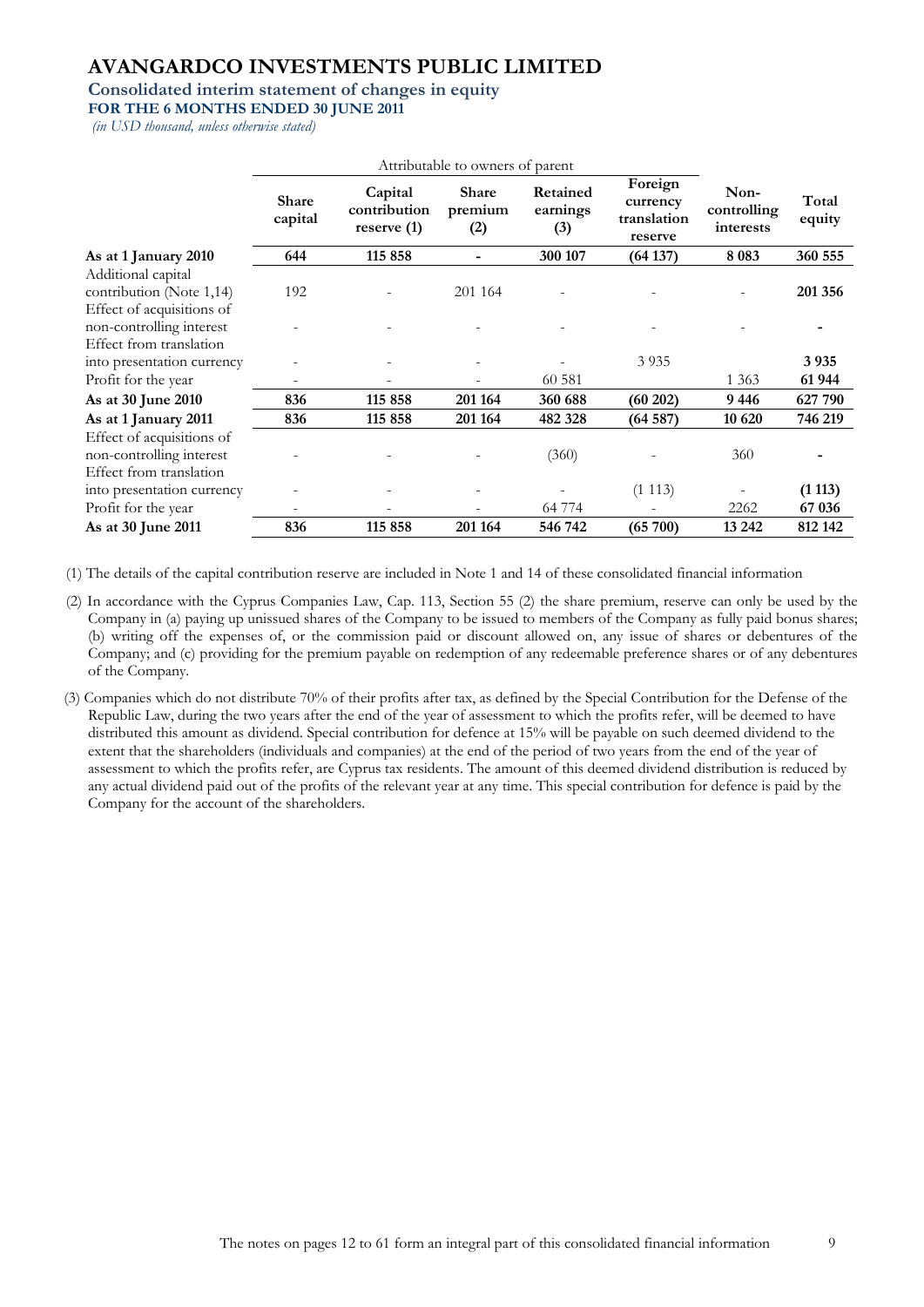# AVANGARDCO INVESTMENTS PUBLIC LIMITED

**Consolidated interim statement of changes in equity**

**FOR THE 6 MONTHS ENDED 30 JUNE 2011**

*(in USD thousand, unless otherwise stated)*

| | Attributable to owners of parent | | | | | | |
|---|---|---|---|---|---|---|---|
| | **Share capital** | **Capital contribution reserve (1)** | **Share premium (2)** | **Retained earnings (3)** | **Foreign currency translation reserve** | **Non-controlling interests** | **Total equity** |
| **As at 1 January 2010** | **644** | **115 858** | **-** | **300 107** | **(64 137)** | **8 083** | **360 555** |
| Additional capital contribution (Note 1,14) | 192 | - | 201 164 | - | - | - | **201 356** |
| Effect of acquisitions of non-controlling interest | - | - | - | - | - | - | **-** |
| Effect from translation into presentation currency | - | - | - | - | 3 935 | | **3 935** |
| Profit for the year | - | - | - | 60 581 | | 1 363 | **61 944** |
| **As at 30 June 2010** | **836** | **115 858** | **201 164** | **360 688** | **(60 202)** | **9 446** | **627 790** |
| **As at 1 January 2011** | **836** | **115 858** | **201 164** | **482 328** | **(64 587)** | **10 620** | **746 219** |
| Effect of acquisitions of non-controlling interest | - | - | - | (360) | - | 360 | **-** |
| Effect from translation into presentation currency | - | - | - | - | (1 113) | - | **(1 113)** |
| Profit for the year | - | - | - | 64 774 | - | 2262 | **67 036** |
| **As at 30 June 2011** | **836** | **115 858** | **201 164** | **546 742** | **(65 700)** | **13 242** | **812 142** |

(1) The details of the capital contribution reserve are included in Note 1 and 14 of these consolidated financial information

(2) In accordance with the Cyprus Companies Law, Cap. 113, Section 55 (2) the share premium, reserve can only be used by the Company in (a) paying up unissued shares of the Company to be issued to members of the Company as fully paid bonus shares; (b) writing off the expenses of, or the commission paid or discount allowed on, any issue of shares or debentures of the Company; and (c) providing for the premium payable on redemption of any redeemable preference shares or of any debentures of the Company.

(3) Companies which do not distribute 70% of their profits after tax, as defined by the Special Contribution for the Defense of the Republic Law, during the two years after the end of the year of assessment to which the profits refer, will be deemed to have distributed this amount as dividend. Special contribution for defence at 15% will be payable on such deemed dividend to the extent that the shareholders (individuals and companies) at the end of the period of two years from the end of the year of assessment to which the profits refer, are Cyprus tax residents. The amount of this deemed dividend distribution is reduced by any actual dividend paid out of the profits of the relevant year at any time. This special contribution for defence is paid by the Company for the account of the shareholders.

The notes on pages 12 to 61 form an integral part of this consolidated financial information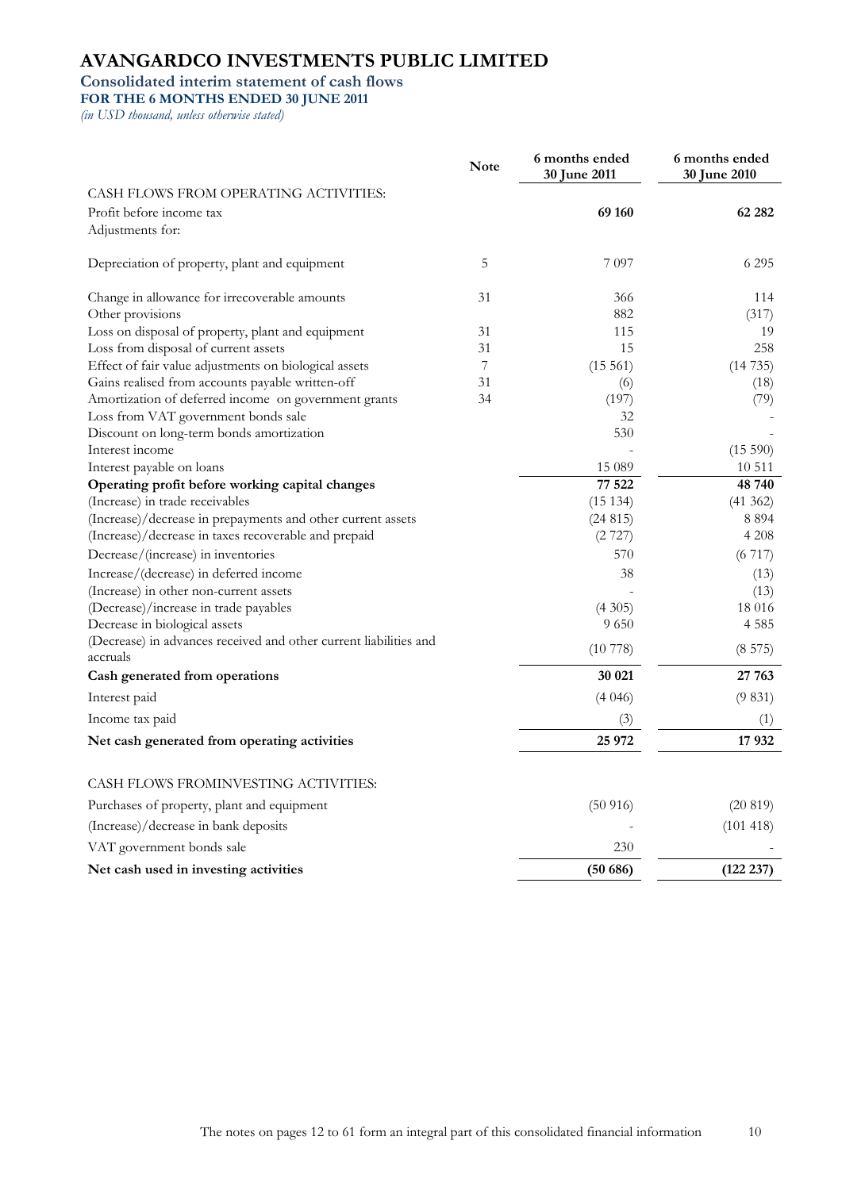# AVANGARDCO INVESTMENTS PUBLIC LIMITED

## Consolidated interim statement of cash flows

**FOR THE 6 MONTHS ENDED 30 JUNE 2011**

*(in USD thousand, unless otherwise stated)*

| | Note | 6 months ended 30 June 2011 | 6 months ended 30 June 2010 |
|---|---|---|---|
| CASH FLOWS FROM OPERATING ACTIVITIES: | | | |
| Profit before income tax | | **69 160** | **62 282** |
| Adjustments for: | | | |
| Depreciation of property, plant and equipment | 5 | 7 097 | 6 295 |
| Change in allowance for irrecoverable amounts | 31 | 366 | 114 |
| Other provisions | | 882 | (317) |
| Loss on disposal of property, plant and equipment | 31 | 115 | 19 |
| Loss from disposal of current assets | 31 | 15 | 258 |
| Effect of fair value adjustments on biological assets | 7 | (15 561) | (14 735) |
| Gains realised from accounts payable written-off | 31 | (6) | (18) |
| Amortization of deferred income on government grants | 34 | (197) | (79) |
| Loss from VAT government bonds sale | | 32 | - |
| Discount on long-term bonds amortization | | 530 | - |
| Interest income | | - | (15 590) |
| Interest payable on loans | | 15 089 | 10 511 |
| **Operating profit before working capital changes** | | **77 522** | **48 740** |
| (Increase) in trade receivables | | (15 134) | (41 362) |
| (Increase)/decrease in prepayments and other current assets | | (24 815) | 8 894 |
| (Increase)/decrease in taxes recoverable and prepaid | | (2 727) | 4 208 |
| Decrease/(increase) in inventories | | 570 | (6 717) |
| Increase/(decrease) in deferred income | | 38 | (13) |
| (Increase) in other non-current assets | | - | (13) |
| (Decrease)/increase in trade payables | | (4 305) | 18 016 |
| Decrease in biological assets | | 9 650 | 4 585 |
| (Decrease) in advances received and other current liabilities and accruals | | (10 778) | (8 575) |
| **Cash generated from operations** | | **30 021** | **27 763** |
| Interest paid | | (4 046) | (9 831) |
| Income tax paid | | (3) | (1) |
| **Net cash generated from operating activities** | | **25 972** | **17 932** |
| CASH FLOWS FROMINVESTING ACTIVITIES: | | | |
| Purchases of property, plant and equipment | | (50 916) | (20 819) |
| (Increase)/decrease in bank deposits | | - | (101 418) |
| VAT government bonds sale | | 230 | - |
| **Net cash used in investing activities** | | **(50 686)** | **(122 237)** |

The notes on pages 12 to 61 form an integral part of this consolidated financial information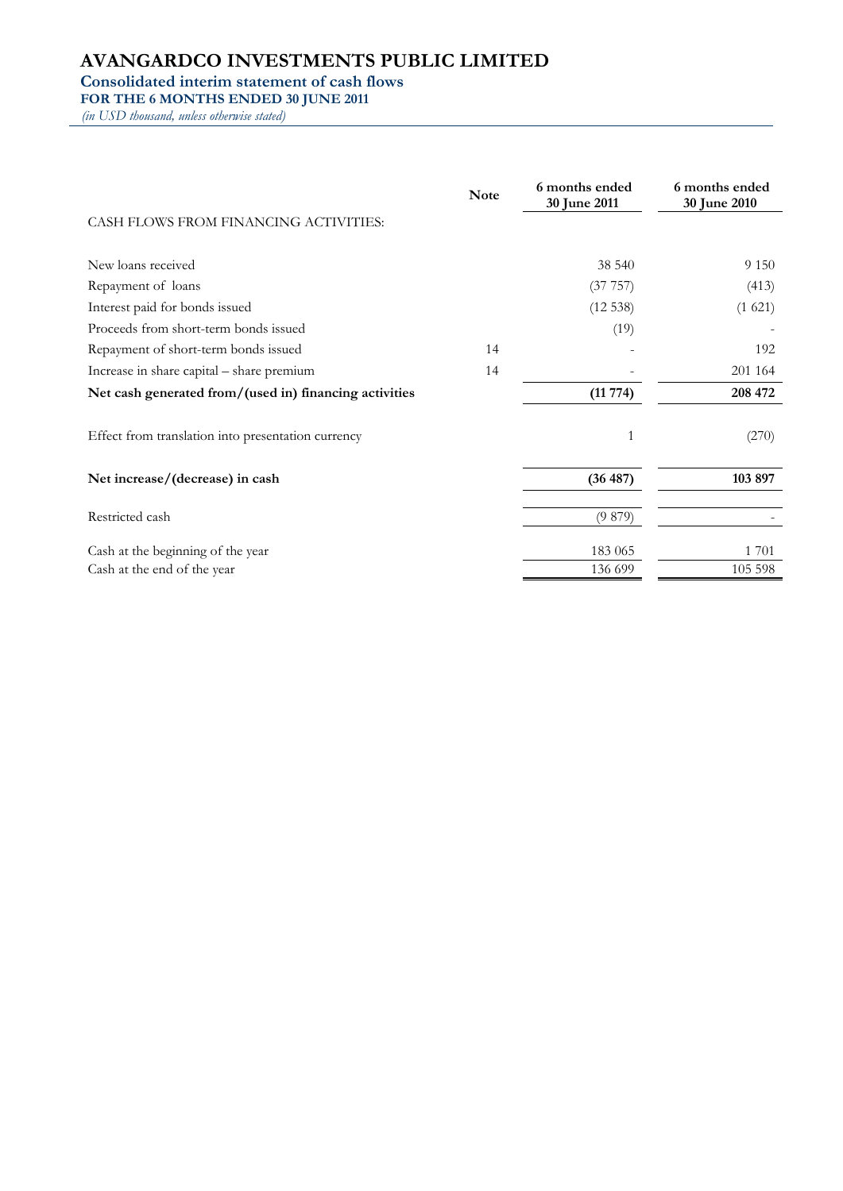# AVANGARDCO INVESTMENTS PUBLIC LIMITED

## Consolidated interim statement of cash flows

**FOR THE 6 MONTHS ENDED 30 JUNE 2011**

*(in USD thousand, unless otherwise stated)*

| | Note | 6 months ended 30 June 2011 | 6 months ended 30 June 2010 |
|---|---|---|---|
| CASH FLOWS FROM FINANCING ACTIVITIES: | | | |
| New loans received | | 38 540 | 9 150 |
| Repayment of loans | | (37 757) | (413) |
| Interest paid for bonds issued | | (12 538) | (1 621) |
| Proceeds from short-term bonds issued | | (19) | - |
| Repayment of short-term bonds issued | 14 | - | 192 |
| Increase in share capital – share premium | 14 | - | 201 164 |
| **Net cash generated from/(used in) financing activities** | | **(11 774)** | **208 472** |
| Effect from translation into presentation currency | | 1 | (270) |
| **Net increase/(decrease) in cash** | | **(36 487)** | **103 897** |
| Restricted cash | | (9 879) | - |
| Cash at the beginning of the year | | 183 065 | 1 701 |
| Cash at the end of the year | | 136 699 | 105 598 |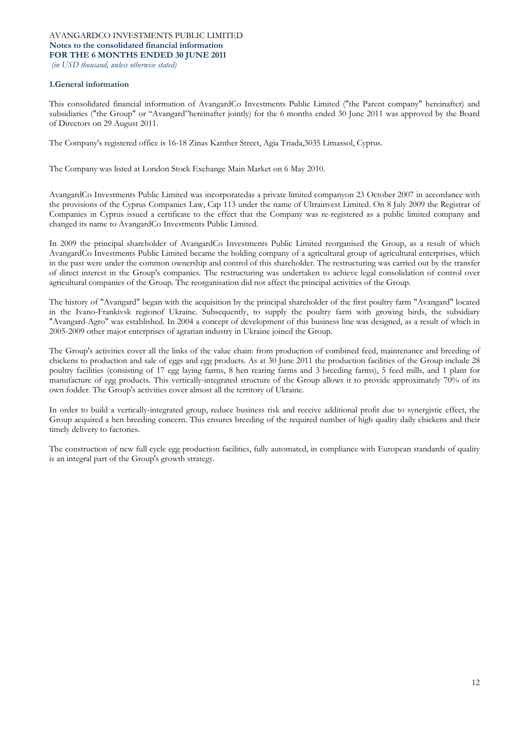## 1.General information

This consolidated financial information of AvangardCo Investments Public Limited ("the Parent company" hereinafter) and subsidiaries ("the Group" or "Avangard"hereinafter jointly) for the 6 months ended 30 June 2011 was approved by the Board of Directors on 29 August 2011.

The Company's registered office is 16-18 Zinas Kanther Street, Agia Triada,3035 Limassol, Cyprus.

The Company was listed at London Stock Exchange Main Market on 6 May 2010.

AvangardCo Investments Public Limited was incorporatedas a private limited companyon 23 October 2007 in accordance with the provisions of the Cyprus Companies Law, Cap 113 under the name of Ultrainvest Limited. On 8 July 2009 the Registrar of Companies in Cyprus issued a certificate to the effect that the Company was re-registered as a public limited company and changed its name to AvangardCo Investments Public Limited.

In 2009 the principal shareholder of AvangardCo Investments Public Limited reorganised the Group, as a result of which AvangardCo Investments Public Limited became the holding company of a agricultural group of agricultural enterprises, which in the past were under the common ownership and control of this shareholder. The restructuring was carried out by the transfer of direct interest in the Group's companies. The restructuring was undertaken to achieve legal consolidation of control over agricultural companies of the Group. The reorganisation did not affect the principal activities of the Group.

The history of "Avangard" began with the acquisition by the principal shareholder of the first poultry farm "Avangard" located in the Ivano-Frankivsk regionof Ukraine. Subsequently, to supply the poultry farm with growing birds, the subsidiary "Avangard-Agro" was established. In 2004 a concept of development of this business line was designed, as a result of which in 2005-2009 other major enterprises of agrarian industry in Ukraine joined the Group.

The Group's activities cover all the links of the value chain: from production of combined feed, maintenance and breeding of chickens to production and sale of eggs and egg products. As at 30 June 2011 the production facilities of the Group include 28 poultry facilities (consisting of 17 egg laying farms, 8 hen rearing farms and 3 breeding farms), 5 feed mills, and 1 plant for manufacture of egg products. This vertically-integrated structure of the Group allows it to provide approximately 70% of its own fodder. The Group's activities cover almost all the territory of Ukraine.

In order to build a vertically-integrated group, reduce business risk and receive additional profit due to synergistic effect, the Group acquired a hen breeding concern. This ensures breeding of the required number of high quality daily chickens and their timely delivery to factories.

The construction of new full cycle egg production facilities, fully automated, in compliance with European standards of quality is an integral part of the Group's growth strategy.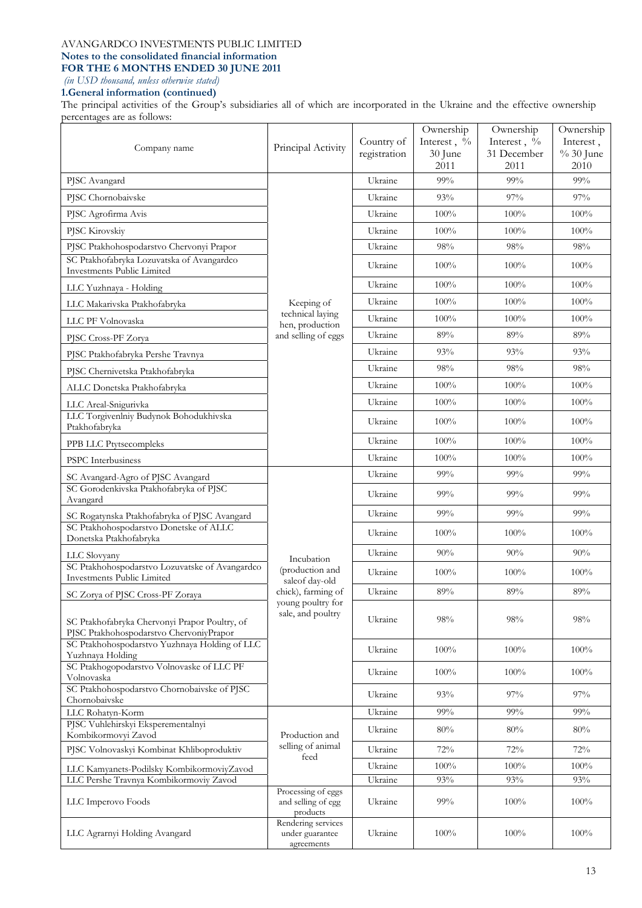AVANGARDCO INVESTMENTS PUBLIC LIMITED
**Notes to the consolidated financial information**
**FOR THE 6 MONTHS ENDED 30 JUNE 2011**
*(in USD thousand, unless otherwise stated)*

**1.General information (continued)**

The principal activities of the Group's subsidiaries all of which are incorporated in the Ukraine and the effective ownership percentages are as follows:

| Company name | Principal Activity | Country of registration | Ownership Interest , % 30 June 2011 | Ownership Interest , % 31 December 2011 | Ownership Interest , % 30 June 2010 |
|---|---|---|---|---|---|
| PJSC Avangard | Keeping of technical laying hen, production and selling of eggs | Ukraine | 99% | 99% | 99% |
| PJSC Chornobaivske | | Ukraine | 93% | 97% | 97% |
| PJSC Agrofirma Avis | | Ukraine | 100% | 100% | 100% |
| PJSC Kirovskiy | | Ukraine | 100% | 100% | 100% |
| PJSC Ptakhohospodarstvo Chervonyi Prapor | | Ukraine | 98% | 98% | 98% |
| SC Ptakhofabryka Lozuvatska of Avangardco Investments Public Limited | | Ukraine | 100% | 100% | 100% |
| LLC Yuzhnaya - Holding | | Ukraine | 100% | 100% | 100% |
| LLC Makarivska Ptakhofabryka | | Ukraine | 100% | 100% | 100% |
| LLC PF Volnovaska | | Ukraine | 100% | 100% | 100% |
| PJSC Cross-PF Zorya | | Ukraine | 89% | 89% | 89% |
| PJSC Ptakhofabryka Pershe Travnya | | Ukraine | 93% | 93% | 93% |
| PJSC Chernivetska Ptakhofabryka | | Ukraine | 98% | 98% | 98% |
| ALLC Donetska Ptakhofabryka | | Ukraine | 100% | 100% | 100% |
| LLC Areal-Snigurivka | | Ukraine | 100% | 100% | 100% |
| LLC Torgivenlniy Budynok Bohodukhivska Ptakhofabryka | | Ukraine | 100% | 100% | 100% |
| PPB LLC Ptytsecompleks | | Ukraine | 100% | 100% | 100% |
| PSPC Interbusiness | | Ukraine | 100% | 100% | 100% |
| SC Avangard-Agro of PJSC Avangard | Incubation (production and saleof day-old chick), farming of young poultry for sale, and poultry | Ukraine | 99% | 99% | 99% |
| SC Gorodenkivska Ptakhofabryka of PJSC Avangard | | Ukraine | 99% | 99% | 99% |
| SC Rogatynska Ptakhofabryka of PJSC Avangard | | Ukraine | 99% | 99% | 99% |
| SC Ptakhohospodarstvo Donetske of ALLC Donetska Ptakhofabryka | | Ukraine | 100% | 100% | 100% |
| LLC Slovyany | | Ukraine | 90% | 90% | 90% |
| SC Ptakhohospodarstvo Lozuvatske of Avangardco Investments Public Limited | | Ukraine | 100% | 100% | 100% |
| SC Zorya of PJSC Cross-PF Zoraya | | Ukraine | 89% | 89% | 89% |
| SC Ptakhofabryka Chervonyi Prapor Poultry, of PJSC Ptakhohospodarstvo ChervoniyPrapor | | Ukraine | 98% | 98% | 98% |
| SC Ptakhohospodarstvo Yuzhnaya Holding of LLC Yuzhnaya Holding | | Ukraine | 100% | 100% | 100% |
| SC Ptakhogopodarstvo Volnovaske of LLC PF Volnovaska | | Ukraine | 100% | 100% | 100% |
| SC Ptakhohospodarstvo Chornobaivske of PJSC Chornobaivske | | Ukraine | 93% | 97% | 97% |
| LLC Rohatyn-Korm | Production and selling of animal feed | Ukraine | 99% | 99% | 99% |
| PJSC Vuhlehirskyi Eksperementalnyi Kombikormovyi Zavod | | Ukraine | 80% | 80% | 80% |
| PJSC Volnovaskyi Kombinat Khliboproduktiv | | Ukraine | 72% | 72% | 72% |
| LLC Kamyanets-Podilsky KombikormoviyZavod | | Ukraine | 100% | 100% | 100% |
| LLC Pershe Travnya Kombikormoviy Zavod | | Ukraine | 93% | 93% | 93% |
| LLC Imperovo Foods | Processing of eggs and selling of egg products | Ukraine | 99% | 100% | 100% |
| LLC Agrarnyi Holding Avangard | Rendering services under guarantee agreements | Ukraine | 100% | 100% | 100% |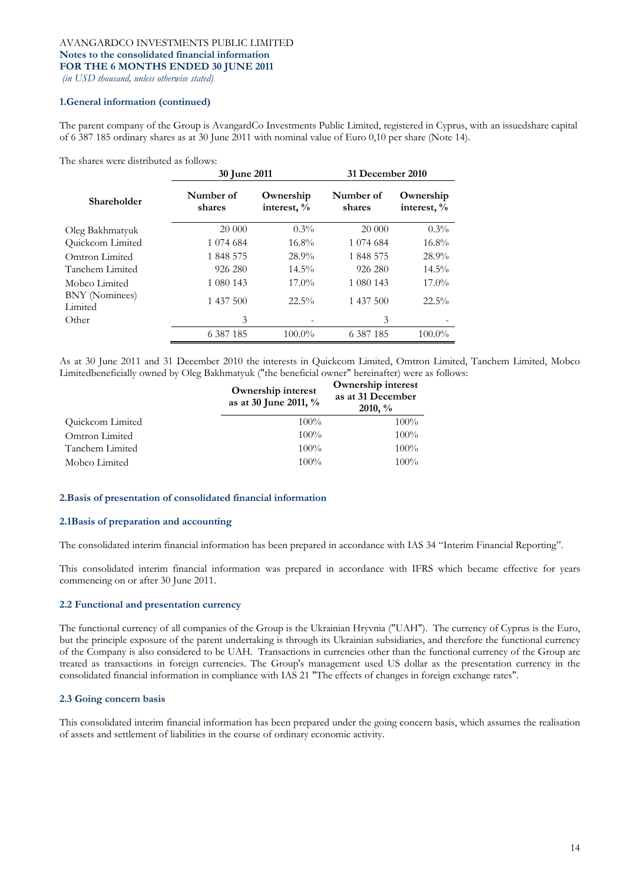### 1.General information (continued)

The parent company of the Group is AvangardCo Investments Public Limited, registered in Cyprus, with an issuedshare capital of 6 387 185 ordinary shares as at 30 June 2011 with nominal value of Euro 0,10 per share (Note 14).

The shares were distributed as follows:

| | 30 June 2011 | | 31 December 2010 | |
|---|---|---|---|---|
| **Shareholder** | **Number of shares** | **Ownership interest, %** | **Number of shares** | **Ownership interest, %** |
| Oleg Bakhmatyuk | 20 000 | 0.3% | 20 000 | 0.3% |
| Quickcom Limited | 1 074 684 | 16.8% | 1 074 684 | 16.8% |
| Omtron Limited | 1 848 575 | 28.9% | 1 848 575 | 28.9% |
| Tanchem Limited | 926 280 | 14.5% | 926 280 | 14.5% |
| Mobco Limited | 1 080 143 | 17.0% | 1 080 143 | 17.0% |
| BNY (Nominees) Limited | 1 437 500 | 22.5% | 1 437 500 | 22.5% |
| Other | 3 | - | 3 | - |
| | 6 387 185 | 100.0% | 6 387 185 | 100.0% |

As at 30 June 2011 and 31 December 2010 the interests in Quickcom Limited, Omtron Limited, Tanchem Limited, Mobco Limitedbeneficially owned by Oleg Bakhmatyuk ("the beneficial owner" hereinafter) were as follows:

| | Ownership interest as at 30 June 2011, % | Ownership interest as at 31 December 2010, % |
|---|---|---|
| Quickcom Limited | 100% | 100% |
| Omtron Limited | 100% | 100% |
| Tanchem Limited | 100% | 100% |
| Mobco Limited | 100% | 100% |

### 2.Basis of presentation of consolidated financial information

#### 2.1Basis of preparation and accounting

The consolidated interim financial information has been prepared in accordance with IAS 34 "Interim Financial Reporting".

This consolidated interim financial information was prepared in accordance with IFRS which became effective for years commencing on or after 30 June 2011.

#### 2.2 Functional and presentation currency

The functional currency of all companies of the Group is the Ukrainian Hryvnia ("UAH"). The currency of Cyprus is the Euro, but the principle exposure of the parent undertaking is through its Ukrainian subsidiaries, and therefore the functional currency of the Company is also considered to be UAH. Transactions in currencies other than the functional currency of the Group are treated as transactions in foreign currencies. The Group's management used US dollar as the presentation currency in the consolidated financial information in compliance with IAS 21 "The effects of changes in foreign exchange rates".

#### 2.3 Going concern basis

This consolidated interim financial information has been prepared under the going concern basis, which assumes the realisation of assets and settlement of liabilities in the course of ordinary economic activity.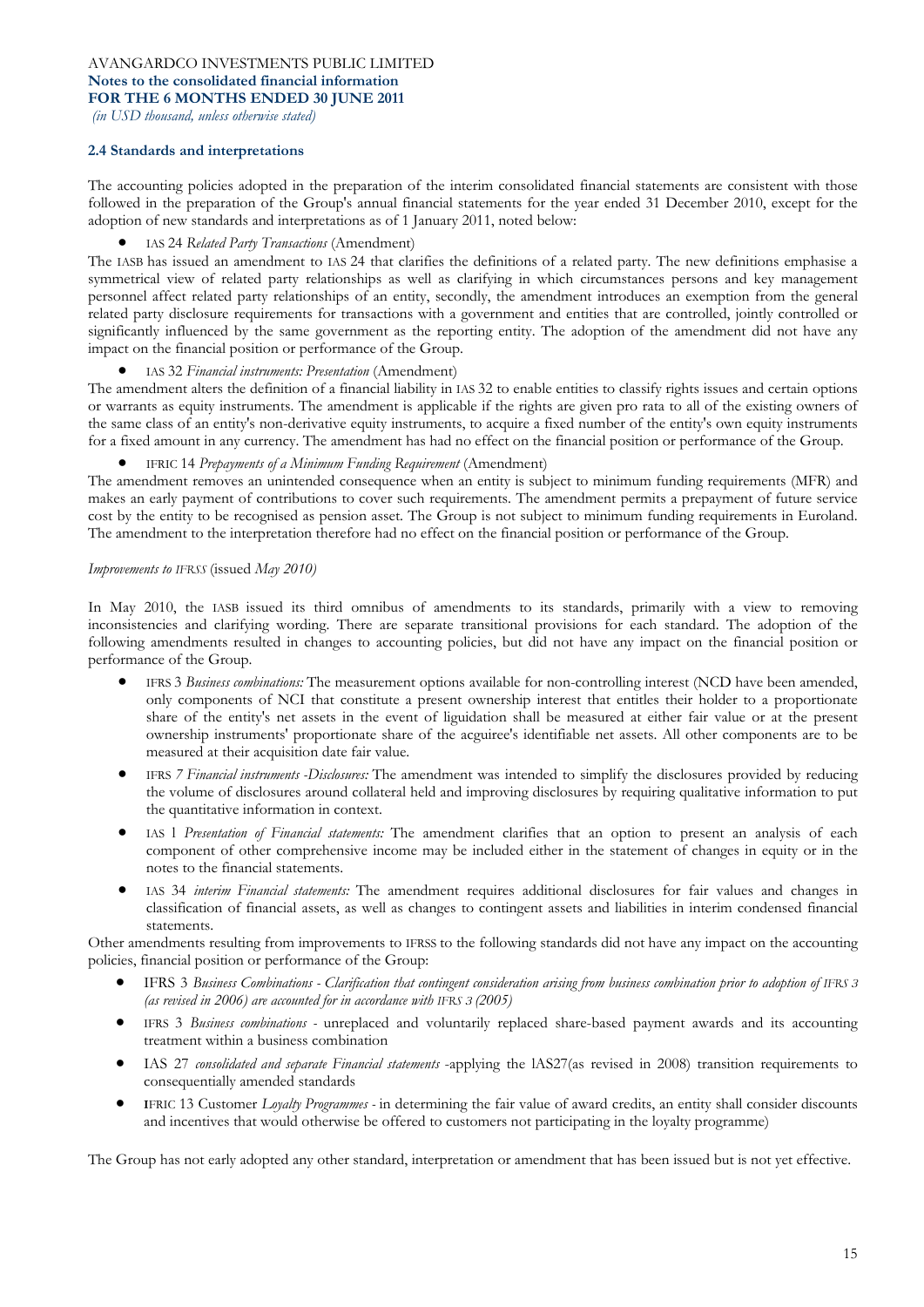## 2.4 Standards and interpretations

The accounting policies adopted in the preparation of the interim consolidated financial statements are consistent with those followed in the preparation of the Group's annual financial statements for the year ended 31 December 2010, except for the adoption of new standards and interpretations as of 1 January 2011, noted below:

- IAS 24 *Related Party Transactions* (Amendment)

The IASB has issued an amendment to IAS 24 that clarifies the definitions of a related party. The new definitions emphasise a symmetrical view of related party relationships as well as clarifying in which circumstances persons and key management personnel affect related party relationships of an entity, secondly, the amendment introduces an exemption from the general related party disclosure requirements for transactions with a government and entities that are controlled, jointly controlled or significantly influenced by the same government as the reporting entity. The adoption of the amendment did not have any impact on the financial position or performance of the Group.

- IAS 32 *Financial instruments: Presentation* (Amendment)

The amendment alters the definition of a financial liability in IAS 32 to enable entities to classify rights issues and certain options or warrants as equity instruments. The amendment is applicable if the rights are given pro rata to all of the existing owners of the same class of an entity's non-derivative equity instruments, to acquire a fixed number of the entity's own equity instruments for a fixed amount in any currency. The amendment has had no effect on the financial position or performance of the Group.

- IFRIC 14 *Prepayments of a Minimum Funding Requirement* (Amendment)

The amendment removes an unintended consequence when an entity is subject to minimum funding requirements (MFR) and makes an early payment of contributions to cover such requirements. The amendment permits a prepayment of future service cost by the entity to be recognised as pension asset. The Group is not subject to minimum funding requirements in Euroland. The amendment to the interpretation therefore had no effect on the financial position or performance of the Group.

*Improvements to IFRSS* (issued *May 2010)*

In May 2010, the IASB issued its third omnibus of amendments to its standards, primarily with a view to removing inconsistencies and clarifying wording. There are separate transitional provisions for each standard. The adoption of the following amendments resulted in changes to accounting policies, but did not have any impact on the financial position or performance of the Group.

- IFRS 3 *Business combinations:* The measurement options available for non-controlling interest (NCD have been amended, only components of NCI that constitute a present ownership interest that entitles their holder to a proportionate share of the entity's net assets in the event of liguidation shall be measured at either fair value or at the present ownership instruments' proportionate share of the acguiree's identifiable net assets. All other components are to be measured at their acquisition date fair value.
- IFRS *7 Financial instruments -Disclosures:* The amendment was intended to simplify the disclosures provided by reducing the volume of disclosures around collateral held and improving disclosures by requiring qualitative information to put the quantitative information in context.
- IAS 1 *Presentation of Financial statements:* The amendment clarifies that an option to present an analysis of each component of other comprehensive income may be included either in the statement of changes in equity or in the notes to the financial statements.
- IAS 34 *interim Financial statements:* The amendment requires additional disclosures for fair values and changes in classification of financial assets, as well as changes to contingent assets and liabilities in interim condensed financial statements.

Other amendments resulting from improvements to IFRSS to the following standards did not have any impact on the accounting policies, financial position or performance of the Group:

- IFRS 3 *Business Combinations - Clarification that contingent consideration arising from business combination prior to adoption of IFRS 3 (as revised in 2006) are accounted for in accordance with IFRS 3 (2005)*
- IFRS 3 *Business combinations* - unreplaced and voluntarily replaced share-based payment awards and its accounting treatment within a business combination
- IAS 27 *consolidated and separate Financial statements* -applying the lAS27(as revised in 2008) transition requirements to consequentially amended standards
- IFRIC 13 Customer *Loyalty Programmes* - in determining the fair value of award credits, an entity shall consider discounts and incentives that would otherwise be offered to customers not participating in the loyalty programme)

The Group has not early adopted any other standard, interpretation or amendment that has been issued but is not yet effective.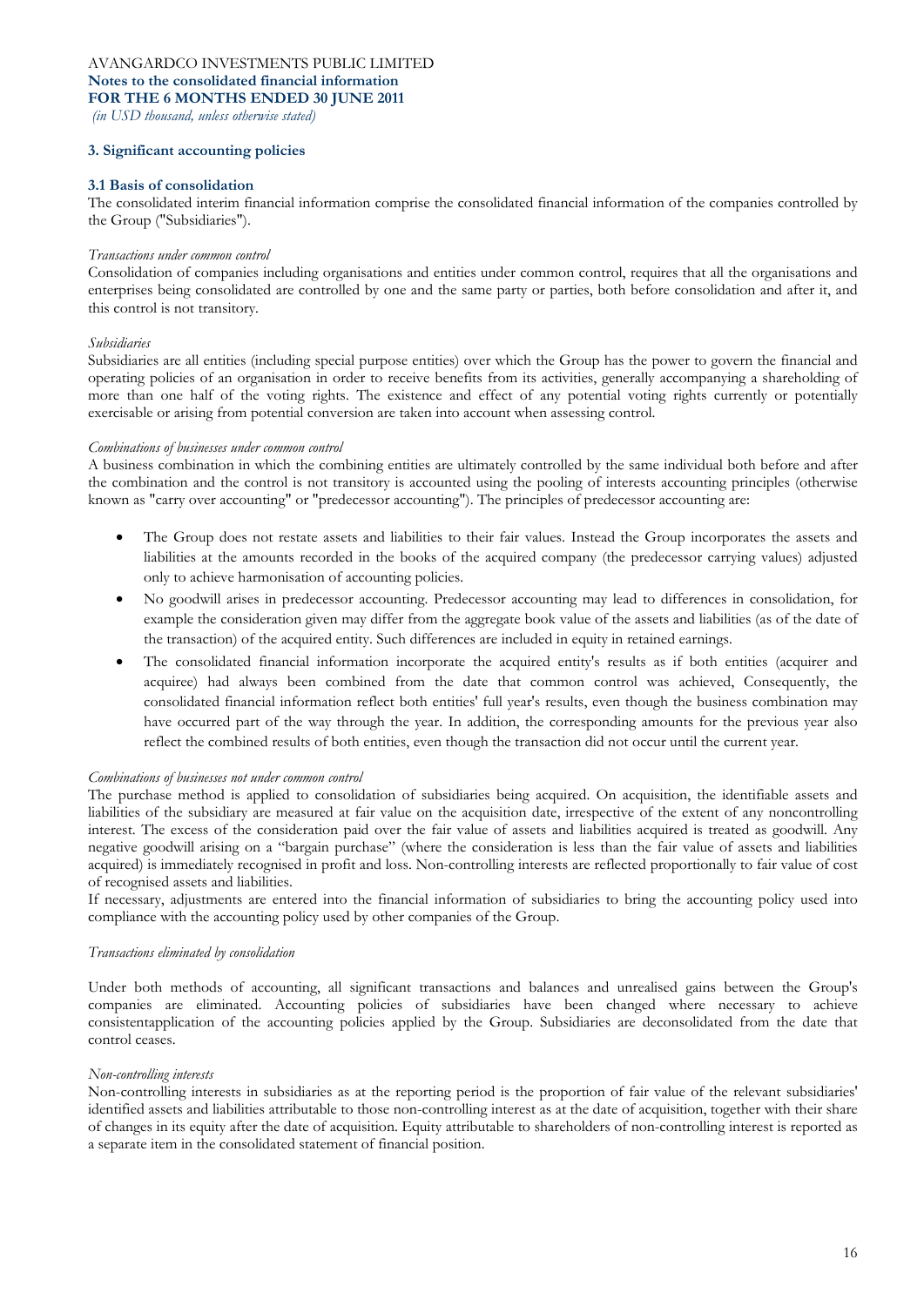## 3. Significant accounting policies

### 3.1 Basis of consolidation

The consolidated interim financial information comprise the consolidated financial information of the companies controlled by the Group ("Subsidiaries").

*Transactions under common control*

Consolidation of companies including organisations and entities under common control, requires that all the organisations and enterprises being consolidated are controlled by one and the same party or parties, both before consolidation and after it, and this control is not transitory.

*Subsidiaries*

Subsidiaries are all entities (including special purpose entities) over which the Group has the power to govern the financial and operating policies of an organisation in order to receive benefits from its activities, generally accompanying a shareholding of more than one half of the voting rights. The existence and effect of any potential voting rights currently or potentially exercisable or arising from potential conversion are taken into account when assessing control.

*Combinations of businesses under common control*

A business combination in which the combining entities are ultimately controlled by the same individual both before and after the combination and the control is not transitory is accounted using the pooling of interests accounting principles (otherwise known as "carry over accounting" or "predecessor accounting"). The principles of predecessor accounting are:

- The Group does not restate assets and liabilities to their fair values. Instead the Group incorporates the assets and liabilities at the amounts recorded in the books of the acquired company (the predecessor carrying values) adjusted only to achieve harmonisation of accounting policies.
- No goodwill arises in predecessor accounting. Predecessor accounting may lead to differences in consolidation, for example the consideration given may differ from the aggregate book value of the assets and liabilities (as of the date of the transaction) of the acquired entity. Such differences are included in equity in retained earnings.
- The consolidated financial information incorporate the acquired entity's results as if both entities (acquirer and acquiree) had always been combined from the date that common control was achieved, Consequently, the consolidated financial information reflect both entities' full year's results, even though the business combination may have occurred part of the way through the year. In addition, the corresponding amounts for the previous year also reflect the combined results of both entities, even though the transaction did not occur until the current year.

*Combinations of businesses not under common control*

The purchase method is applied to consolidation of subsidiaries being acquired. On acquisition, the identifiable assets and liabilities of the subsidiary are measured at fair value on the acquisition date, irrespective of the extent of any noncontrolling interest. The excess of the consideration paid over the fair value of assets and liabilities acquired is treated as goodwill. Any negative goodwill arising on a "bargain purchase" (where the consideration is less than the fair value of assets and liabilities acquired) is immediately recognised in profit and loss. Non-controlling interests are reflected proportionally to fair value of cost of recognised assets and liabilities.

If necessary, adjustments are entered into the financial information of subsidiaries to bring the accounting policy used into compliance with the accounting policy used by other companies of the Group.

*Transactions eliminated by consolidation*

Under both methods of accounting, all significant transactions and balances and unrealised gains between the Group's companies are eliminated. Accounting policies of subsidiaries have been changed where necessary to achieve consistentapplication of the accounting policies applied by the Group. Subsidiaries are deconsolidated from the date that control ceases.

*Non-controlling interests*

Non-controlling interests in subsidiaries as at the reporting period is the proportion of fair value of the relevant subsidiaries' identified assets and liabilities attributable to those non-controlling interest as at the date of acquisition, together with their share of changes in its equity after the date of acquisition. Equity attributable to shareholders of non-controlling interest is reported as a separate item in the consolidated statement of financial position.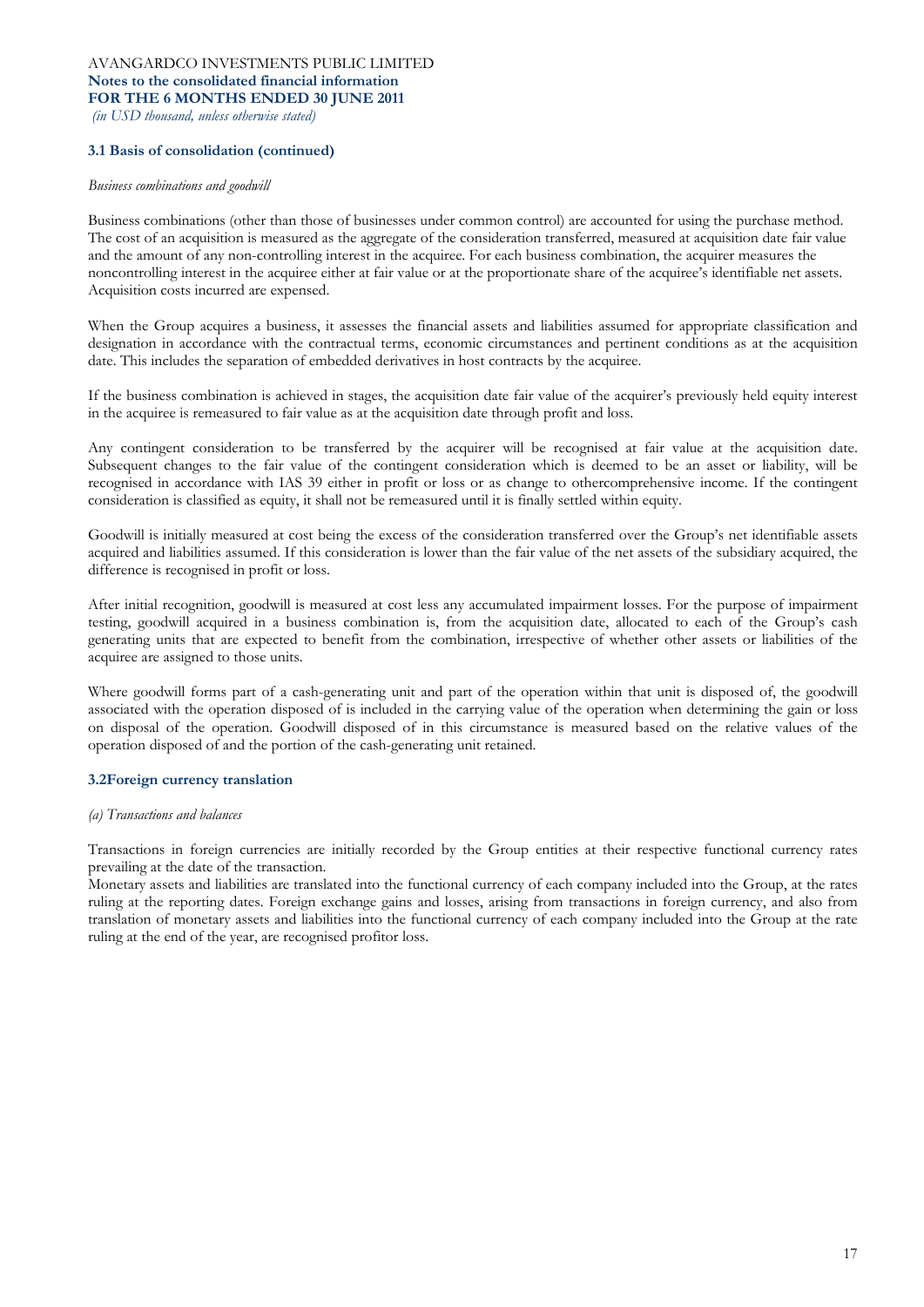### 3.1 Basis of consolidation (continued)

*Business combinations and goodwill*

Business combinations (other than those of businesses under common control) are accounted for using the purchase method. The cost of an acquisition is measured as the aggregate of the consideration transferred, measured at acquisition date fair value and the amount of any non-controlling interest in the acquiree. For each business combination, the acquirer measures the noncontrolling interest in the acquiree either at fair value or at the proportionate share of the acquiree's identifiable net assets. Acquisition costs incurred are expensed.

When the Group acquires a business, it assesses the financial assets and liabilities assumed for appropriate classification and designation in accordance with the contractual terms, economic circumstances and pertinent conditions as at the acquisition date. This includes the separation of embedded derivatives in host contracts by the acquiree.

If the business combination is achieved in stages, the acquisition date fair value of the acquirer's previously held equity interest in the acquiree is remeasured to fair value as at the acquisition date through profit and loss.

Any contingent consideration to be transferred by the acquirer will be recognised at fair value at the acquisition date. Subsequent changes to the fair value of the contingent consideration which is deemed to be an asset or liability, will be recognised in accordance with IAS 39 either in profit or loss or as change to othercomprehensive income. If the contingent consideration is classified as equity, it shall not be remeasured until it is finally settled within equity.

Goodwill is initially measured at cost being the excess of the consideration transferred over the Group's net identifiable assets acquired and liabilities assumed. If this consideration is lower than the fair value of the net assets of the subsidiary acquired, the difference is recognised in profit or loss.

After initial recognition, goodwill is measured at cost less any accumulated impairment losses. For the purpose of impairment testing, goodwill acquired in a business combination is, from the acquisition date, allocated to each of the Group's cash generating units that are expected to benefit from the combination, irrespective of whether other assets or liabilities of the acquiree are assigned to those units.

Where goodwill forms part of a cash-generating unit and part of the operation within that unit is disposed of, the goodwill associated with the operation disposed of is included in the carrying value of the operation when determining the gain or loss on disposal of the operation. Goodwill disposed of in this circumstance is measured based on the relative values of the operation disposed of and the portion of the cash-generating unit retained.

### 3.2Foreign currency translation

*(a) Transactions and balances*

Transactions in foreign currencies are initially recorded by the Group entities at their respective functional currency rates prevailing at the date of the transaction.

Monetary assets and liabilities are translated into the functional currency of each company included into the Group, at the rates ruling at the reporting dates. Foreign exchange gains and losses, arising from transactions in foreign currency, and also from translation of monetary assets and liabilities into the functional currency of each company included into the Group at the rate ruling at the end of the year, are recognised profitor loss.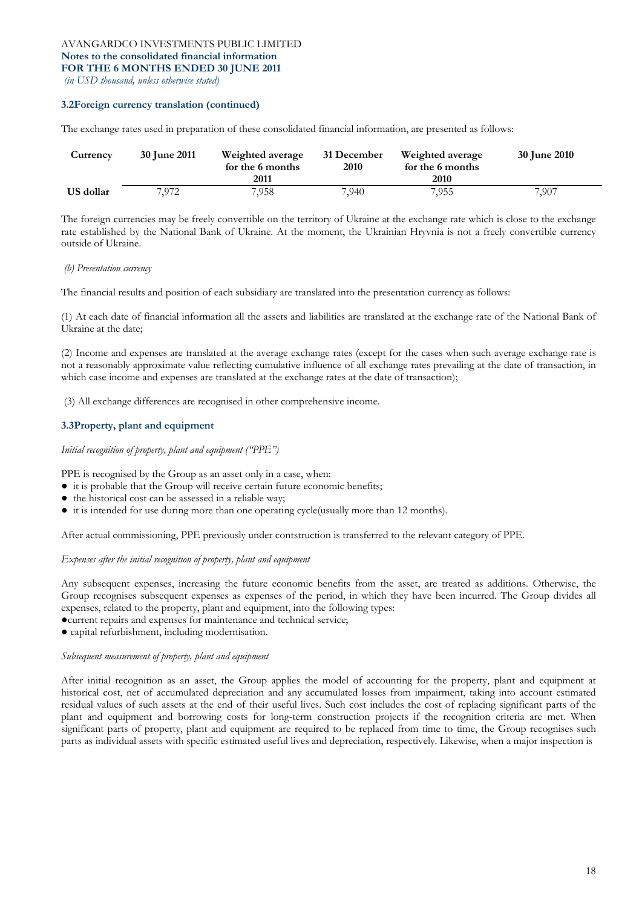### 3.2Foreign currency translation (continued)

The exchange rates used in preparation of these consolidated financial information, are presented as follows:

| Currency | 30 June 2011 | Weighted average for the 6 months 2011 | 31 December 2010 | Weighted average for the 6 months 2010 | 30 June 2010 |
|---|---|---|---|---|---|
| US dollar | 7,972 | 7,958 | 7,940 | 7,955 | 7,907 |

The foreign currencies may be freely convertible on the territory of Ukraine at the exchange rate which is close to the exchange rate established by the National Bank of Ukraine. At the moment, the Ukrainian Hryvnia is not a freely convertible currency outside of Ukraine.

*(b) Presentation currency*

The financial results and position of each subsidiary are translated into the presentation currency as follows:

(1) At each date of financial information all the assets and liabilities are translated at the exchange rate of the National Bank of Ukraine at the date;

(2) Income and expenses are translated at the average exchange rates (except for the cases when such average exchange rate is not a reasonably approximate value reflecting cumulative influence of all exchange rates prevailing at the date of transaction, in which case income and expenses are translated at the exchange rates at the date of transaction);

(3) All exchange differences are recognised in other comprehensive income.

### 3.3Property, plant and equipment

*Initial recognition of property, plant and equipment ("PPE")*

PPE is recognised by the Group as an asset only in a case, when:

- it is probable that the Group will receive certain future economic benefits;
- the historical cost can be assessed in a reliable way;
- it is intended for use during more than one operating cycle(usually more than 12 months).

After actual commissioning, PPE previously under contstruction is transferred to the relevant category of PPE.

*Expenses after the initial recognition of property, plant and equipment*

Any subsequent expenses, increasing the future economic benefits from the asset, are treated as additions. Otherwise, the Group recognises subsequent expenses as expenses of the period, in which they have been incurred. The Group divides all expenses, related to the property, plant and equipment, into the following types:

- current repairs and expenses for maintenance and technical service;
- capital refurbishment, including modernisation.

*Subsequent measurement of property, plant and equipment*

After initial recognition as an asset, the Group applies the model of accounting for the property, plant and equipment at historical cost, net of accumulated depreciation and any accumulated losses from impairment, taking into account estimated residual values of such assets at the end of their useful lives. Such cost includes the cost of replacing significant parts of the plant and equipment and borrowing costs for long-term construction projects if the recognition criteria are met. When significant parts of property, plant and equipment are required to be replaced from time to time, the Group recognises such parts as individual assets with specific estimated useful lives and depreciation, respectively. Likewise, when a major inspection is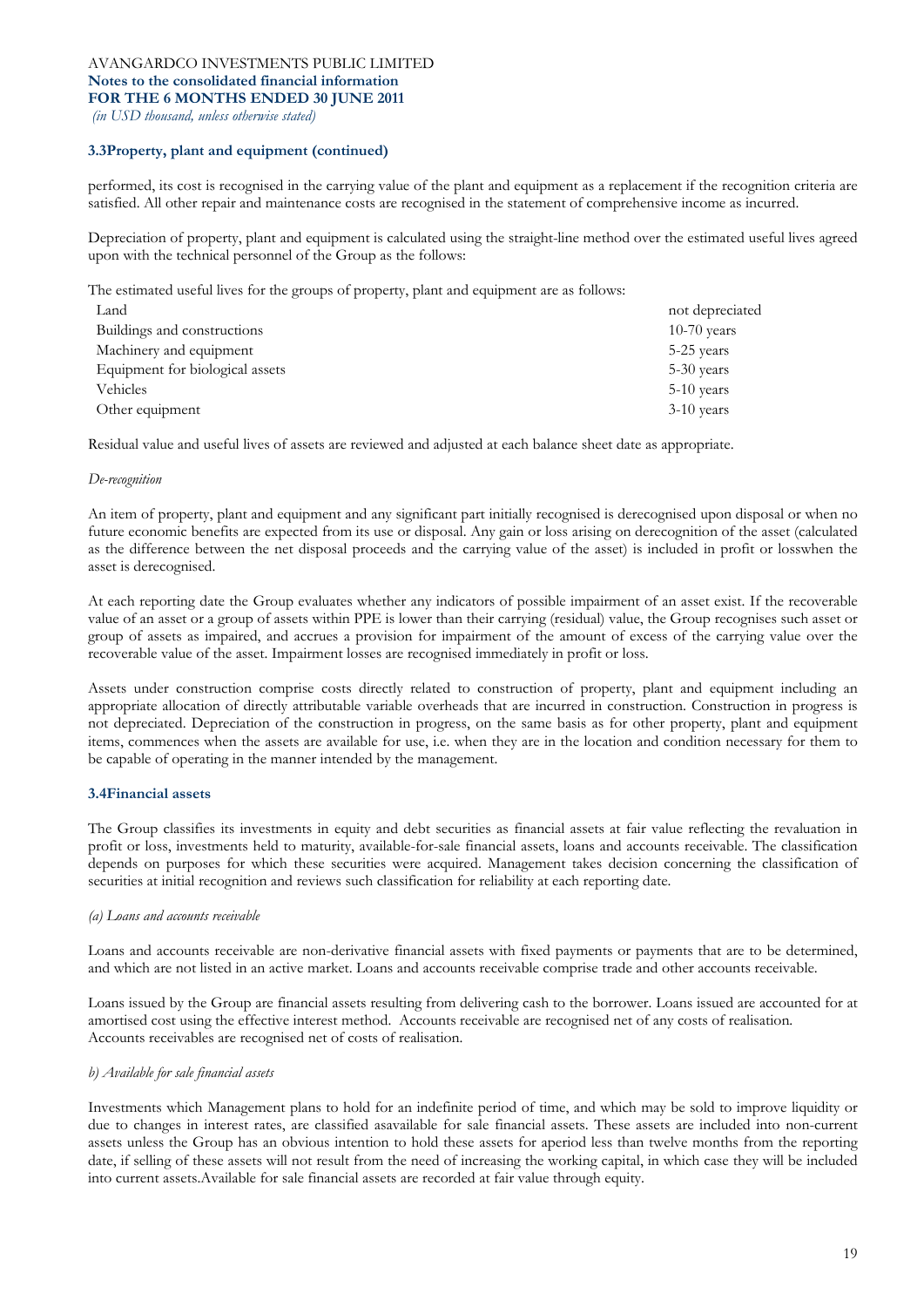### 3.3Property, plant and equipment (continued)

performed, its cost is recognised in the carrying value of the plant and equipment as a replacement if the recognition criteria are satisfied. All other repair and maintenance costs are recognised in the statement of comprehensive income as incurred.

Depreciation of property, plant and equipment is calculated using the straight-line method over the estimated useful lives agreed upon with the technical personnel of the Group as the follows:

The estimated useful lives for the groups of property, plant and equipment are as follows:

| | |
|---|---|
| Land | not depreciated |
| Buildings and constructions | 10-70 years |
| Machinery and equipment | 5-25 years |
| Equipment for biological assets | 5-30 years |
| Vehicles | 5-10 years |
| Other equipment | 3-10 years |

Residual value and useful lives of assets are reviewed and adjusted at each balance sheet date as appropriate.

*De-recognition*

An item of property, plant and equipment and any significant part initially recognised is derecognised upon disposal or when no future economic benefits are expected from its use or disposal. Any gain or loss arising on derecognition of the asset (calculated as the difference between the net disposal proceeds and the carrying value of the asset) is included in profit or losswhen the asset is derecognised.

At each reporting date the Group evaluates whether any indicators of possible impairment of an asset exist. If the recoverable value of an asset or a group of assets within PPE is lower than their carrying (residual) value, the Group recognises such asset or group of assets as impaired, and accrues a provision for impairment of the amount of excess of the carrying value over the recoverable value of the asset. Impairment losses are recognised immediately in profit or loss.

Assets under construction comprise costs directly related to construction of property, plant and equipment including an appropriate allocation of directly attributable variable overheads that are incurred in construction. Construction in progress is not depreciated. Depreciation of the construction in progress, on the same basis as for other property, plant and equipment items, commences when the assets are available for use, i.e. when they are in the location and condition necessary for them to be capable of operating in the manner intended by the management.

### 3.4Financial assets

The Group classifies its investments in equity and debt securities as financial assets at fair value reflecting the revaluation in profit or loss, investments held to maturity, available-for-sale financial assets, loans and accounts receivable. The classification depends on purposes for which these securities were acquired. Management takes decision concerning the classification of securities at initial recognition and reviews such classification for reliability at each reporting date.

*(a) Loans and accounts receivable*

Loans and accounts receivable are non-derivative financial assets with fixed payments or payments that are to be determined, and which are not listed in an active market. Loans and accounts receivable comprise trade and other accounts receivable.

Loans issued by the Group are financial assets resulting from delivering cash to the borrower. Loans issued are accounted for at amortised cost using the effective interest method. Accounts receivable are recognised net of any costs of realisation.
Accounts receivables are recognised net of costs of realisation.

*b) Available for sale financial assets*

Investments which Management plans to hold for an indefinite period of time, and which may be sold to improve liquidity or due to changes in interest rates, are classified asavailable for sale financial assets. These assets are included into non-current assets unless the Group has an obvious intention to hold these assets for aperiod less than twelve months from the reporting date, if selling of these assets will not result from the need of increasing the working capital, in which case they will be included into current assets.Available for sale financial assets are recorded at fair value through equity.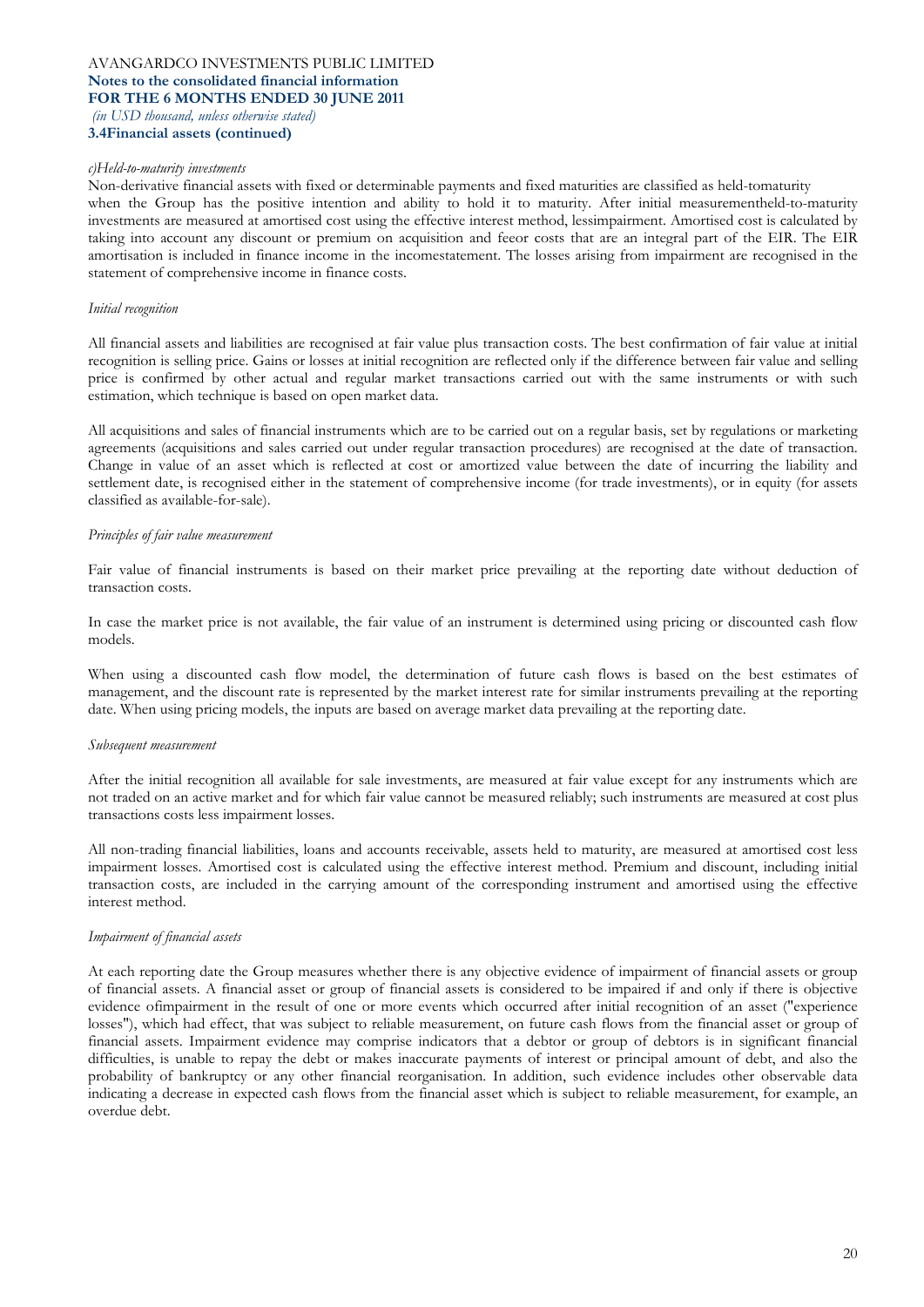### 3.4Financial assets (continued)

*c)Held-to-maturity investments*

Non-derivative financial assets with fixed or determinable payments and fixed maturities are classified as held-tomaturity when the Group has the positive intention and ability to hold it to maturity. After initial measurementheld-to-maturity investments are measured at amortised cost using the effective interest method, lessimpairment. Amortised cost is calculated by taking into account any discount or premium on acquisition and feeor costs that are an integral part of the EIR. The EIR amortisation is included in finance income in the incomestatement. The losses arising from impairment are recognised in the statement of comprehensive income in finance costs.

*Initial recognition*

All financial assets and liabilities are recognised at fair value plus transaction costs. The best confirmation of fair value at initial recognition is selling price. Gains or losses at initial recognition are reflected only if the difference between fair value and selling price is confirmed by other actual and regular market transactions carried out with the same instruments or with such estimation, which technique is based on open market data.

All acquisitions and sales of financial instruments which are to be carried out on a regular basis, set by regulations or marketing agreements (acquisitions and sales carried out under regular transaction procedures) are recognised at the date of transaction. Change in value of an asset which is reflected at cost or amortized value between the date of incurring the liability and settlement date, is recognised either in the statement of comprehensive income (for trade investments), or in equity (for assets classified as available-for-sale).

*Principles of fair value measurement*

Fair value of financial instruments is based on their market price prevailing at the reporting date without deduction of transaction costs.

In case the market price is not available, the fair value of an instrument is determined using pricing or discounted cash flow models.

When using a discounted cash flow model, the determination of future cash flows is based on the best estimates of management, and the discount rate is represented by the market interest rate for similar instruments prevailing at the reporting date. When using pricing models, the inputs are based on average market data prevailing at the reporting date.

*Subsequent measurement*

After the initial recognition all available for sale investments, are measured at fair value except for any instruments which are not traded on an active market and for which fair value cannot be measured reliably; such instruments are measured at cost plus transactions costs less impairment losses.

All non-trading financial liabilities, loans and accounts receivable, assets held to maturity, are measured at amortised cost less impairment losses. Amortised cost is calculated using the effective interest method. Premium and discount, including initial transaction costs, are included in the carrying amount of the corresponding instrument and amortised using the effective interest method.

*Impairment of financial assets*

At each reporting date the Group measures whether there is any objective evidence of impairment of financial assets or group of financial assets. A financial asset or group of financial assets is considered to be impaired if and only if there is objective evidence ofimpairment in the result of one or more events which occurred after initial recognition of an asset ("experience losses"), which had effect, that was subject to reliable measurement, on future cash flows from the financial asset or group of financial assets. Impairment evidence may comprise indicators that a debtor or group of debtors is in significant financial difficulties, is unable to repay the debt or makes inaccurate payments of interest or principal amount of debt, and also the probability of bankruptcy or any other financial reorganisation. In addition, such evidence includes other observable data indicating a decrease in expected cash flows from the financial asset which is subject to reliable measurement, for example, an overdue debt.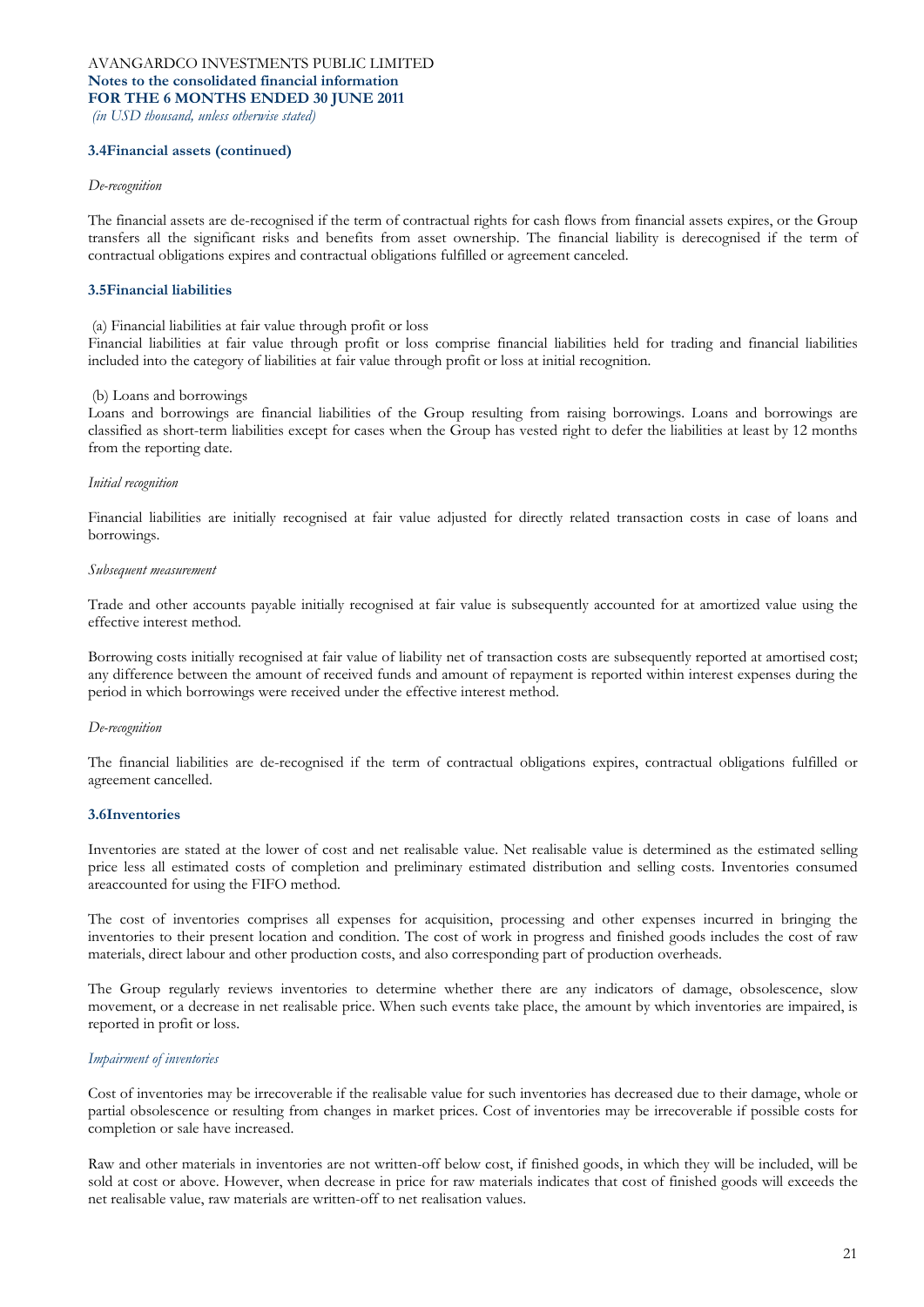### 3.4Financial assets (continued)

*De-recognition*

The financial assets are de-recognised if the term of contractual rights for cash flows from financial assets expires, or the Group transfers all the significant risks and benefits from asset ownership. The financial liability is derecognised if the term of contractual obligations expires and contractual obligations fulfilled or agreement canceled.

### 3.5Financial liabilities

(a) Financial liabilities at fair value through profit or loss
Financial liabilities at fair value through profit or loss comprise financial liabilities held for trading and financial liabilities included into the category of liabilities at fair value through profit or loss at initial recognition.

(b) Loans and borrowings
Loans and borrowings are financial liabilities of the Group resulting from raising borrowings. Loans and borrowings are classified as short-term liabilities except for cases when the Group has vested right to defer the liabilities at least by 12 months from the reporting date.

*Initial recognition*

Financial liabilities are initially recognised at fair value adjusted for directly related transaction costs in case of loans and borrowings.

*Subsequent measurement*

Trade and other accounts payable initially recognised at fair value is subsequently accounted for at amortized value using the effective interest method.

Borrowing costs initially recognised at fair value of liability net of transaction costs are subsequently reported at amortised cost; any difference between the amount of received funds and amount of repayment is reported within interest expenses during the period in which borrowings were received under the effective interest method.

*De-recognition*

The financial liabilities are de-recognised if the term of contractual obligations expires, contractual obligations fulfilled or agreement cancelled.

### 3.6Inventories

Inventories are stated at the lower of cost and net realisable value. Net realisable value is determined as the estimated selling price less all estimated costs of completion and preliminary estimated distribution and selling costs. Inventories consumed areaccounted for using the FIFO method.

The cost of inventories comprises all expenses for acquisition, processing and other expenses incurred in bringing the inventories to their present location and condition. The cost of work in progress and finished goods includes the cost of raw materials, direct labour and other production costs, and also corresponding part of production overheads.

The Group regularly reviews inventories to determine whether there are any indicators of damage, obsolescence, slow movement, or a decrease in net realisable price. When such events take place, the amount by which inventories are impaired, is reported in profit or loss.

*Impairment of inventories*

Cost of inventories may be irrecoverable if the realisable value for such inventories has decreased due to their damage, whole or partial obsolescence or resulting from changes in market prices. Cost of inventories may be irrecoverable if possible costs for completion or sale have increased.

Raw and other materials in inventories are not written-off below cost, if finished goods, in which they will be included, will be sold at cost or above. However, when decrease in price for raw materials indicates that cost of finished goods will exceeds the net realisable value, raw materials are written-off to net realisation values.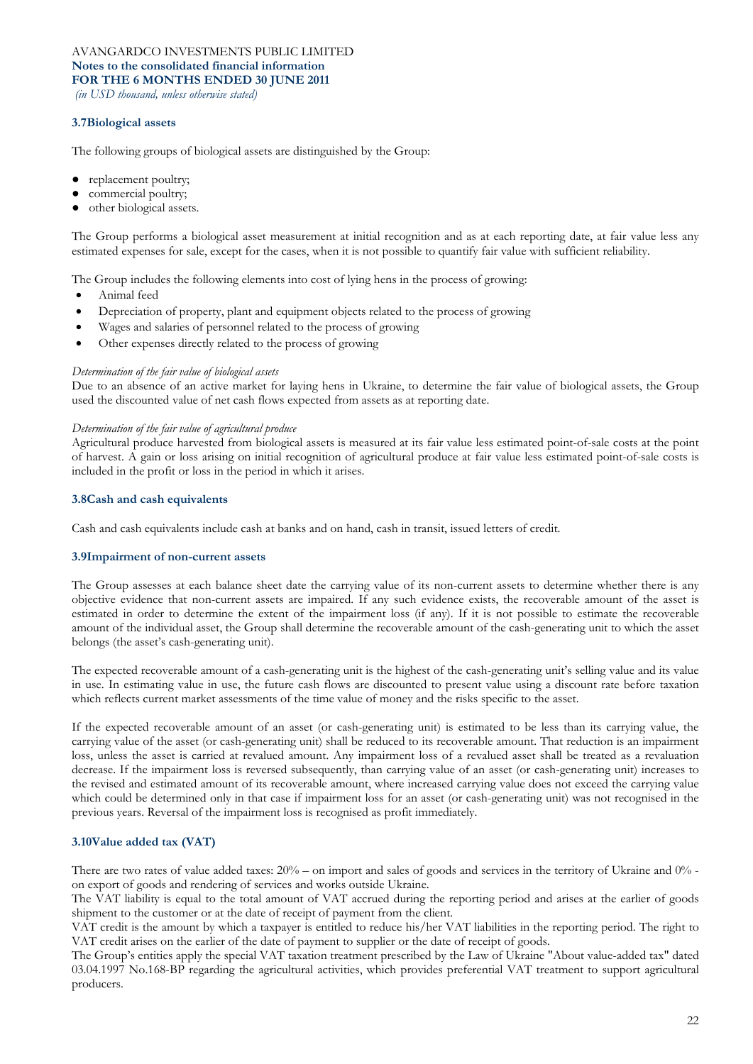### 3.7Biological assets

The following groups of biological assets are distinguished by the Group:

- replacement poultry;
- commercial poultry;
- other biological assets.

The Group performs a biological asset measurement at initial recognition and as at each reporting date, at fair value less any estimated expenses for sale, except for the cases, when it is not possible to quantify fair value with sufficient reliability.

The Group includes the following elements into cost of lying hens in the process of growing:

- Animal feed
- Depreciation of property, plant and equipment objects related to the process of growing
- Wages and salaries of personnel related to the process of growing
- Other expenses directly related to the process of growing

*Determination of the fair value of biological assets*
Due to an absence of an active market for laying hens in Ukraine, to determine the fair value of biological assets, the Group used the discounted value of net cash flows expected from assets as at reporting date.

*Determination of the fair value of agricultural produce*
Agricultural produce harvested from biological assets is measured at its fair value less estimated point-of-sale costs at the point of harvest. A gain or loss arising on initial recognition of agricultural produce at fair value less estimated point-of-sale costs is included in the profit or loss in the period in which it arises.

### 3.8Cash and cash equivalents

Cash and cash equivalents include cash at banks and on hand, cash in transit, issued letters of credit.

### 3.9Impairment of non-current assets

The Group assesses at each balance sheet date the carrying value of its non-current assets to determine whether there is any objective evidence that non-current assets are impaired. If any such evidence exists, the recoverable amount of the asset is estimated in order to determine the extent of the impairment loss (if any). If it is not possible to estimate the recoverable amount of the individual asset, the Group shall determine the recoverable amount of the cash-generating unit to which the asset belongs (the asset's cash-generating unit).

The expected recoverable amount of a cash-generating unit is the highest of the cash-generating unit's selling value and its value in use. In estimating value in use, the future cash flows are discounted to present value using a discount rate before taxation which reflects current market assessments of the time value of money and the risks specific to the asset.

If the expected recoverable amount of an asset (or cash-generating unit) is estimated to be less than its carrying value, the carrying value of the asset (or cash-generating unit) shall be reduced to its recoverable amount. That reduction is an impairment loss, unless the asset is carried at revalued amount. Any impairment loss of a revalued asset shall be treated as a revaluation decrease. If the impairment loss is reversed subsequently, than carrying value of an asset (or cash-generating unit) increases to the revised and estimated amount of its recoverable amount, where increased carrying value does not exceed the carrying value which could be determined only in that case if impairment loss for an asset (or cash-generating unit) was not recognised in the previous years. Reversal of the impairment loss is recognised as profit immediately.

### 3.10Value added tax (VAT)

There are two rates of value added taxes: 20% – on import and sales of goods and services in the territory of Ukraine and 0% - on export of goods and rendering of services and works outside Ukraine.
The VAT liability is equal to the total amount of VAT accrued during the reporting period and arises at the earlier of goods shipment to the customer or at the date of receipt of payment from the client.
VAT credit is the amount by which a taxpayer is entitled to reduce his/her VAT liabilities in the reporting period. The right to VAT credit arises on the earlier of the date of payment to supplier or the date of receipt of goods.
The Group's entities apply the special VAT taxation treatment prescribed by the Law of Ukraine "About value-added tax" dated 03.04.1997 No.168-BP regarding the agricultural activities, which provides preferential VAT treatment to support agricultural producers.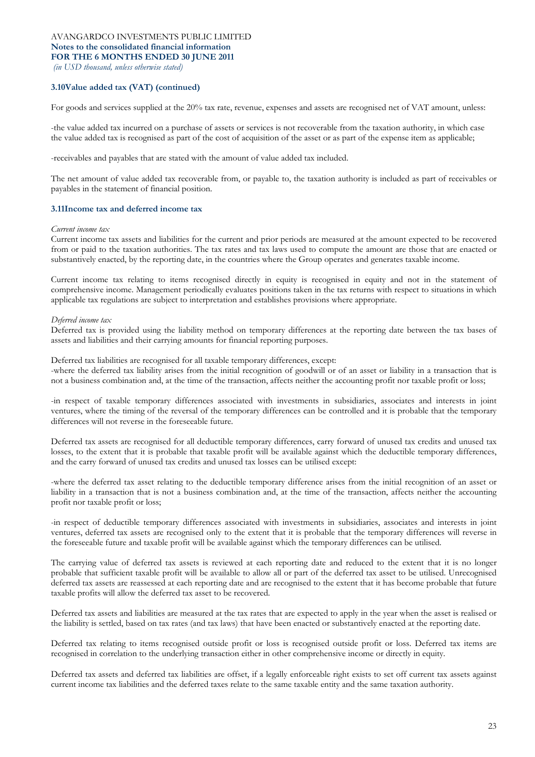### 3.10Value added tax (VAT) (continued)

For goods and services supplied at the 20% tax rate, revenue, expenses and assets are recognised net of VAT amount, unless:

-the value added tax incurred on a purchase of assets or services is not recoverable from the taxation authority, in which case the value added tax is recognised as part of the cost of acquisition of the asset or as part of the expense item as applicable;

-receivables and payables that are stated with the amount of value added tax included.

The net amount of value added tax recoverable from, or payable to, the taxation authority is included as part of receivables or payables in the statement of financial position.

### 3.11Income tax and deferred income tax

*Current income tax*

Current income tax assets and liabilities for the current and prior periods are measured at the amount expected to be recovered from or paid to the taxation authorities. The tax rates and tax laws used to compute the amount are those that are enacted or substantively enacted, by the reporting date, in the countries where the Group operates and generates taxable income.

Current income tax relating to items recognised directly in equity is recognised in equity and not in the statement of comprehensive income. Management periodically evaluates positions taken in the tax returns with respect to situations in which applicable tax regulations are subject to interpretation and establishes provisions where appropriate.

*Deferred income tax*

Deferred tax is provided using the liability method on temporary differences at the reporting date between the tax bases of assets and liabilities and their carrying amounts for financial reporting purposes.

Deferred tax liabilities are recognised for all taxable temporary differences, except:

-where the deferred tax liability arises from the initial recognition of goodwill or of an asset or liability in a transaction that is not a business combination and, at the time of the transaction, affects neither the accounting profit nor taxable profit or loss;

-in respect of taxable temporary differences associated with investments in subsidiaries, associates and interests in joint ventures, where the timing of the reversal of the temporary differences can be controlled and it is probable that the temporary differences will not reverse in the foreseeable future.

Deferred tax assets are recognised for all deductible temporary differences, carry forward of unused tax credits and unused tax losses, to the extent that it is probable that taxable profit will be available against which the deductible temporary differences, and the carry forward of unused tax credits and unused tax losses can be utilised except:

-where the deferred tax asset relating to the deductible temporary difference arises from the initial recognition of an asset or liability in a transaction that is not a business combination and, at the time of the transaction, affects neither the accounting profit nor taxable profit or loss;

-in respect of deductible temporary differences associated with investments in subsidiaries, associates and interests in joint ventures, deferred tax assets are recognised only to the extent that it is probable that the temporary differences will reverse in the foreseeable future and taxable profit will be available against which the temporary differences can be utilised.

The carrying value of deferred tax assets is reviewed at each reporting date and reduced to the extent that it is no longer probable that sufficient taxable profit will be available to allow all or part of the deferred tax asset to be utilised. Unrecognised deferred tax assets are reassessed at each reporting date and are recognised to the extent that it has become probable that future taxable profits will allow the deferred tax asset to be recovered.

Deferred tax assets and liabilities are measured at the tax rates that are expected to apply in the year when the asset is realised or the liability is settled, based on tax rates (and tax laws) that have been enacted or substantively enacted at the reporting date.

Deferred tax relating to items recognised outside profit or loss is recognised outside profit or loss. Deferred tax items are recognised in correlation to the underlying transaction either in other comprehensive income or directly in equity.

Deferred tax assets and deferred tax liabilities are offset, if a legally enforceable right exists to set off current tax assets against current income tax liabilities and the deferred taxes relate to the same taxable entity and the same taxation authority.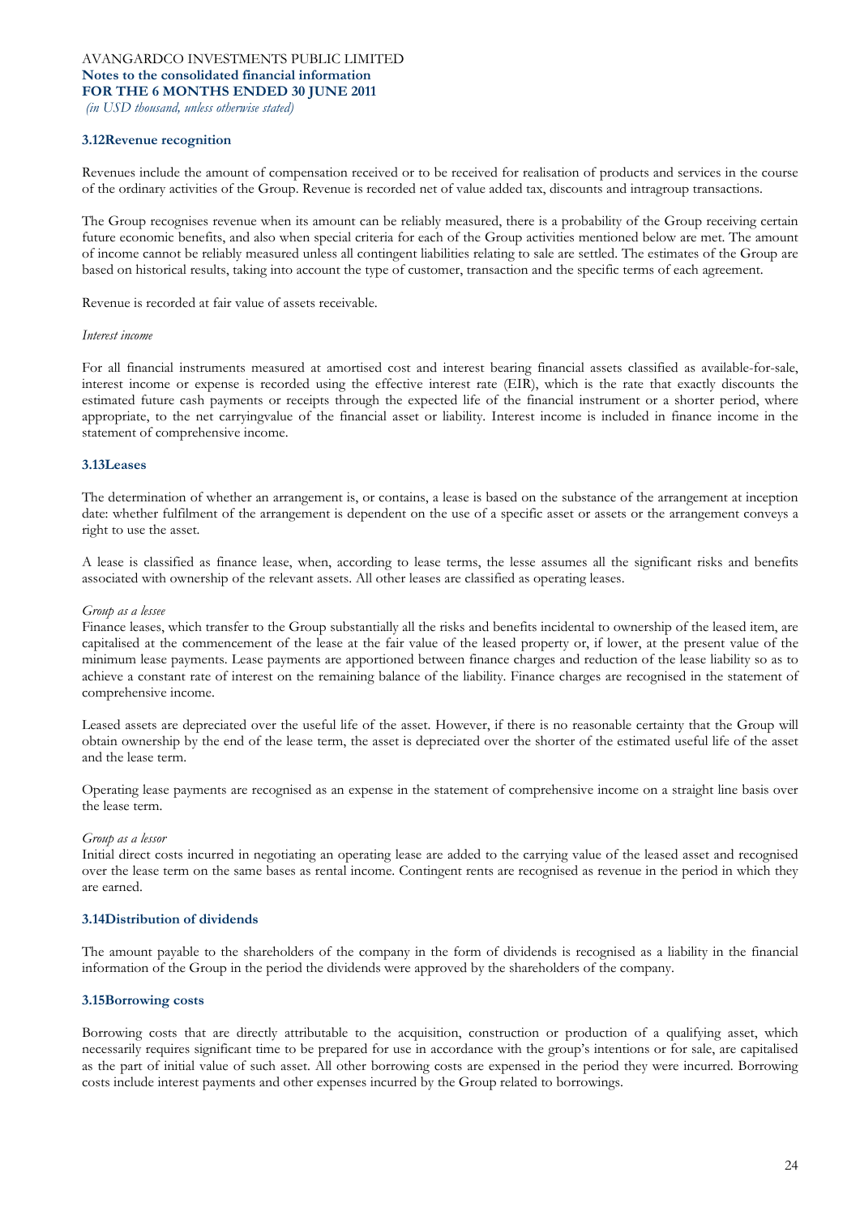### 3.12Revenue recognition

Revenues include the amount of compensation received or to be received for realisation of products and services in the course of the ordinary activities of the Group. Revenue is recorded net of value added tax, discounts and intragroup transactions.

The Group recognises revenue when its amount can be reliably measured, there is a probability of the Group receiving certain future economic benefits, and also when special criteria for each of the Group activities mentioned below are met. The amount of income cannot be reliably measured unless all contingent liabilities relating to sale are settled. The estimates of the Group are based on historical results, taking into account the type of customer, transaction and the specific terms of each agreement.

Revenue is recorded at fair value of assets receivable.

*Interest income*

For all financial instruments measured at amortised cost and interest bearing financial assets classified as available-for-sale, interest income or expense is recorded using the effective interest rate (EIR), which is the rate that exactly discounts the estimated future cash payments or receipts through the expected life of the financial instrument or a shorter period, where appropriate, to the net carryingvalue of the financial asset or liability. Interest income is included in finance income in the statement of comprehensive income.

### 3.13Leases

The determination of whether an arrangement is, or contains, a lease is based on the substance of the arrangement at inception date: whether fulfilment of the arrangement is dependent on the use of a specific asset or assets or the arrangement conveys a right to use the asset.

A lease is classified as finance lease, when, according to lease terms, the lesse assumes all the significant risks and benefits associated with ownership of the relevant assets. All other leases are classified as operating leases.

*Group as a lessee*

Finance leases, which transfer to the Group substantially all the risks and benefits incidental to ownership of the leased item, are capitalised at the commencement of the lease at the fair value of the leased property or, if lower, at the present value of the minimum lease payments. Lease payments are apportioned between finance charges and reduction of the lease liability so as to achieve a constant rate of interest on the remaining balance of the liability. Finance charges are recognised in the statement of comprehensive income.

Leased assets are depreciated over the useful life of the asset. However, if there is no reasonable certainty that the Group will obtain ownership by the end of the lease term, the asset is depreciated over the shorter of the estimated useful life of the asset and the lease term.

Operating lease payments are recognised as an expense in the statement of comprehensive income on a straight line basis over the lease term.

*Group as a lessor*

Initial direct costs incurred in negotiating an operating lease are added to the carrying value of the leased asset and recognised over the lease term on the same bases as rental income. Contingent rents are recognised as revenue in the period in which they are earned.

### 3.14Distribution of dividends

The amount payable to the shareholders of the company in the form of dividends is recognised as a liability in the financial information of the Group in the period the dividends were approved by the shareholders of the company.

### 3.15Borrowing costs

Borrowing costs that are directly attributable to the acquisition, construction or production of a qualifying asset, which necessarily requires significant time to be prepared for use in accordance with the group's intentions or for sale, are capitalised as the part of initial value of such asset. All other borrowing costs are expensed in the period they were incurred. Borrowing costs include interest payments and other expenses incurred by the Group related to borrowings.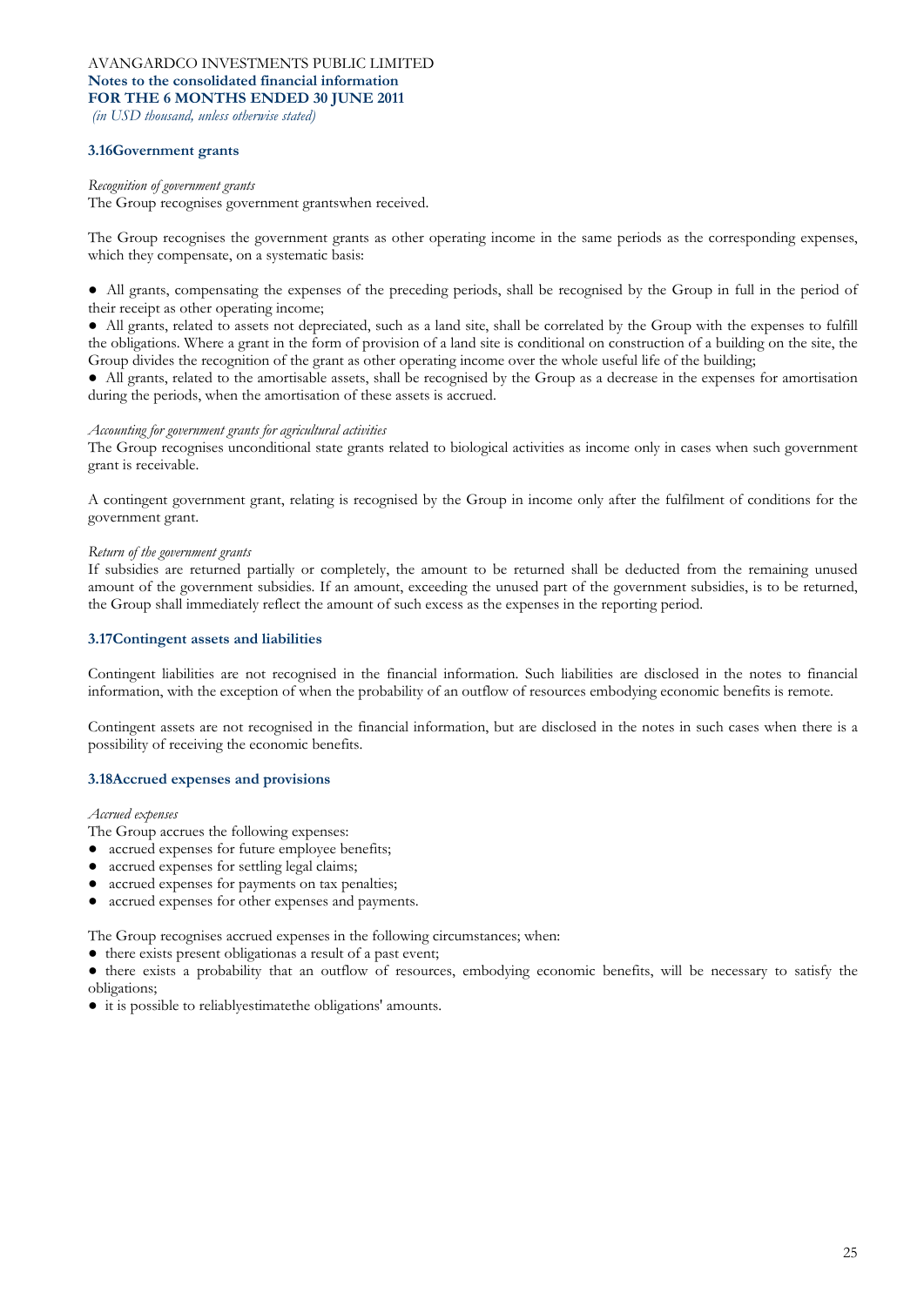### 3.16Government grants

*Recognition of government grants*

The Group recognises government grantswhen received.

The Group recognises the government grants as other operating income in the same periods as the corresponding expenses, which they compensate, on a systematic basis:

● All grants, compensating the expenses of the preceding periods, shall be recognised by the Group in full in the period of their receipt as other operating income;

● All grants, related to assets not depreciated, such as a land site, shall be correlated by the Group with the expenses to fulfill the obligations. Where a grant in the form of provision of a land site is conditional on construction of a building on the site, the Group divides the recognition of the grant as other operating income over the whole useful life of the building;

● All grants, related to the amortisable assets, shall be recognised by the Group as a decrease in the expenses for amortisation during the periods, when the amortisation of these assets is accrued.

*Accounting for government grants for agricultural activities*

The Group recognises unconditional state grants related to biological activities as income only in cases when such government grant is receivable.

A contingent government grant, relating is recognised by the Group in income only after the fulfilment of conditions for the government grant.

*Return of the government grants*

If subsidies are returned partially or completely, the amount to be returned shall be deducted from the remaining unused amount of the government subsidies. If an amount, exceeding the unused part of the government subsidies, is to be returned, the Group shall immediately reflect the amount of such excess as the expenses in the reporting period.

### 3.17Contingent assets and liabilities

Contingent liabilities are not recognised in the financial information. Such liabilities are disclosed in the notes to financial information, with the exception of when the probability of an outflow of resources embodying economic benefits is remote.

Contingent assets are not recognised in the financial information, but are disclosed in the notes in such cases when there is a possibility of receiving the economic benefits.

### 3.18Accrued expenses and provisions

*Accrued expenses*

The Group accrues the following expenses:

● accrued expenses for future employee benefits;
● accrued expenses for settling legal claims;
● accrued expenses for payments on tax penalties;
● accrued expenses for other expenses and payments.

The Group recognises accrued expenses in the following circumstances; when:

● there exists present obligationas a result of a past event;
● there exists a probability that an outflow of resources, embodying economic benefits, will be necessary to satisfy the obligations;
● it is possible to reliablyestimatethe obligations' amounts.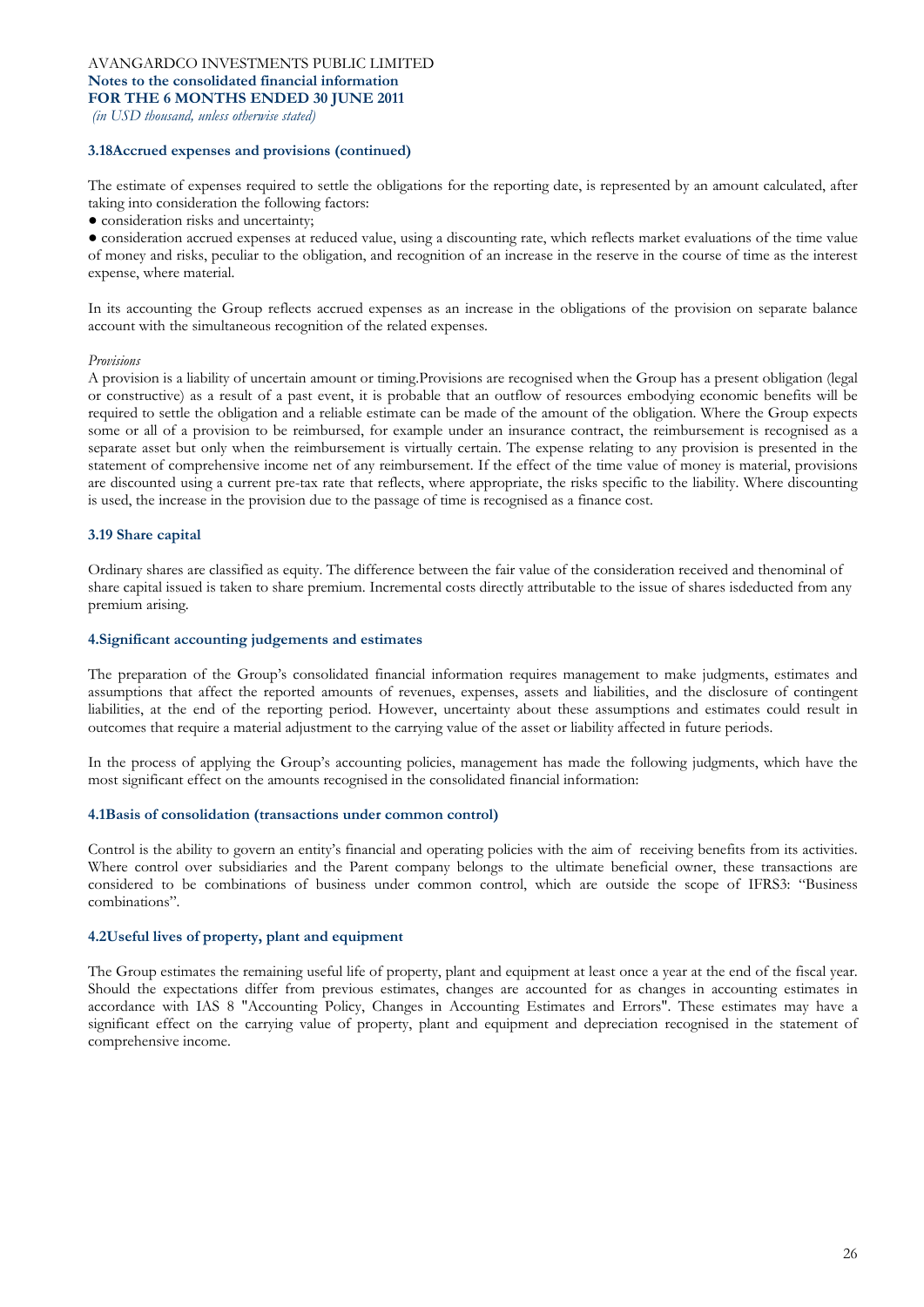### 3.18Accrued expenses and provisions (continued)

The estimate of expenses required to settle the obligations for the reporting date, is represented by an amount calculated, after taking into consideration the following factors:

- consideration risks and uncertainty;
- consideration accrued expenses at reduced value, using a discounting rate, which reflects market evaluations of the time value of money and risks, peculiar to the obligation, and recognition of an increase in the reserve in the course of time as the interest expense, where material.

In its accounting the Group reflects accrued expenses as an increase in the obligations of the provision on separate balance account with the simultaneous recognition of the related expenses.

*Provisions*

A provision is a liability of uncertain amount or timing.Provisions are recognised when the Group has a present obligation (legal or constructive) as a result of a past event, it is probable that an outflow of resources embodying economic benefits will be required to settle the obligation and a reliable estimate can be made of the amount of the obligation. Where the Group expects some or all of a provision to be reimbursed, for example under an insurance contract, the reimbursement is recognised as a separate asset but only when the reimbursement is virtually certain. The expense relating to any provision is presented in the statement of comprehensive income net of any reimbursement. If the effect of the time value of money is material, provisions are discounted using a current pre-tax rate that reflects, where appropriate, the risks specific to the liability. Where discounting is used, the increase in the provision due to the passage of time is recognised as a finance cost.

### 3.19 Share capital

Ordinary shares are classified as equity. The difference between the fair value of the consideration received and thenominal of share capital issued is taken to share premium. Incremental costs directly attributable to the issue of shares isdeducted from any premium arising.

## 4.Significant accounting judgements and estimates

The preparation of the Group's consolidated financial information requires management to make judgments, estimates and assumptions that affect the reported amounts of revenues, expenses, assets and liabilities, and the disclosure of contingent liabilities, at the end of the reporting period. However, uncertainty about these assumptions and estimates could result in outcomes that require a material adjustment to the carrying value of the asset or liability affected in future periods.

In the process of applying the Group's accounting policies, management has made the following judgments, which have the most significant effect on the amounts recognised in the consolidated financial information:

### 4.1Basis of consolidation (transactions under common control)

Control is the ability to govern an entity's financial and operating policies with the aim of receiving benefits from its activities. Where control over subsidiaries and the Parent company belongs to the ultimate beneficial owner, these transactions are considered to be combinations of business under common control, which are outside the scope of IFRS3: "Business combinations".

### 4.2Useful lives of property, plant and equipment

The Group estimates the remaining useful life of property, plant and equipment at least once a year at the end of the fiscal year. Should the expectations differ from previous estimates, changes are accounted for as changes in accounting estimates in accordance with IAS 8 "Accounting Policy, Changes in Accounting Estimates and Errors". These estimates may have a significant effect on the carrying value of property, plant and equipment and depreciation recognised in the statement of comprehensive income.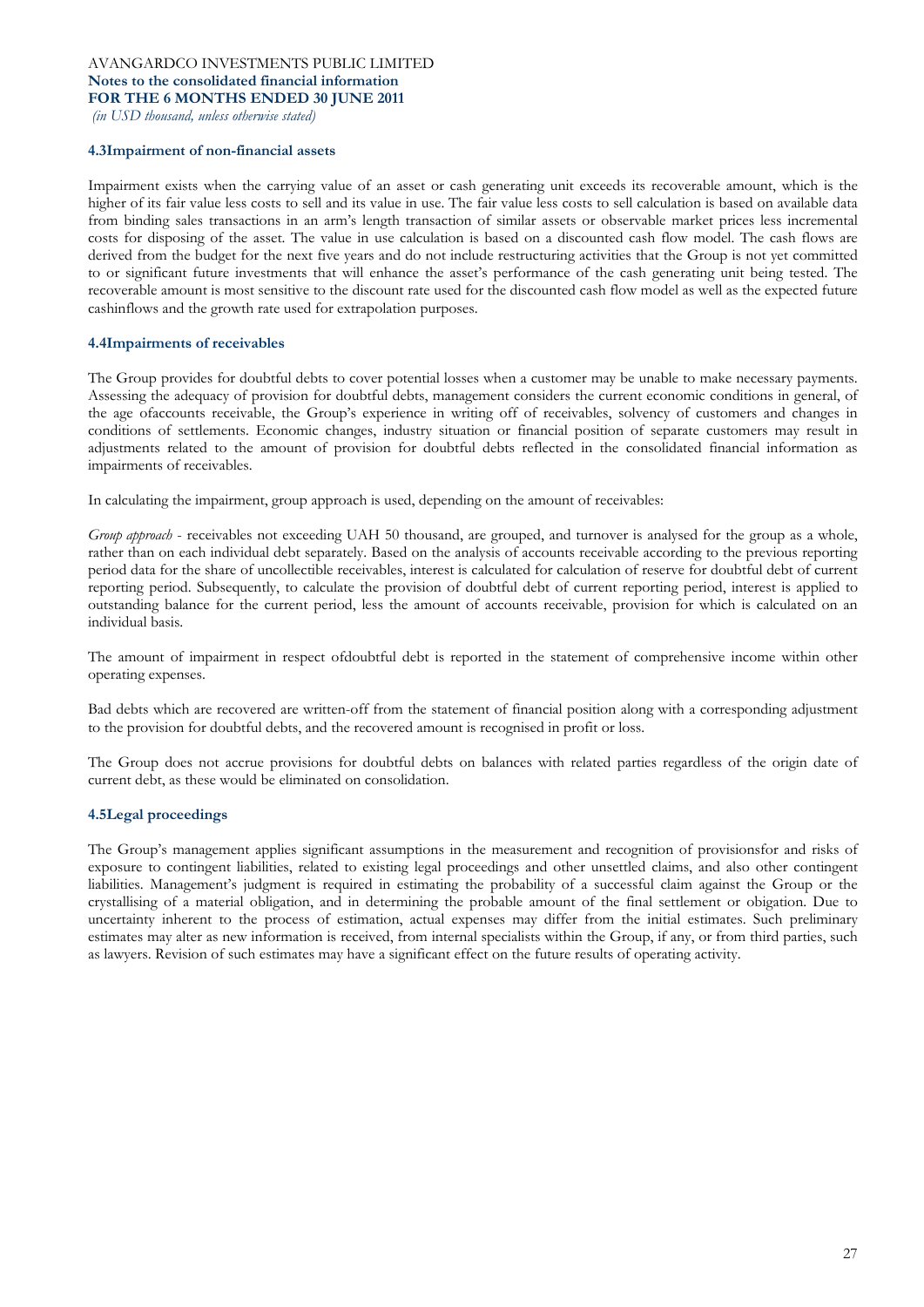### 4.3Impairment of non-financial assets

Impairment exists when the carrying value of an asset or cash generating unit exceeds its recoverable amount, which is the higher of its fair value less costs to sell and its value in use. The fair value less costs to sell calculation is based on available data from binding sales transactions in an arm's length transaction of similar assets or observable market prices less incremental costs for disposing of the asset. The value in use calculation is based on a discounted cash flow model. The cash flows are derived from the budget for the next five years and do not include restructuring activities that the Group is not yet committed to or significant future investments that will enhance the asset's performance of the cash generating unit being tested. The recoverable amount is most sensitive to the discount rate used for the discounted cash flow model as well as the expected future cashinflows and the growth rate used for extrapolation purposes.

### 4.4Impairments of receivables

The Group provides for doubtful debts to cover potential losses when a customer may be unable to make necessary payments. Assessing the adequacy of provision for doubtful debts, management considers the current economic conditions in general, of the age ofaccounts receivable, the Group's experience in writing off of receivables, solvency of customers and changes in conditions of settlements. Economic changes, industry situation or financial position of separate customers may result in adjustments related to the amount of provision for doubtful debts reflected in the consolidated financial information as impairments of receivables.

In calculating the impairment, group approach is used, depending on the amount of receivables:

*Group approach* - receivables not exceeding UAH 50 thousand, are grouped, and turnover is analysed for the group as a whole, rather than on each individual debt separately. Based on the analysis of accounts receivable according to the previous reporting period data for the share of uncollectible receivables, interest is calculated for calculation of reserve for doubtful debt of current reporting period. Subsequently, to calculate the provision of doubtful debt of current reporting period, interest is applied to outstanding balance for the current period, less the amount of accounts receivable, provision for which is calculated on an individual basis.

The amount of impairment in respect ofdoubtful debt is reported in the statement of comprehensive income within other operating expenses.

Bad debts which are recovered are written-off from the statement of financial position along with a corresponding adjustment to the provision for doubtful debts, and the recovered amount is recognised in profit or loss.

The Group does not accrue provisions for doubtful debts on balances with related parties regardless of the origin date of current debt, as these would be eliminated on consolidation.

### 4.5Legal proceedings

The Group's management applies significant assumptions in the measurement and recognition of provisionsfor and risks of exposure to contingent liabilities, related to existing legal proceedings and other unsettled claims, and also other contingent liabilities. Management's judgment is required in estimating the probability of a successful claim against the Group or the crystallising of a material obligation, and in determining the probable amount of the final settlement or obigation. Due to uncertainty inherent to the process of estimation, actual expenses may differ from the initial estimates. Such preliminary estimates may alter as new information is received, from internal specialists within the Group, if any, or from third parties, such as lawyers. Revision of such estimates may have a significant effect on the future results of operating activity.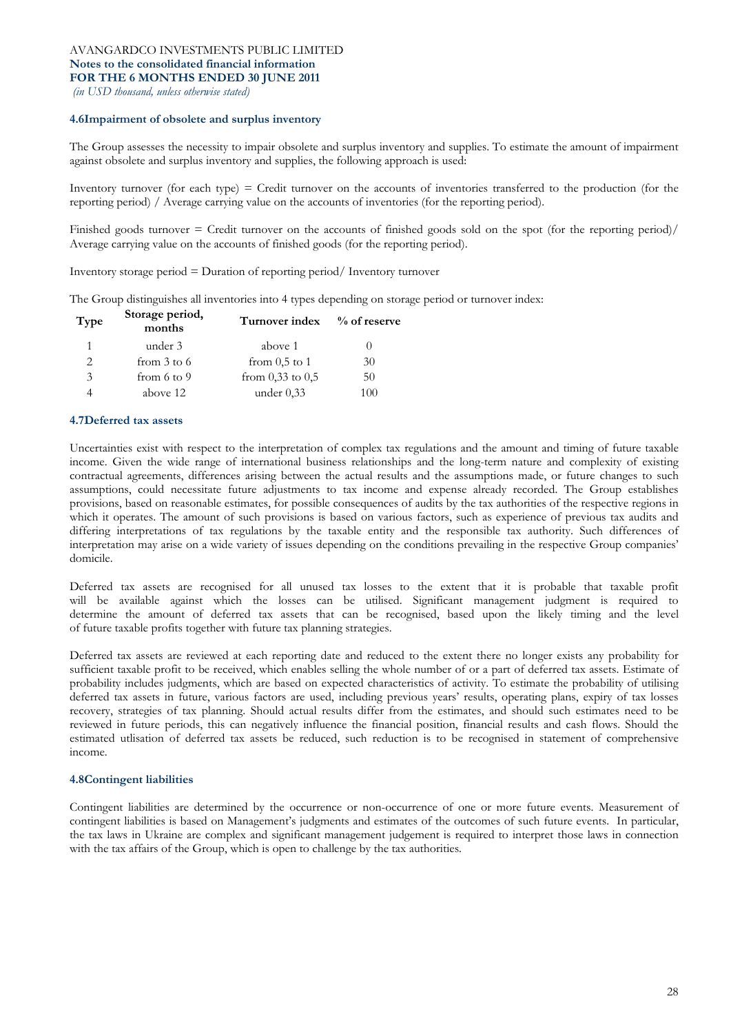#### 4.6 Impairment of obsolete and surplus inventory

The Group assesses the necessity to impair obsolete and surplus inventory and supplies. To estimate the amount of impairment against obsolete and surplus inventory and supplies, the following approach is used:

Inventory turnover (for each type) = Credit turnover on the accounts of inventories transferred to the production (for the reporting period) / Average carrying value on the accounts of inventories (for the reporting period).

Finished goods turnover = Credit turnover on the accounts of finished goods sold on the spot (for the reporting period)/ Average carrying value on the accounts of finished goods (for the reporting period).

Inventory storage period = Duration of reporting period/ Inventory turnover

The Group distinguishes all inventories into 4 types depending on storage period or turnover index:

| Type | Storage period, months | Turnover index | % of reserve |
|---|---|---|---|
| 1 | under 3 | above 1 | 0 |
| 2 | from 3 to 6 | from 0,5 to 1 | 30 |
| 3 | from 6 to 9 | from 0,33 to 0,5 | 50 |
| 4 | above 12 | under 0,33 | 100 |

#### 4.7 Deferred tax assets

Uncertainties exist with respect to the interpretation of complex tax regulations and the amount and timing of future taxable income. Given the wide range of international business relationships and the long-term nature and complexity of existing contractual agreements, differences arising between the actual results and the assumptions made, or future changes to such assumptions, could necessitate future adjustments to tax income and expense already recorded. The Group establishes provisions, based on reasonable estimates, for possible consequences of audits by the tax authorities of the respective regions in which it operates. The amount of such provisions is based on various factors, such as experience of previous tax audits and differing interpretations of tax regulations by the taxable entity and the responsible tax authority. Such differences of interpretation may arise on a wide variety of issues depending on the conditions prevailing in the respective Group companies' domicile.

Deferred tax assets are recognised for all unused tax losses to the extent that it is probable that taxable profit will be available against which the losses can be utilised. Significant management judgment is required to determine the amount of deferred tax assets that can be recognised, based upon the likely timing and the level of future taxable profits together with future tax planning strategies.

Deferred tax assets are reviewed at each reporting date and reduced to the extent there no longer exists any probability for sufficient taxable profit to be received, which enables selling the whole number of or a part of deferred tax assets. Estimate of probability includes judgments, which are based on expected characteristics of activity. To estimate the probability of utilising deferred tax assets in future, various factors are used, including previous years' results, operating plans, expiry of tax losses recovery, strategies of tax planning. Should actual results differ from the estimates, and should such estimates need to be reviewed in future periods, this can negatively influence the financial position, financial results and cash flows. Should the estimated utlisation of deferred tax assets be reduced, such reduction is to be recognised in statement of comprehensive income.

#### 4.8 Contingent liabilities

Contingent liabilities are determined by the occurrence or non-occurrence of one or more future events. Measurement of contingent liabilities is based on Management's judgments and estimates of the outcomes of such future events. In particular, the tax laws in Ukraine are complex and significant management judgement is required to interpret those laws in connection with the tax affairs of the Group, which is open to challenge by the tax authorities.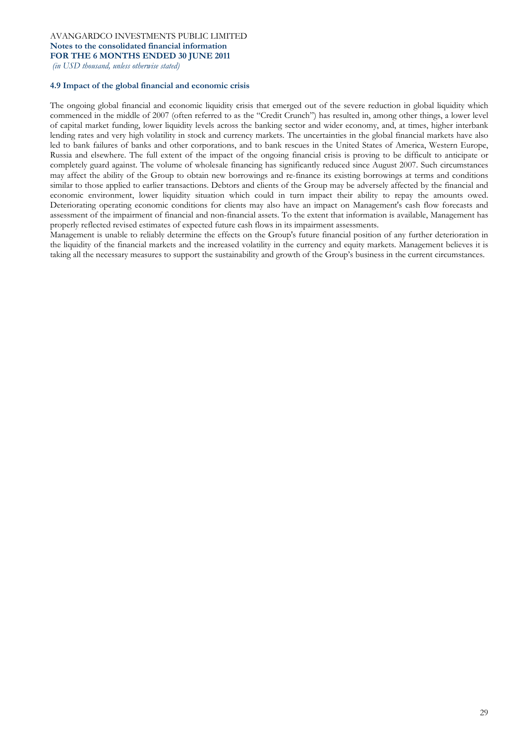### 4.9 Impact of the global financial and economic crisis

The ongoing global financial and economic liquidity crisis that emerged out of the severe reduction in global liquidity which commenced in the middle of 2007 (often referred to as the "Credit Crunch") has resulted in, among other things, a lower level of capital market funding, lower liquidity levels across the banking sector and wider economy, and, at times, higher interbank lending rates and very high volatility in stock and currency markets. The uncertainties in the global financial markets have also led to bank failures of banks and other corporations, and to bank rescues in the United States of America, Western Europe, Russia and elsewhere. The full extent of the impact of the ongoing financial crisis is proving to be difficult to anticipate or completely guard against. The volume of wholesale financing has significantly reduced since August 2007. Such circumstances may affect the ability of the Group to obtain new borrowings and re-finance its existing borrowings at terms and conditions similar to those applied to earlier transactions. Debtors and clients of the Group may be adversely affected by the financial and economic environment, lower liquidity situation which could in turn impact their ability to repay the amounts owed. Deteriorating operating economic conditions for clients may also have an impact on Management's cash flow forecasts and assessment of the impairment of financial and non-financial assets. To the extent that information is available, Management has properly reflected revised estimates of expected future cash flows in its impairment assessments.

Management is unable to reliably determine the effects on the Group's future financial position of any further deterioration in the liquidity of the financial markets and the increased volatility in the currency and equity markets. Management believes it is taking all the necessary measures to support the sustainability and growth of the Group's business in the current circumstances.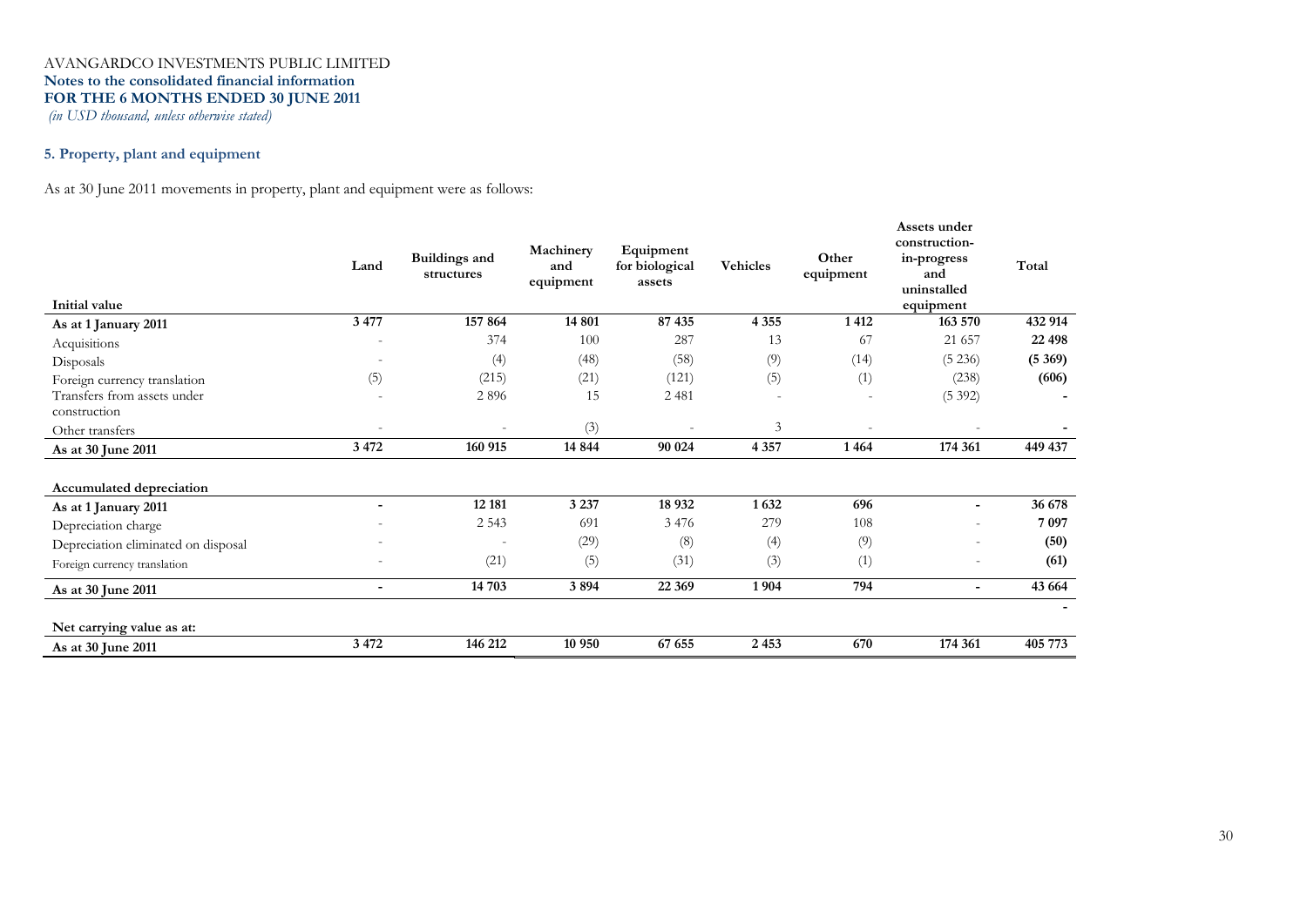AVANGARDCO INVESTMENTS PUBLIC LIMITED
**Notes to the consolidated financial information**
**FOR THE 6 MONTHS ENDED 30 JUNE 2011**
*(in USD thousand, unless otherwise stated)*

## 5. Property, plant and equipment

As at 30 June 2011 movements in property, plant and equipment were as follows:

| Initial value | Land | Buildings and structures | Machinery and equipment | Equipment for biological assets | Vehicles | Other equipment | Assets under construction-in-progress and uninstalled equipment | Total |
|---|---|---|---|---|---|---|---|---|
| **As at 1 January 2011** | **3 477** | **157 864** | **14 801** | **87 435** | **4 355** | **1 412** | **163 570** | **432 914** |
| Acquisitions | - | 374 | 100 | 287 | 13 | 67 | 21 657 | **22 498** |
| Disposals | - | (4) | (48) | (58) | (9) | (14) | (5 236) | **(5 369)** |
| Foreign currency translation | (5) | (215) | (21) | (121) | (5) | (1) | (238) | **(606)** |
| Transfers from assets under construction | - | 2 896 | 15 | 2 481 | - | - | (5 392) | **-** |
| Other transfers | - | - | (3) | - | 3 | - | - | **-** |
| **As at 30 June 2011** | **3 472** | **160 915** | **14 844** | **90 024** | **4 357** | **1 464** | **174 361** | **449 437** |
| | | | | | | | | |
| **Accumulated depreciation** | | | | | | | | |
| **As at 1 January 2011** | **-** | **12 181** | **3 237** | **18 932** | **1 632** | **696** | **-** | **36 678** |
| Depreciation charge | - | 2 543 | 691 | 3 476 | 279 | 108 | - | **7 097** |
| Depreciation eliminated on disposal | - | - | (29) | (8) | (4) | (9) | - | **(50)** |
| Foreign currency translation | - | (21) | (5) | (31) | (3) | (1) | - | **(61)** |
| **As at 30 June 2011** | **-** | **14 703** | **3 894** | **22 369** | **1 904** | **794** | **-** | **43 664** |
| | | | | | | | | **-** |
| **Net carrying value as at:** | | | | | | | | |
| **As at 30 June 2011** | **3 472** | **146 212** | **10 950** | **67 655** | **2 453** | **670** | **174 361** | **405 773** |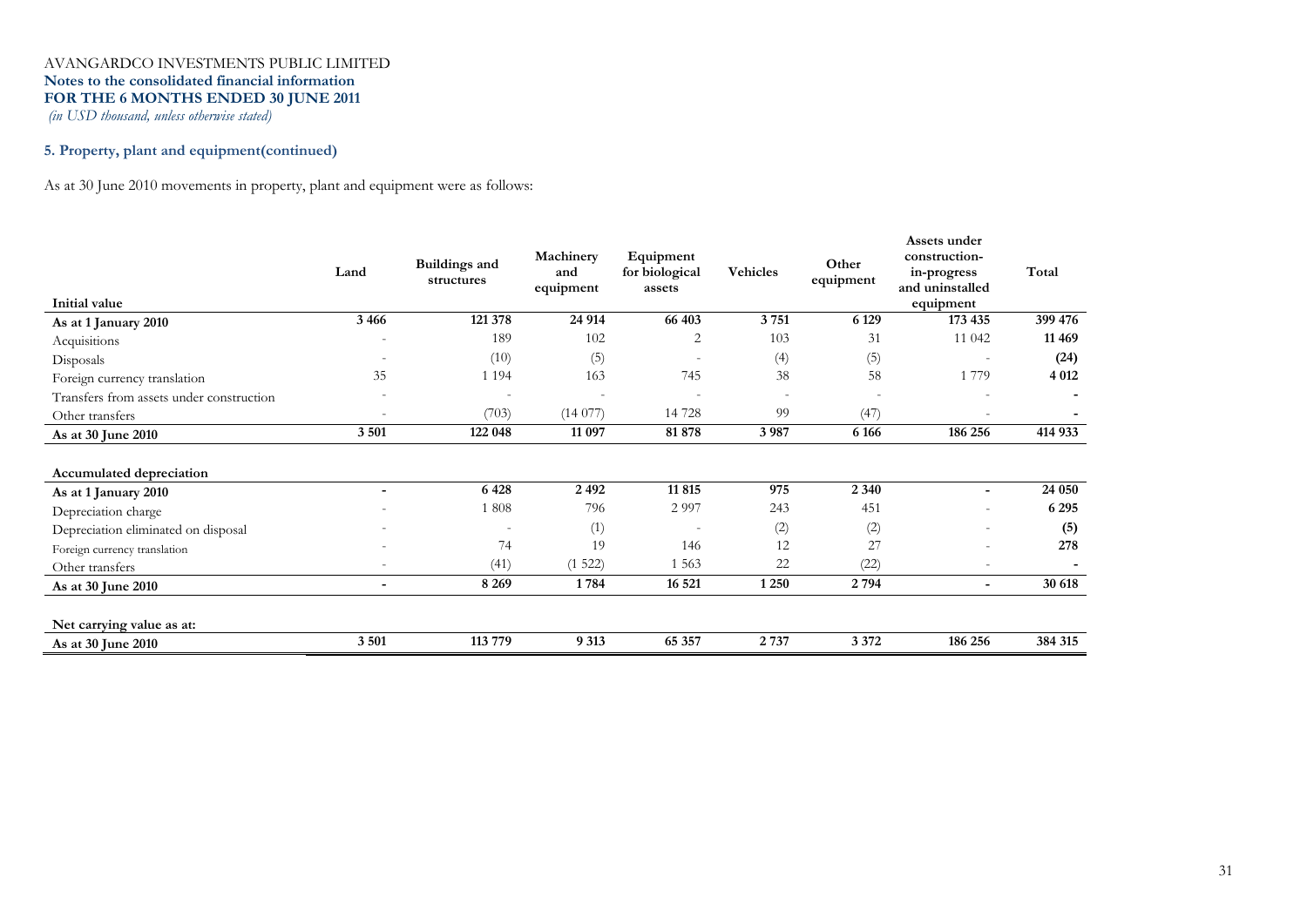AVANGARDCO INVESTMENTS PUBLIC LIMITED
**Notes to the consolidated financial information**
**FOR THE 6 MONTHS ENDED 30 JUNE 2011**
*(in USD thousand, unless otherwise stated)*

## 5. Property, plant and equipment(continued)

As at 30 June 2010 movements in property, plant and equipment were as follows:

| Initial value | Land | Buildings and structures | Machinery and equipment | Equipment for biological assets | Vehicles | Other equipment | Assets under construction-in-progress and uninstalled equipment | Total |
|---|---|---|---|---|---|---|---|---|
| **As at 1 January 2010** | **3 466** | **121 378** | **24 914** | **66 403** | **3 751** | **6 129** | **173 435** | **399 476** |
| Acquisitions | - | 189 | 102 | 2 | 103 | 31 | 11 042 | **11 469** |
| Disposals | - | (10) | (5) | - | (4) | (5) | - | **(24)** |
| Foreign currency translation | 35 | 1 194 | 163 | 745 | 38 | 58 | 1 779 | **4 012** |
| Transfers from assets under construction | - | - | - | - | - | - | - | **-** |
| Other transfers | - | (703) | (14 077) | 14 728 | 99 | (47) | - | **-** |
| **As at 30 June 2010** | **3 501** | **122 048** | **11 097** | **81 878** | **3 987** | **6 166** | **186 256** | **414 933** |
| | | | | | | | | |
| **Accumulated depreciation** | | | | | | | | |
| **As at 1 January 2010** | **-** | **6 428** | **2 492** | **11 815** | **975** | **2 340** | **-** | **24 050** |
| Depreciation charge | - | 1 808 | 796 | 2 997 | 243 | 451 | - | **6 295** |
| Depreciation eliminated on disposal | - | - | (1) | - | (2) | (2) | - | **(5)** |
| Foreign currency translation | - | 74 | 19 | 146 | 12 | 27 | - | **278** |
| Other transfers | - | (41) | (1 522) | 1 563 | 22 | (22) | - | **-** |
| **As at 30 June 2010** | **-** | **8 269** | **1 784** | **16 521** | **1 250** | **2 794** | **-** | **30 618** |
| | | | | | | | | |
| **Net carrying value as at:** | | | | | | | | |
| **As at 30 June 2010** | **3 501** | **113 779** | **9 313** | **65 357** | **2 737** | **3 372** | **186 256** | **384 315** |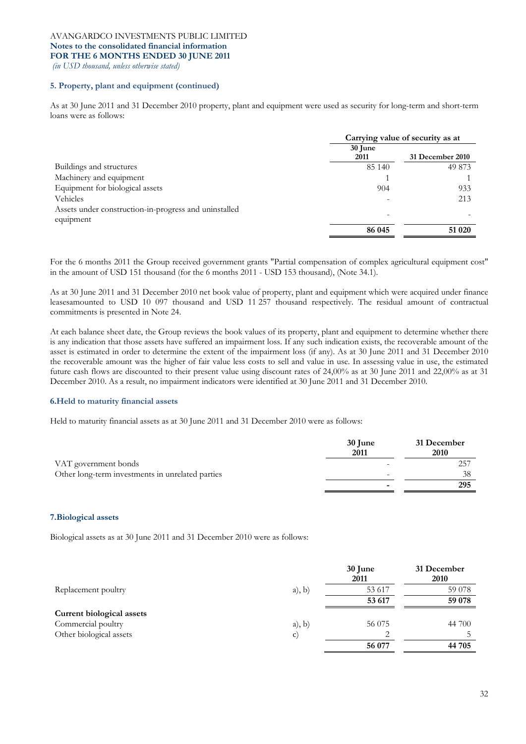### 5. Property, plant and equipment (continued)

As at 30 June 2011 and 31 December 2010 property, plant and equipment were used as security for long-term and short-term loans were as follows:

| | Carrying value of security as at | |
|---|---|---|
| | 30 June 2011 | 31 December 2010 |
| Buildings and structures | 85 140 | 49 873 |
| Machinery and equipment | 1 | 1 |
| Equipment for biological assets | 904 | 933 |
| Vehicles | - | 213 |
| Assets under construction-in-progress and uninstalled equipment | - | - |
| | **86 045** | **51 020** |

For the 6 months 2011 the Group received government grants "Partial compensation of complex agricultural equipment cost" in the amount of USD 151 thousand (for the 6 months 2011 - USD 153 thousand), (Note 34.1).

As at 30 June 2011 and 31 December 2010 net book value of property, plant and equipment which were acquired under finance leasesamounted to USD 10 097 thousand and USD 11 257 thousand respectively. The residual amount of contractual commitments is presented in Note 24.

At each balance sheet date, the Group reviews the book values of its property, plant and equipment to determine whether there is any indication that those assets have suffered an impairment loss. If any such indication exists, the recoverable amount of the asset is estimated in order to determine the extent of the impairment loss (if any). As at 30 June 2011 and 31 December 2010 the recoverable amount was the higher of fair value less costs to sell and value in use. In assessing value in use, the estimated future cash flows are discounted to their present value using discount rates of 24,00% as at 30 June 2011 and 22,00% as at 31 December 2010. As a result, no impairment indicators were identified at 30 June 2011 and 31 December 2010.

### 6.Held to maturity financial assets

Held to maturity financial assets as at 30 June 2011 and 31 December 2010 were as follows:

| | 30 June 2011 | 31 December 2010 |
|---|---|---|
| VAT government bonds | - | 257 |
| Other long-term investments in unrelated parties | - | 38 |
| | **-** | **295** |

### 7.Biological assets

Biological assets as at 30 June 2011 and 31 December 2010 were as follows:

| | | 30 June 2011 | 31 December 2010 |
|---|---|---|---|
| Replacement poultry | a), b) | 53 617 | 59 078 |
| | | **53 617** | **59 078** |
| **Current biological assets** | | | |
| Commercial poultry | a), b) | 56 075 | 44 700 |
| Other biological assets | c) | 2 | 5 |
| | | **56 077** | **44 705** |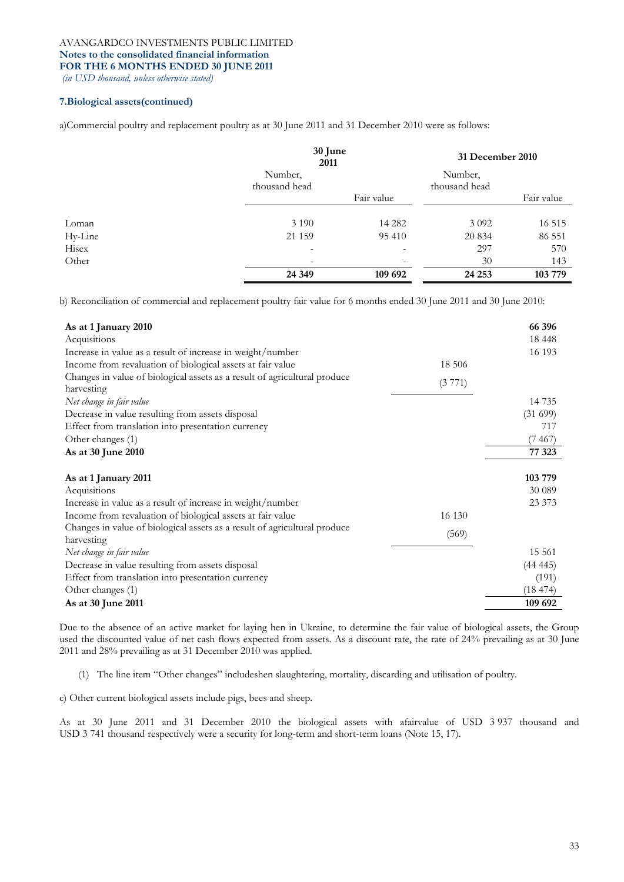### 7.Biological assets(continued)

a)Commercial poultry and replacement poultry as at 30 June 2011 and 31 December 2010 were as follows:

| | 30 June 2011 | | 31 December 2010 | |
|---|---|---|---|---|
| | Number, thousand head | Fair value | Number, thousand head | Fair value |
| Loman | 3 190 | 14 282 | 3 092 | 16 515 |
| Hy-Line | 21 159 | 95 410 | 20 834 | 86 551 |
| Hisex | - | - | 297 | 570 |
| Other | - | - | 30 | 143 |
| | **24 349** | **109 692** | **24 253** | **103 779** |

b) Reconciliation of commercial and replacement poultry fair value for 6 months ended 30 June 2011 and 30 June 2010:

| | | |
|---|---|---|
| **As at 1 January 2010** | | **66 396** |
| Acquisitions | | 18 448 |
| Increase in value as a result of increase in weight/number | | 16 193 |
| Income from revaluation of biological assets at fair value | 18 506 | |
| Changes in value of biological assets as a result of agricultural produce harvesting | (3 771) | |
| *Net change in fair value* | | 14 735 |
| Decrease in value resulting from assets disposal | | (31 699) |
| Effect from translation into presentation currency | | 717 |
| Other changes (1) | | (7 467) |
| **As at 30 June 2010** | | **77 323** |
| | | |
| **As at 1 January 2011** | | **103 779** |
| Acquisitions | | 30 089 |
| Increase in value as a result of increase in weight/number | | 23 373 |
| Income from revaluation of biological assets at fair value | 16 130 | |
| Changes in value of biological assets as a result of agricultural produce harvesting | (569) | |
| *Net change in fair value* | | 15 561 |
| Decrease in value resulting from assets disposal | | (44 445) |
| Effect from translation into presentation currency | | (191) |
| Other changes (1) | | (18 474) |
| **As at 30 June 2011** | | **109 692** |

Due to the absence of an active market for laying hen in Ukraine, to determine the fair value of biological assets, the Group used the discounted value of net cash flows expected from assets. As a discount rate, the rate of 24% prevailing as at 30 June 2011 and 28% prevailing as at 31 December 2010 was applied.

(1) The line item "Other changes" includeshen slaughtering, mortality, discarding and utilisation of poultry.

c) Other current biological assets include pigs, bees and sheep.

As at 30 June 2011 and 31 December 2010 the biological assets with afairvalue of USD 3 937 thousand and USD 3 741 thousand respectively were a security for long-term and short-term loans (Note 15, 17).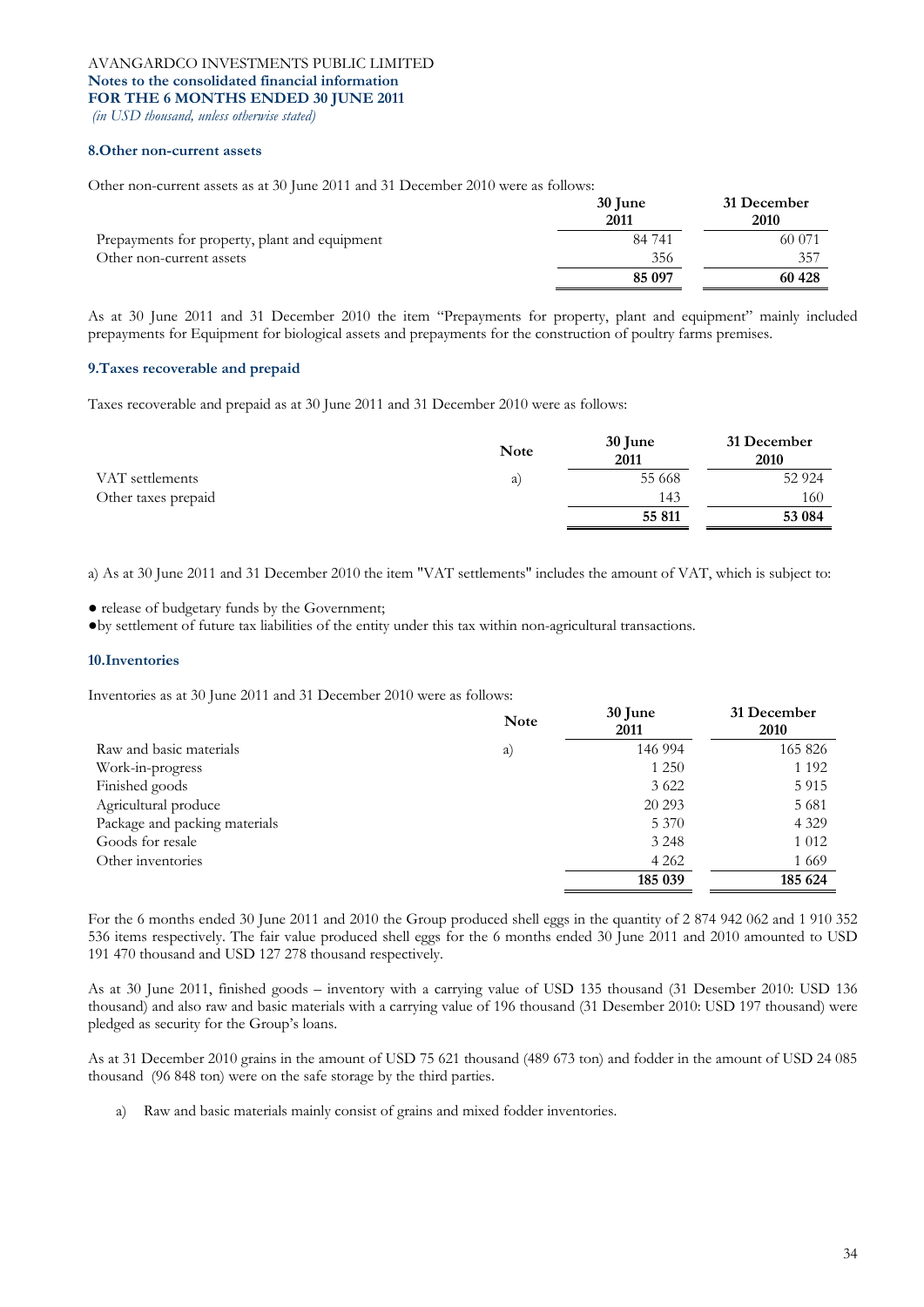AVANGARDCO INVESTMENTS PUBLIC LIMITED
**Notes to the consolidated financial information**
**FOR THE 6 MONTHS ENDED 30 JUNE 2011**
*(in USD thousand, unless otherwise stated)*

### 8.Other non-current assets

Other non-current assets as at 30 June 2011 and 31 December 2010 were as follows:

| | 30 June 2011 | 31 December 2010 |
|---|---|---|
| Prepayments for property, plant and equipment | 84 741 | 60 071 |
| Other non-current assets | 356 | 357 |
| | **85 097** | **60 428** |

As at 30 June 2011 and 31 December 2010 the item "Prepayments for property, plant and equipment" mainly included prepayments for Equipment for biological assets and prepayments for the construction of poultry farms premises.

### 9.Taxes recoverable and prepaid

Taxes recoverable and prepaid as at 30 June 2011 and 31 December 2010 were as follows:

| | Note | 30 June 2011 | 31 December 2010 |
|---|---|---|---|
| VAT settlements | a) | 55 668 | 52 924 |
| Other taxes prepaid | | 143 | 160 |
| | | **55 811** | **53 084** |

a) As at 30 June 2011 and 31 December 2010 the item "VAT settlements" includes the amount of VAT, which is subject to:

- release of budgetary funds by the Government;
- by settlement of future tax liabilities of the entity under this tax within non-agricultural transactions.

### 10.Inventories

Inventories as at 30 June 2011 and 31 December 2010 were as follows:

| | Note | 30 June 2011 | 31 December 2010 |
|---|---|---|---|
| Raw and basic materials | a) | 146 994 | 165 826 |
| Work-in-progress | | 1 250 | 1 192 |
| Finished goods | | 3 622 | 5 915 |
| Agricultural produce | | 20 293 | 5 681 |
| Package and packing materials | | 5 370 | 4 329 |
| Goods for resale | | 3 248 | 1 012 |
| Other inventories | | 4 262 | 1 669 |
| | | **185 039** | **185 624** |

For the 6 months ended 30 June 2011 and 2010 the Group produced shell eggs in the quantity of 2 874 942 062 and 1 910 352 536 items respectively. The fair value produced shell eggs for the 6 months ended 30 June 2011 and 2010 amounted to USD 191 470 thousand and USD 127 278 thousand respectively.

As at 30 June 2011, finished goods – inventory with a carrying value of USD 135 thousand (31 Desember 2010: USD 136 thousand) and also raw and basic materials with a carrying value of 196 thousand (31 Desember 2010: USD 197 thousand) were pledged as security for the Group's loans.

As at 31 December 2010 grains in the amount of USD 75 621 thousand (489 673 ton) and fodder in the amount of USD 24 085 thousand (96 848 ton) were on the safe storage by the third parties.

a) Raw and basic materials mainly consist of grains and mixed fodder inventories.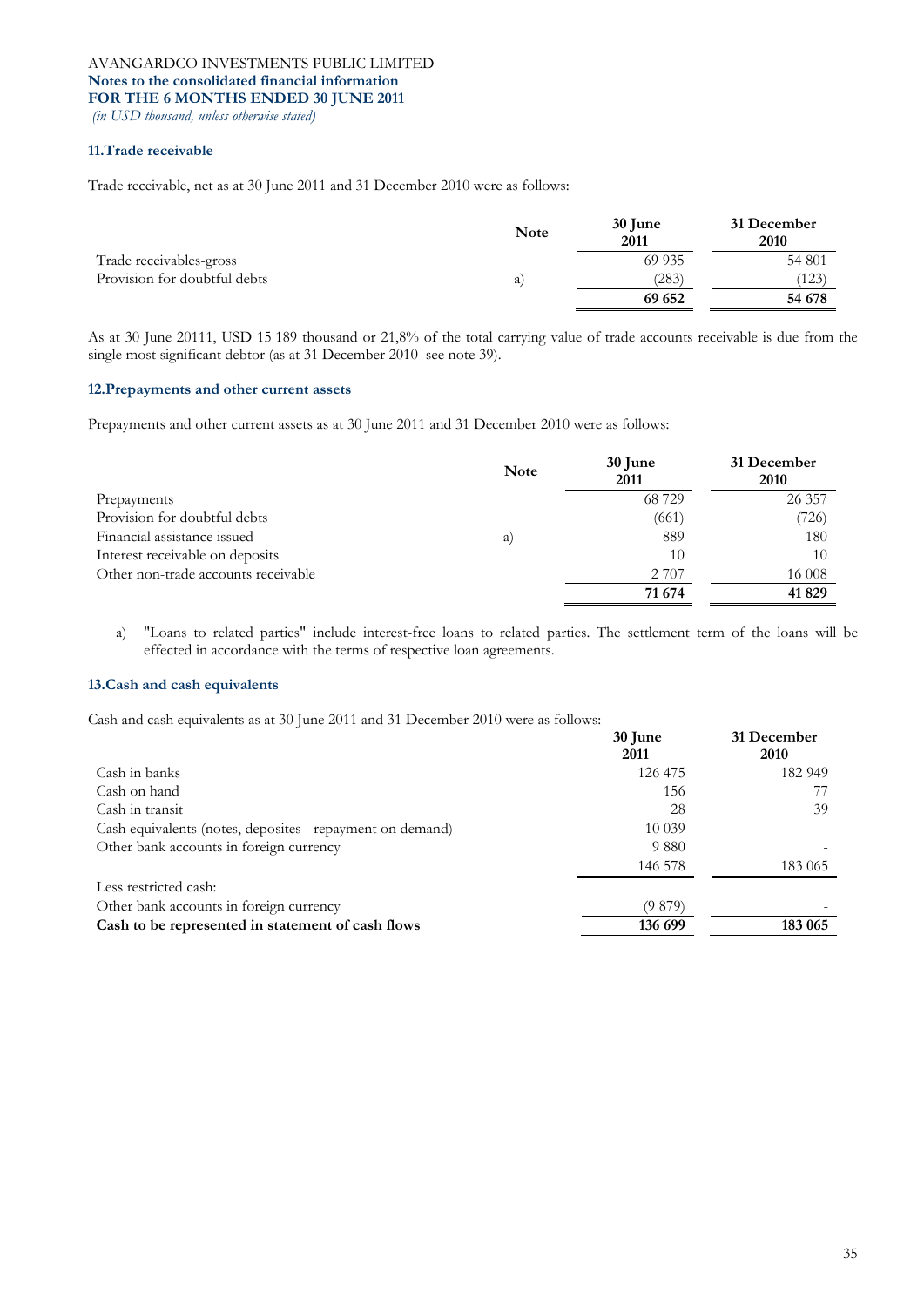AVANGARDCO INVESTMENTS PUBLIC LIMITED
**Notes to the consolidated financial information**
**FOR THE 6 MONTHS ENDED 30 JUNE 2011**
*(in USD thousand, unless otherwise stated)*

### 11.Trade receivable

Trade receivable, net as at 30 June 2011 and 31 December 2010 were as follows:

| | Note | 30 June 2011 | 31 December 2010 |
|---|---|---|---|
| Trade receivables-gross | | 69 935 | 54 801 |
| Provision for doubtful debts | a) | (283) | (123) |
| | | **69 652** | **54 678** |

As at 30 June 20111, USD 15 189 thousand or 21,8% of the total carrying value of trade accounts receivable is due from the single most significant debtor (as at 31 December 2010–see note 39).

### 12.Prepayments and other current assets

Prepayments and other current assets as at 30 June 2011 and 31 December 2010 were as follows:

| | Note | 30 June 2011 | 31 December 2010 |
|---|---|---|---|
| Prepayments | | 68 729 | 26 357 |
| Provision for doubtful debts | | (661) | (726) |
| Financial assistance issued | a) | 889 | 180 |
| Interest receivable on deposits | | 10 | 10 |
| Other non-trade accounts receivable | | 2 707 | 16 008 |
| | | **71 674** | **41 829** |

a) "Loans to related parties" include interest-free loans to related parties. The settlement term of the loans will be effected in accordance with the terms of respective loan agreements.

### 13.Cash and cash equivalents

Cash and cash equivalents as at 30 June 2011 and 31 December 2010 were as follows:

| | 30 June 2011 | 31 December 2010 |
|---|---|---|
| Cash in banks | 126 475 | 182 949 |
| Cash on hand | 156 | 77 |
| Cash in transit | 28 | 39 |
| Cash equivalents (notes, deposites - repayment on demand) | 10 039 | - |
| Other bank accounts in foreign currency | 9 880 | - |
| | 146 578 | 183 065 |
| Less restricted cash: | | |
| Other bank accounts in foreign currency | (9 879) | - |
| **Cash to be represented in statement of cash flows** | **136 699** | **183 065** |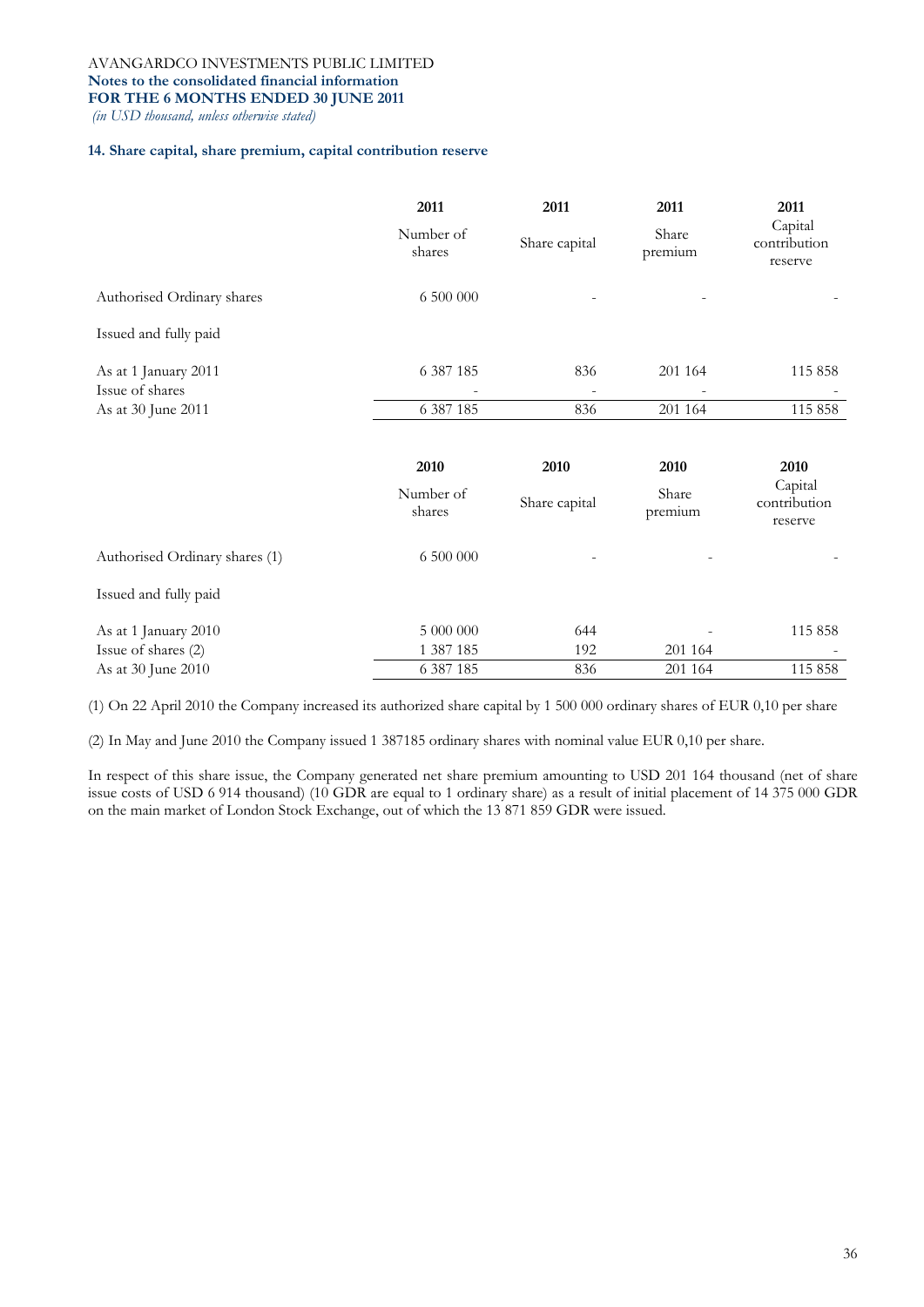AVANGARDCO INVESTMENTS PUBLIC LIMITED
**Notes to the consolidated financial information**
**FOR THE 6 MONTHS ENDED 30 JUNE 2011**
*(in USD thousand, unless otherwise stated)*

### 14. Share capital, share premium, capital contribution reserve

| | 2011 | 2011 | 2011 | 2011 |
|---|---|---|---|---|
| | Number of shares | Share capital | Share premium | Capital contribution reserve |
| Authorised Ordinary shares | 6 500 000 | - | - | - |
| Issued and fully paid | | | | |
| As at 1 January 2011 | 6 387 185 | 836 | 201 164 | 115 858 |
| Issue of shares | - | - | - | - |
| As at 30 June 2011 | 6 387 185 | 836 | 201 164 | 115 858 |

| | 2010 | 2010 | 2010 | 2010 |
|---|---|---|---|---|
| | Number of shares | Share capital | Share premium | Capital contribution reserve |
| Authorised Ordinary shares (1) | 6 500 000 | - | - | - |
| Issued and fully paid | | | | |
| As at 1 January 2010 | 5 000 000 | 644 | - | 115 858 |
| Issue of shares (2) | 1 387 185 | 192 | 201 164 | - |
| As at 30 June 2010 | 6 387 185 | 836 | 201 164 | 115 858 |

(1) On 22 April 2010 the Company increased its authorized share capital by 1 500 000 ordinary shares of EUR 0,10 per share

(2) In May and June 2010 the Company issued 1 387185 ordinary shares with nominal value EUR 0,10 per share.

In respect of this share issue, the Company generated net share premium amounting to USD 201 164 thousand (net of share issue costs of USD 6 914 thousand) (10 GDR are equal to 1 ordinary share) as a result of initial placement of 14 375 000 GDR on the main market of London Stock Exchange, out of which the 13 871 859 GDR were issued.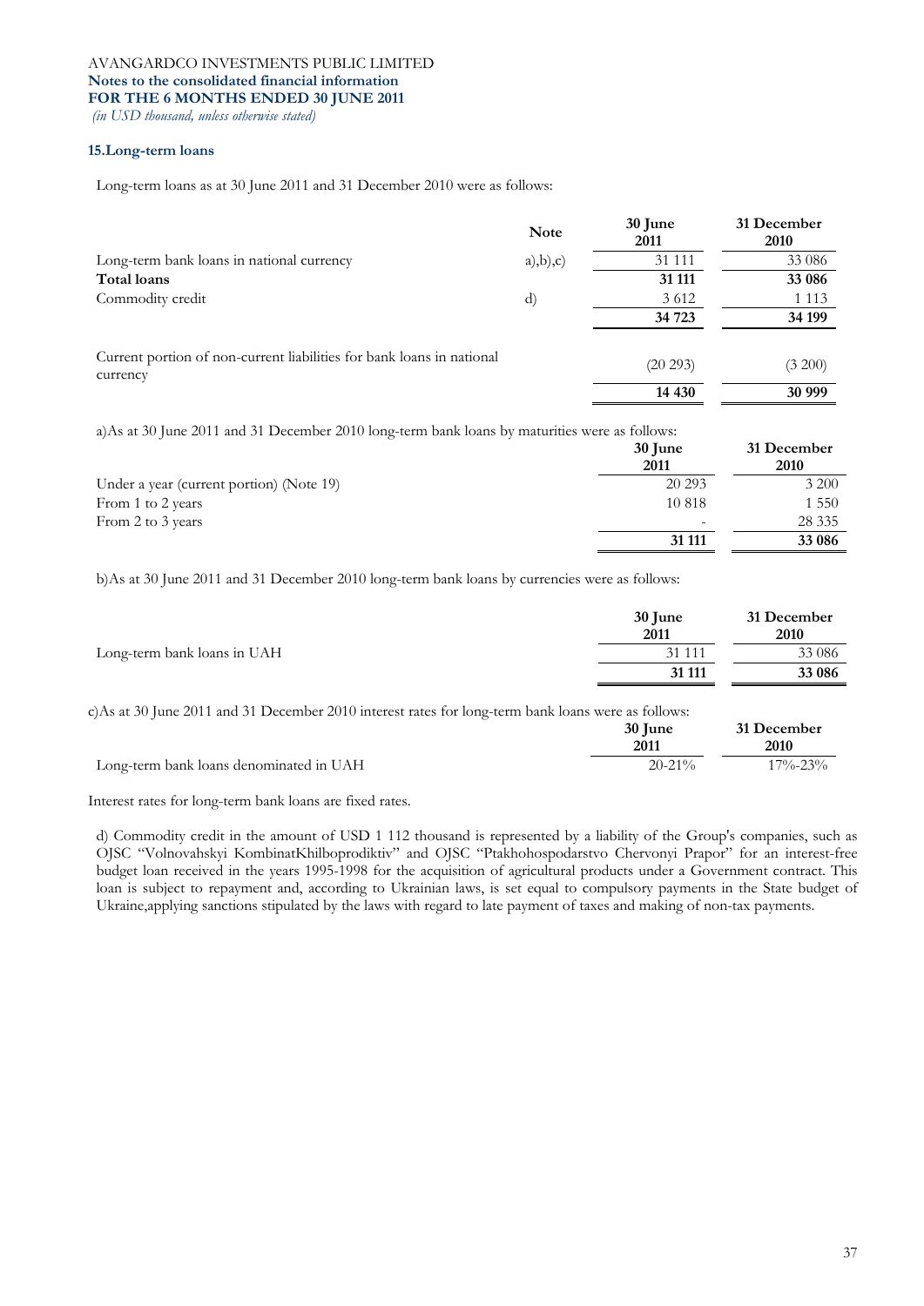### 15.Long-term loans

Long-term loans as at 30 June 2011 and 31 December 2010 were as follows:

| | Note | 30 June 2011 | 31 December 2010 |
|---|---|---|---|
| Long-term bank loans in national currency | a),b),c) | 31 111 | 33 086 |
| **Total loans** | | **31 111** | **33 086** |
| Commodity credit | d) | 3 612 | 1 113 |
| | | **34 723** | **34 199** |
| Current portion of non-current liabilities for bank loans in national currency | | (20 293) | (3 200) |
| | | **14 430** | **30 999** |

a)As at 30 June 2011 and 31 December 2010 long-term bank loans by maturities were as follows:

| | 30 June 2011 | 31 December 2010 |
|---|---|---|
| Under a year (current portion) (Note 19) | 20 293 | 3 200 |
| From 1 to 2 years | 10 818 | 1 550 |
| From 2 to 3 years | - | 28 335 |
| | **31 111** | **33 086** |

b)As at 30 June 2011 and 31 December 2010 long-term bank loans by currencies were as follows:

| | 30 June 2011 | 31 December 2010 |
|---|---|---|
| Long-term bank loans in UAH | 31 111 | 33 086 |
| | **31 111** | **33 086** |

c)As at 30 June 2011 and 31 December 2010 interest rates for long-term bank loans were as follows:

| | 30 June 2011 | 31 December 2010 |
|---|---|---|
| Long-term bank loans denominated in UAH | 20-21% | 17%-23% |

Interest rates for long-term bank loans are fixed rates.

d) Commodity credit in the amount of USD 1 112 thousand is represented by a liability of the Group's companies, such as OJSC "Volnovahskyi KombinatKhilboprodiktiv" and OJSC "Ptakhohospodarstvo Chervonyi Prapor" for an interest-free budget loan received in the years 1995-1998 for the acquisition of agricultural products under a Government contract. This loan is subject to repayment and, according to Ukrainian laws, is set equal to compulsory payments in the State budget of Ukraine,applying sanctions stipulated by the laws with regard to late payment of taxes and making of non-tax payments.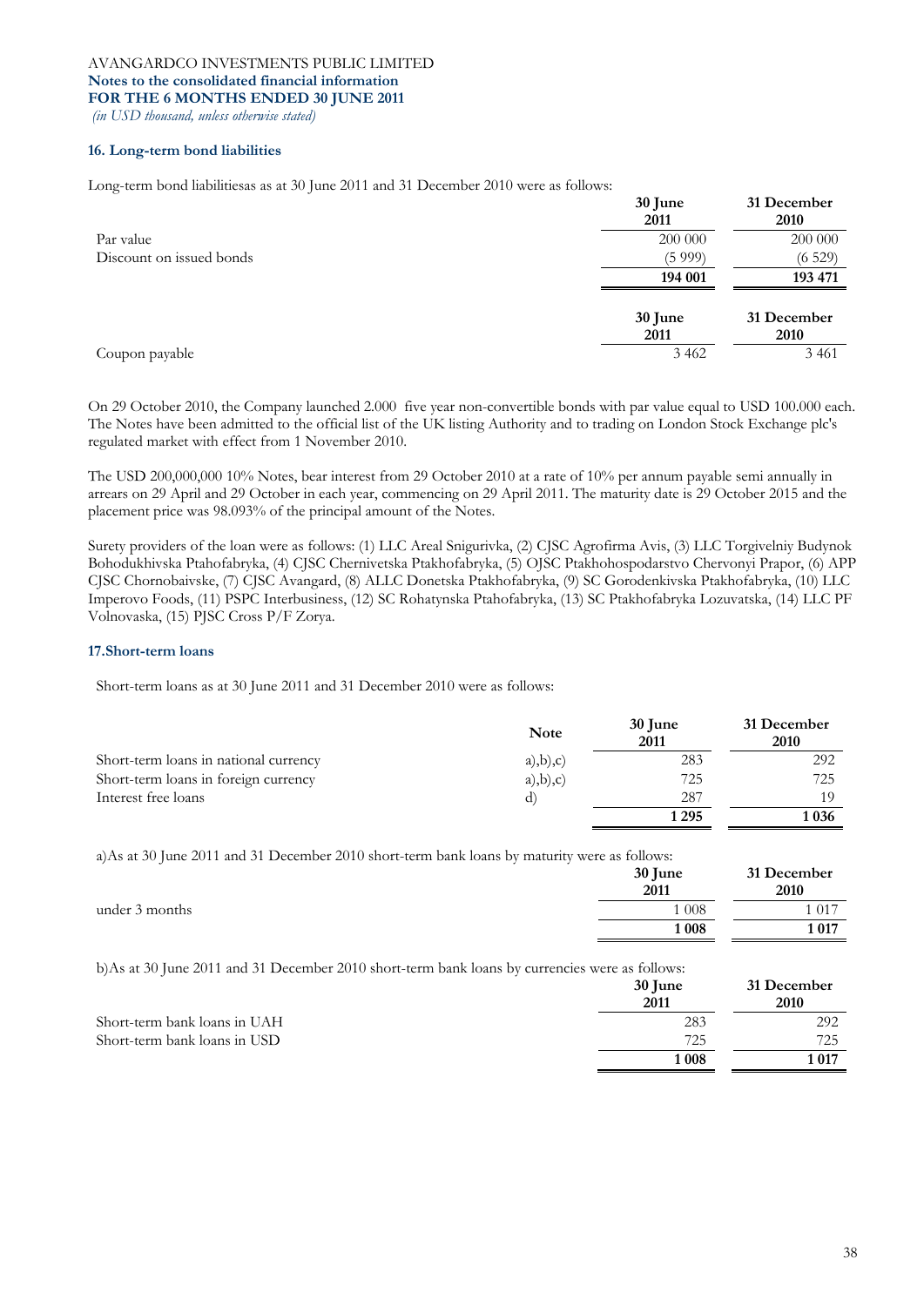## 16. Long-term bond liabilities

Long-term bond liabilitiesas as at 30 June 2011 and 31 December 2010 were as follows:

| | 30 June 2011 | 31 December 2010 |
|---|---|---|
| Par value | 200 000 | 200 000 |
| Discount on issued bonds | (5 999) | (6 529) |
| | **194 001** | **193 471** |

| | 30 June 2011 | 31 December 2010 |
|---|---|---|
| Coupon payable | 3 462 | 3 461 |

On 29 October 2010, the Company launched 2.000 five year non-convertible bonds with par value equal to USD 100.000 each. The Notes have been admitted to the official list of the UK listing Authority and to trading on London Stock Exchange plc's regulated market with effect from 1 November 2010.

The USD 200,000,000 10% Notes, bear interest from 29 October 2010 at a rate of 10% per annum payable semi annually in arrears on 29 April and 29 October in each year, commencing on 29 April 2011. The maturity date is 29 October 2015 and the placement price was 98.093% of the principal amount of the Notes.

Surety providers of the loan were as follows: (1) LLC Areal Snigurivka, (2) CJSC Agrofirma Avis, (3) LLC Torgivelniy Budynok Bohodukhivska Ptahofabryka, (4) CJSC Chernivetska Ptakhofabryka, (5) OJSC Ptakhohospodarstvo Chervonyi Prapor, (6) APP CJSC Chornobaivske, (7) CJSC Avangard, (8) ALLC Donetska Ptakhofabryka, (9) SC Gorodenkivska Ptakhofabryka, (10) LLC Imperovo Foods, (11) PSPC Interbusiness, (12) SC Rohatynska Ptahofabryka, (13) SC Ptakhofabryka Lozuvatska, (14) LLC PF Volnovaska, (15) PJSC Cross P/F Zorya.

## 17.Short-term loans

Short-term loans as at 30 June 2011 and 31 December 2010 were as follows:

| | Note | 30 June 2011 | 31 December 2010 |
|---|---|---|---|
| Short-term loans in national currency | a),b),c) | 283 | 292 |
| Short-term loans in foreign currency | a),b),c) | 725 | 725 |
| Interest free loans | d) | 287 | 19 |
| | | **1 295** | **1 036** |

a)As at 30 June 2011 and 31 December 2010 short-term bank loans by maturity were as follows:

| | 30 June 2011 | 31 December 2010 |
|---|---|---|
| under 3 months | 1 008 | 1 017 |
| | **1 008** | **1 017** |

b)As at 30 June 2011 and 31 December 2010 short-term bank loans by currencies were as follows:

| | 30 June 2011 | 31 December 2010 |
|---|---|---|
| Short-term bank loans in UAH | 283 | 292 |
| Short-term bank loans in USD | 725 | 725 |
| | **1 008** | **1 017** |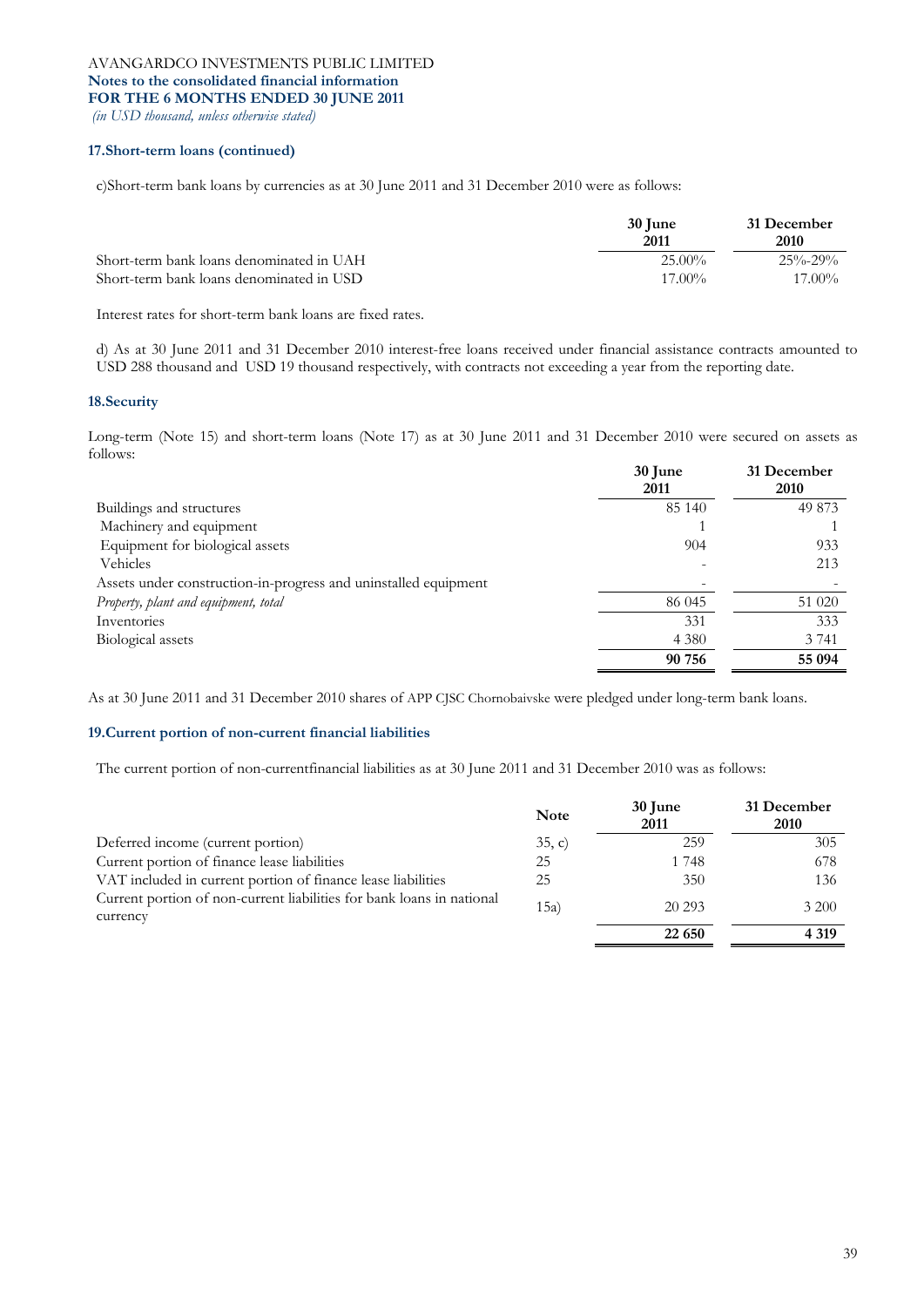AVANGARDCO INVESTMENTS PUBLIC LIMITED
**Notes to the consolidated financial information**
**FOR THE 6 MONTHS ENDED 30 JUNE 2011**
*(in USD thousand, unless otherwise stated)*

### 17.Short-term loans (continued)

c)Short-term bank loans by currencies as at 30 June 2011 and 31 December 2010 were as follows:

| | 30 June 2011 | 31 December 2010 |
|---|---|---|
| Short-term bank loans denominated in UAH | 25.00% | 25%-29% |
| Short-term bank loans denominated in USD | 17.00% | 17.00% |

Interest rates for short-term bank loans are fixed rates.

d) As at 30 June 2011 and 31 December 2010 interest-free loans received under financial assistance contracts amounted to USD 288 thousand and USD 19 thousand respectively, with contracts not exceeding a year from the reporting date.

### 18.Security

Long-term (Note 15) and short-term loans (Note 17) as at 30 June 2011 and 31 December 2010 were secured on assets as follows:

| | 30 June 2011 | 31 December 2010 |
|---|---|---|
| Buildings and structures | 85 140 | 49 873 |
| Machinery and equipment | 1 | 1 |
| Equipment for biological assets | 904 | 933 |
| Vehicles | - | 213 |
| Assets under construction-in-progress and uninstalled equipment | - | - |
| *Property, plant and equipment, total* | 86 045 | 51 020 |
| Inventories | 331 | 333 |
| Biological assets | 4 380 | 3 741 |
| | **90 756** | **55 094** |

As at 30 June 2011 and 31 December 2010 shares of APP CJSC Chornobaivske were pledged under long-term bank loans.

### 19.Current portion of non-current financial liabilities

The current portion of non-currentfinancial liabilities as at 30 June 2011 and 31 December 2010 was as follows:

| | Note | 30 June 2011 | 31 December 2010 |
|---|---|---|---|
| Deferred income (current portion) | 35, c) | 259 | 305 |
| Current portion of finance lease liabilities | 25 | 1 748 | 678 |
| VAT included in current portion of finance lease liabilities | 25 | 350 | 136 |
| Current portion of non-current liabilities for bank loans in national currency | 15a) | 20 293 | 3 200 |
| | | **22 650** | **4 319** |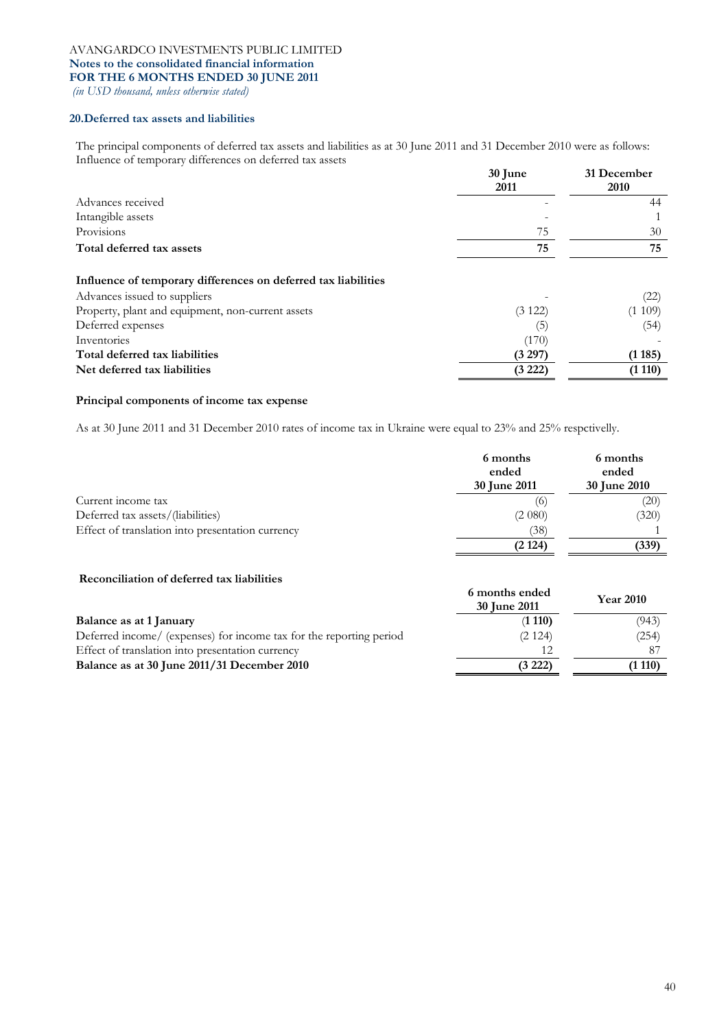## 20. Deferred tax assets and liabilities

The principal components of deferred tax assets and liabilities as at 30 June 2011 and 31 December 2010 were as follows:
Influence of temporary differences on deferred tax assets

| | 30 June 2011 | 31 December 2010 |
|---|---|---|
| Advances received | - | 44 |
| Intangible assets | - | 1 |
| Provisions | 75 | 30 |
| **Total deferred tax assets** | **75** | **75** |
| | | |
| **Influence of temporary differences on deferred tax liabilities** | | |
| Advances issued to suppliers | - | (22) |
| Property, plant and equipment, non-current assets | (3 122) | (1 109) |
| Deferred expenses | (5) | (54) |
| Inventories | (170) | - |
| **Total deferred tax liabilities** | **(3 297)** | **(1 185)** |
| **Net deferred tax liabilities** | **(3 222)** | **(1 110)** |

### Principal components of income tax expense

As at 30 June 2011 and 31 December 2010 rates of income tax in Ukraine were equal to 23% and 25% respctivelly.

| | 6 months ended 30 June 2011 | 6 months ended 30 June 2010 |
|---|---|---|
| Current income tax | (6) | (20) |
| Deferred tax assets/(liabilities) | (2 080) | (320) |
| Effect of translation into presentation currency | (38) | 1 |
| | **(2 124)** | **(339)** |

### Reconciliation of deferred tax liabilities

| | 6 months ended 30 June 2011 | Year 2010 |
|---|---|---|
| **Balance as at 1 January** | **(1 110)** | (943) |
| Deferred income/ (expenses) for income tax for the reporting period | (2 124) | (254) |
| Effect of translation into presentation currency | 12 | 87 |
| **Balance as at 30 June 2011/31 December 2010** | **(3 222)** | **(1 110)** |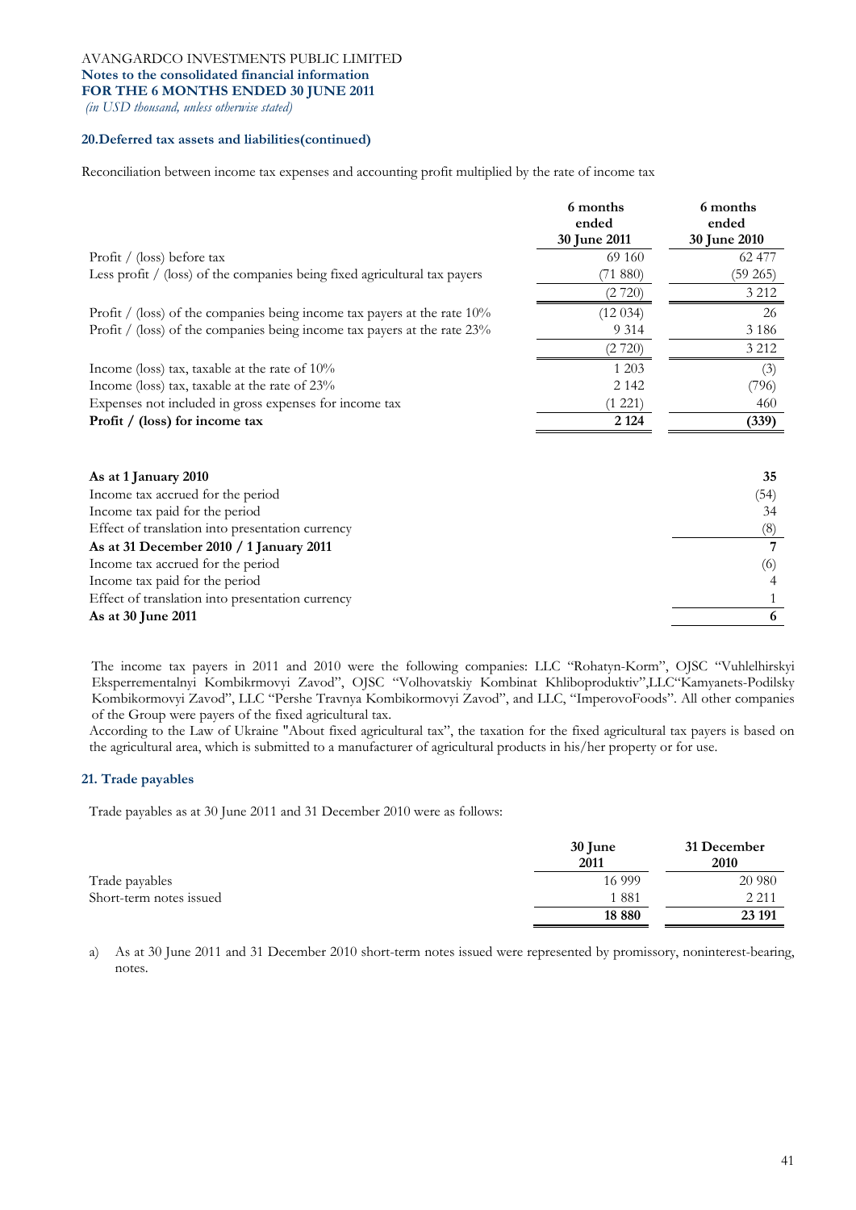AVANGARDCO INVESTMENTS PUBLIC LIMITED
**Notes to the consolidated financial information**
**FOR THE 6 MONTHS ENDED 30 JUNE 2011**
*(in USD thousand, unless otherwise stated)*

### 20.Deferred tax assets and liabilities(continued)

Reconciliation between income tax expenses and accounting profit multiplied by the rate of income tax

| | 6 months ended 30 June 2011 | 6 months ended 30 June 2010 |
|---|---|---|
| Profit / (loss) before tax | 69 160 | 62 477 |
| Less profit / (loss) of the companies being fixed agricultural tax payers | (71 880) | (59 265) |
| | (2 720) | 3 212 |
| Profit / (loss) of the companies being income tax payers at the rate 10% | (12 034) | 26 |
| Profit / (loss) of the companies being income tax payers at the rate 23% | 9 314 | 3 186 |
| | (2 720) | 3 212 |
| Income (loss) tax, taxable at the rate of 10% | 1 203 | (3) |
| Income (loss) tax, taxable at the rate of 23% | 2 142 | (796) |
| Expenses not included in gross expenses for income tax | (1 221) | 460 |
| **Profit / (loss) for income tax** | **2 124** | **(339)** |

| | |
|---|---|
| **As at 1 January 2010** | **35** |
| Income tax accrued for the period | (54) |
| Income tax paid for the period | 34 |
| Effect of translation into presentation currency | (8) |
| **As at 31 December 2010 / 1 January 2011** | **7** |
| Income tax accrued for the period | (6) |
| Income tax paid for the period | 4 |
| Effect of translation into presentation currency | 1 |
| **As at 30 June 2011** | **6** |

The income tax payers in 2011 and 2010 were the following companies: LLC "Rohatyn-Korm", OJSC "Vuhlelhirskyi Eksperrementalnyi Kombikrmovyi Zavod", OJSC "Volhovatskiy Kombinat Khliboproduktiv",LLC"Kamyanets-Podilsky Kombikormovyi Zavod", LLC "Pershe Travnya Kombikormovyi Zavod", and LLC, "ImperovoFoods". All other companies of the Group were payers of the fixed agricultural tax.
According to the Law of Ukraine "About fixed agricultural tax", the taxation for the fixed agricultural tax payers is based on the agricultural area, which is submitted to a manufacturer of agricultural products in his/her property or for use.

### 21. Trade payables

Trade payables as at 30 June 2011 and 31 December 2010 were as follows:

| | 30 June 2011 | 31 December 2010 |
|---|---|---|
| Trade payables | 16 999 | 20 980 |
| Short-term notes issued | 1 881 | 2 211 |
| | **18 880** | **23 191** |

a) As at 30 June 2011 and 31 December 2010 short-term notes issued were represented by promissory, noninterest-bearing, notes.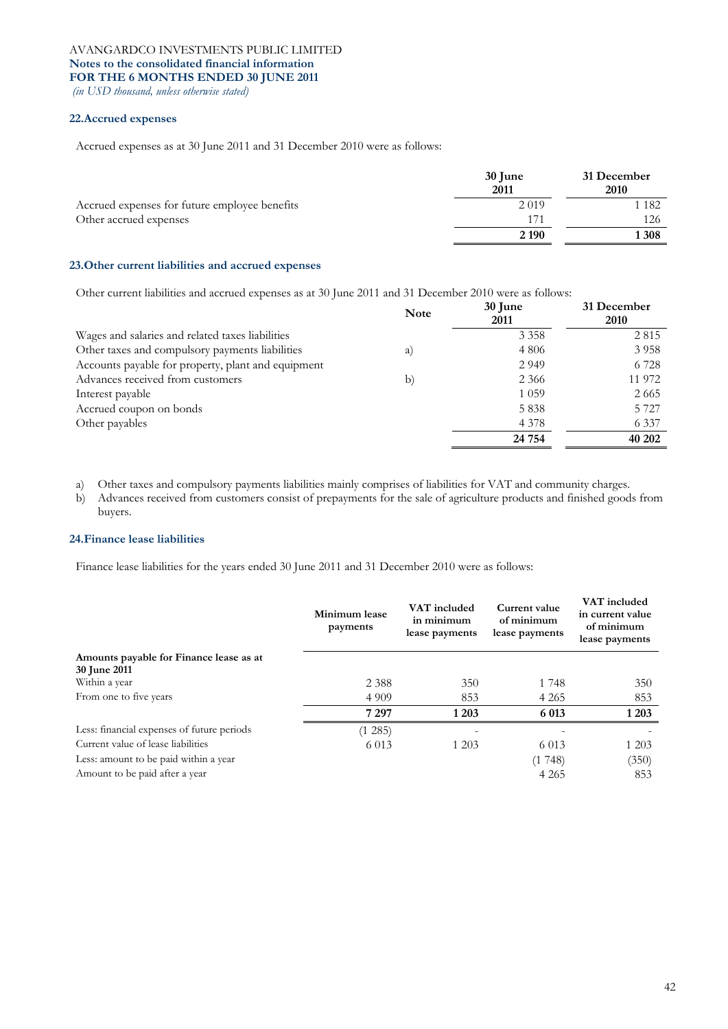AVANGARDCO INVESTMENTS PUBLIC LIMITED
**Notes to the consolidated financial information**
**FOR THE 6 MONTHS ENDED 30 JUNE 2011**
*(in USD thousand, unless otherwise stated)*

## 22. Accrued expenses

Accrued expenses as at 30 June 2011 and 31 December 2010 were as follows:

| | 30 June 2011 | 31 December 2010 |
|---|---|---|
| Accrued expenses for future employee benefits | 2 019 | 1 182 |
| Other accrued expenses | 171 | 126 |
| | **2 190** | **1 308** |

## 23. Other current liabilities and accrued expenses

Other current liabilities and accrued expenses as at 30 June 2011 and 31 December 2010 were as follows:

| | Note | 30 June 2011 | 31 December 2010 |
|---|---|---|---|
| Wages and salaries and related taxes liabilities | | 3 358 | 2 815 |
| Other taxes and compulsory payments liabilities | a) | 4 806 | 3 958 |
| Accounts payable for property, plant and equipment | | 2 949 | 6 728 |
| Advances received from customers | b) | 2 366 | 11 972 |
| Interest payable | | 1 059 | 2 665 |
| Accrued coupon on bonds | | 5 838 | 5 727 |
| Other payables | | 4 378 | 6 337 |
| | | **24 754** | **40 202** |

a) Other taxes and compulsory payments liabilities mainly comprises of liabilities for VAT and community charges.
b) Advances received from customers consist of prepayments for the sale of agriculture products and finished goods from buyers.

## 24. Finance lease liabilities

Finance lease liabilities for the years ended 30 June 2011 and 31 December 2010 were as follows:

| | Minimum lease payments | VAT included in minimum lease payments | Current value of minimum lease payments | VAT included in current value of minimum lease payments |
|---|---|---|---|---|
| **Amounts payable for Finance lease as at 30 June 2011** | | | | |
| Within a year | 2 388 | 350 | 1 748 | 350 |
| From one to five years | 4 909 | 853 | 4 265 | 853 |
| | **7 297** | **1 203** | **6 013** | **1 203** |
| Less: financial expenses of future periods | (1 285) | - | - | - |
| Current value of lease liabilities | 6 013 | 1 203 | 6 013 | 1 203 |
| Less: amount to be paid within a year | | | (1 748) | (350) |
| Amount to be paid after a year | | | 4 265 | 853 |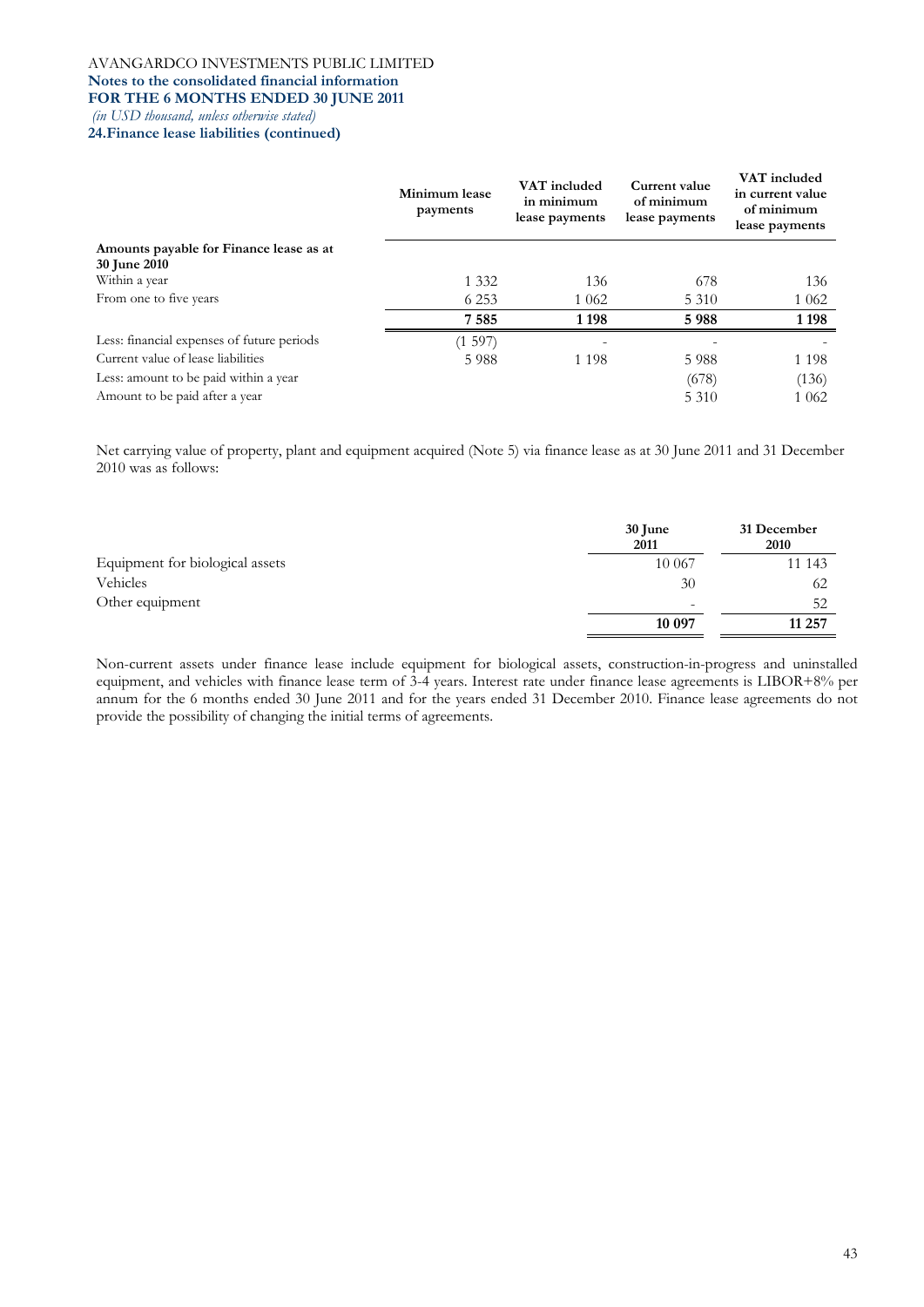AVANGARDCO INVESTMENTS PUBLIC LIMITED
**Notes to the consolidated financial information**
**FOR THE 6 MONTHS ENDED 30 JUNE 2011**
*(in USD thousand, unless otherwise stated)*

**24.Finance lease liabilities (continued)**

| | Minimum lease payments | VAT included in minimum lease payments | Current value of minimum lease payments | VAT included in current value of minimum lease payments |
|---|---|---|---|---|
| **Amounts payable for Finance lease as at 30 June 2010** | | | | |
| Within a year | 1 332 | 136 | 678 | 136 |
| From one to five years | 6 253 | 1 062 | 5 310 | 1 062 |
| | **7 585** | **1 198** | **5 988** | **1 198** |
| Less: financial expenses of future periods | (1 597) | - | - | - |
| Current value of lease liabilities | 5 988 | 1 198 | 5 988 | 1 198 |
| Less: amount to be paid within a year | | | (678) | (136) |
| Amount to be paid after a year | | | 5 310 | 1 062 |

Net carrying value of property, plant and equipment acquired (Note 5) via finance lease as at 30 June 2011 and 31 December 2010 was as follows:

| | 30 June 2011 | 31 December 2010 |
|---|---|---|
| Equipment for biological assets | 10 067 | 11 143 |
| Vehicles | 30 | 62 |
| Other equipment | - | 52 |
| | **10 097** | **11 257** |

Non-current assets under finance lease include equipment for biological assets, construction-in-progress and uninstalled equipment, and vehicles with finance lease term of 3-4 years. Interest rate under finance lease agreements is LIBOR+8% per annum for the 6 months ended 30 June 2011 and for the years ended 31 December 2010. Finance lease agreements do not provide the possibility of changing the initial terms of agreements.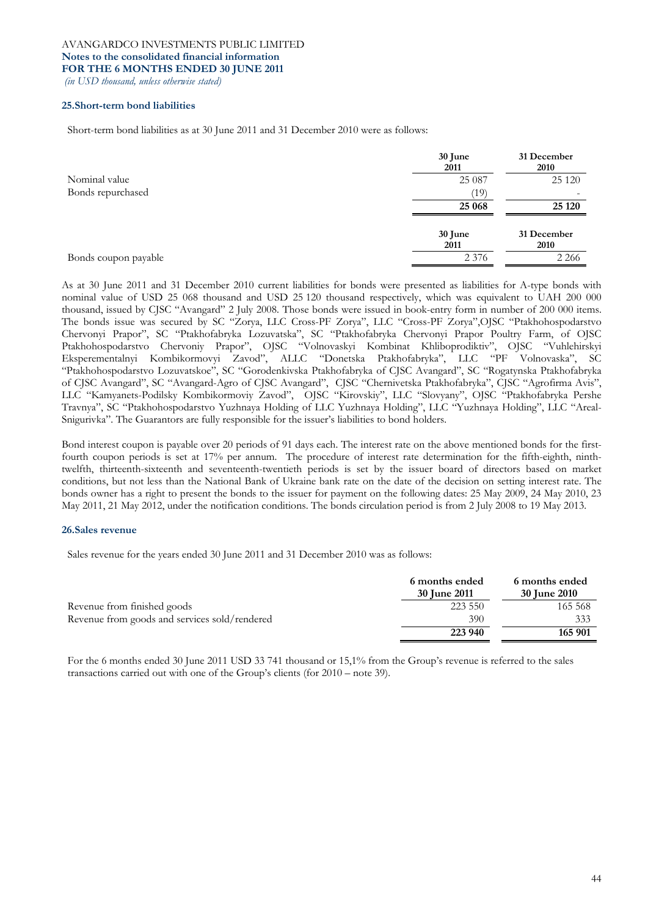## 25.Short-term bond liabilities

Short-term bond liabilities as at 30 June 2011 and 31 December 2010 were as follows:

| | 30 June 2011 | 31 December 2010 |
|---|---|---|
| Nominal value | 25 087 | 25 120 |
| Bonds repurchased | (19) | - |
| | **25 068** | **25 120** |

| | 30 June 2011 | 31 December 2010 |
|---|---|---|
| Bonds coupon payable | 2 376 | 2 266 |

As at 30 June 2011 and 31 December 2010 current liabilities for bonds were presented as liabilities for A-type bonds with nominal value of USD 25 068 thousand and USD 25 120 thousand respectively, which was equivalent to UAH 200 000 thousand, issued by CJSC "Avangard" 2 July 2008. Those bonds were issued in book-entry form in number of 200 000 items. The bonds issue was secured by SC "Zorya, LLC Cross-PF Zorya", LLC "Cross-PF Zorya",OJSC "Ptakhohospodarstvo Chervonyi Prapor", SC "Ptakhofabryka Lozuvatska", SC "Ptakhofabryka Chervonyi Prapor Poultry Farm, of OJSC Ptakhohospodarstvo Chervoniy Prapor", OJSC "Volnovaskyi Kombinat Khliboprodiktiv", OJSC "Vuhlehirskyi Eksperementalnyi Kombikormovyi Zavod", ALLC "Donetska Ptakhofabryka", LLC "PF Volnovaska", SC "Ptakhohospodarstvo Lozuvatskoe", SC "Gorodenkivska Ptakhofabryka of CJSC Avangard", SC "Rogatynska Ptakhofabryka of CJSC Avangard", SC "Avangard-Agro of CJSC Avangard", CJSC "Chernivetska Ptakhofabryka", CJSC "Agrofirma Avis", LLC "Kamyanets-Podilsky Kombikormoviy Zavod", OJSC "Kirovskiy", LLC "Slovyany", OJSC "Ptakhofabryka Pershe Travnya", SC "Ptakhohospodarstvo Yuzhnaya Holding of LLC Yuzhnaya Holding", LLC "Yuzhnaya Holding", LLC "Areal-Snigurivka". The Guarantors are fully responsible for the issuer's liabilities to bond holders.

Bond interest coupon is payable over 20 periods of 91 days each. The interest rate on the above mentioned bonds for the first-fourth coupon periods is set at 17% per annum. The procedure of interest rate determination for the fifth-eighth, ninth-twelfth, thirteenth-sixteenth and seventeenth-twentieth periods is set by the issuer board of directors based on market conditions, but not less than the National Bank of Ukraine bank rate on the date of the decision on setting interest rate. The bonds owner has a right to present the bonds to the issuer for payment on the following dates: 25 May 2009, 24 May 2010, 23 May 2011, 21 May 2012, under the notification conditions. The bonds circulation period is from 2 July 2008 to 19 May 2013.

## 26.Sales revenue

Sales revenue for the years ended 30 June 2011 and 31 December 2010 was as follows:

| | 6 months ended 30 June 2011 | 6 months ended 30 June 2010 |
|---|---|---|
| Revenue from finished goods | 223 550 | 165 568 |
| Revenue from goods and services sold/rendered | 390 | 333 |
| | **223 940** | **165 901** |

For the 6 months ended 30 June 2011 USD 33 741 thousand or 15,1% from the Group's revenue is referred to the sales transactions carried out with one of the Group's clients (for 2010 – note 39).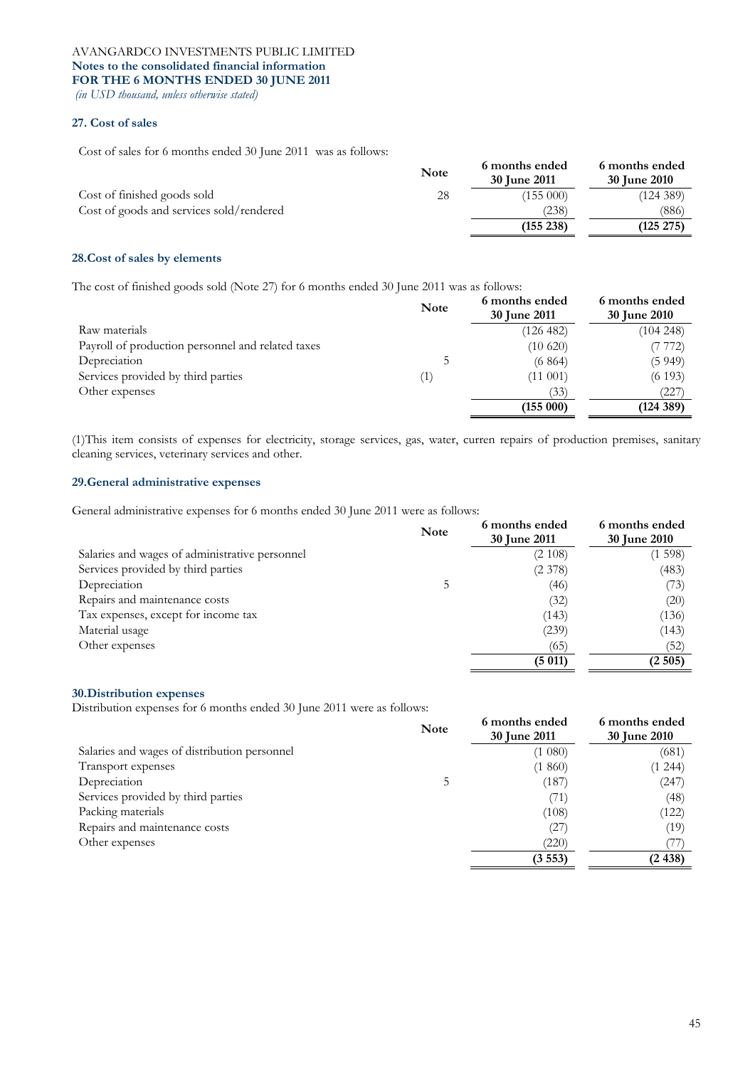AVANGARDCO INVESTMENTS PUBLIC LIMITED
**Notes to the consolidated financial information**
**FOR THE 6 MONTHS ENDED 30 JUNE 2011**
*(in USD thousand, unless otherwise stated)*

### 27. Cost of sales

Cost of sales for 6 months ended 30 June 2011 was as follows:

| | Note | 6 months ended 30 June 2011 | 6 months ended 30 June 2010 |
|---|---|---|---|
| Cost of finished goods sold | 28 | (155 000) | (124 389) |
| Cost of goods and services sold/rendered | | (238) | (886) |
| | | **(155 238)** | **(125 275)** |

### 28.Cost of sales by elements

The cost of finished goods sold (Note 27) for 6 months ended 30 June 2011 was as follows:

| | Note | 6 months ended 30 June 2011 | 6 months ended 30 June 2010 |
|---|---|---|---|
| Raw materials | | (126 482) | (104 248) |
| Payroll of production personnel and related taxes | | (10 620) | (7 772) |
| Depreciation | 5 | (6 864) | (5 949) |
| Services provided by third parties | (1) | (11 001) | (6 193) |
| Other expenses | | (33) | (227) |
| | | **(155 000)** | **(124 389)** |

(1)This item consists of expenses for electricity, storage services, gas, water, curren repairs of production premises, sanitary cleaning services, veterinary services and other.

### 29.General administrative expenses

General administrative expenses for 6 months ended 30 June 2011 were as follows:

| | Note | 6 months ended 30 June 2011 | 6 months ended 30 June 2010 |
|---|---|---|---|
| Salaries and wages of administrative personnel | | (2 108) | (1 598) |
| Services provided by third parties | | (2 378) | (483) |
| Depreciation | 5 | (46) | (73) |
| Repairs and maintenance costs | | (32) | (20) |
| Tax expenses, except for income tax | | (143) | (136) |
| Material usage | | (239) | (143) |
| Other expenses | | (65) | (52) |
| | | **(5 011)** | **(2 505)** |

### 30.Distribution expenses

Distribution expenses for 6 months ended 30 June 2011 were as follows:

| | Note | 6 months ended 30 June 2011 | 6 months ended 30 June 2010 |
|---|---|---|---|
| Salaries and wages of distribution personnel | | (1 080) | (681) |
| Transport expenses | | (1 860) | (1 244) |
| Depreciation | 5 | (187) | (247) |
| Services provided by third parties | | (71) | (48) |
| Packing materials | | (108) | (122) |
| Repairs and maintenance costs | | (27) | (19) |
| Other expenses | | (220) | (77) |
| | | **(3 553)** | **(2 438)** |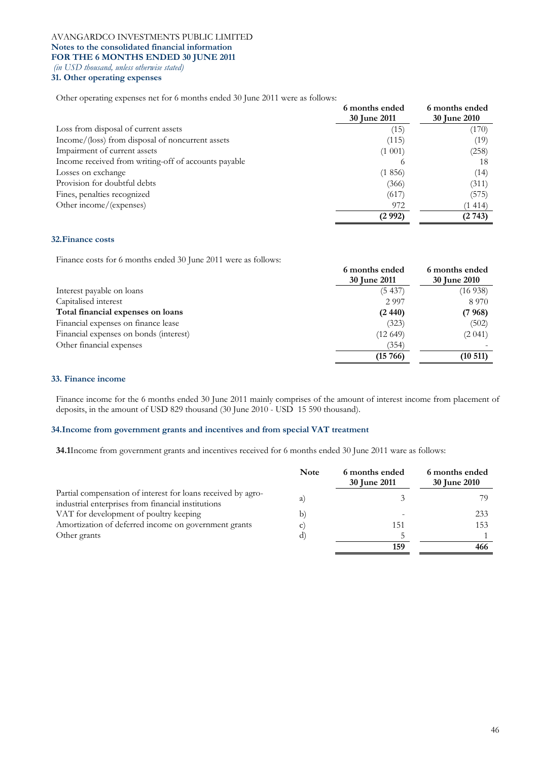## 31. Other operating expenses

Other operating expenses net for 6 months ended 30 June 2011 were as follows:

| | 6 months ended 30 June 2011 | 6 months ended 30 June 2010 |
|---|---|---|
| Loss from disposal of current assets | (15) | (170) |
| Income/(loss) from disposal of noncurrent assets | (115) | (19) |
| Impairment of current assets | (1 001) | (258) |
| Income received from writing-off of accounts payable | 6 | 18 |
| Losses on exchange | (1 856) | (14) |
| Provision for doubtful debts | (366) | (311) |
| Fines, penalties recognized | (617) | (575) |
| Other income/(expenses) | 972 | (1 414) |
| | **(2 992)** | **(2 743)** |

## 32. Finance costs

Finance costs for 6 months ended 30 June 2011 were as follows:

| | 6 months ended 30 June 2011 | 6 months ended 30 June 2010 |
|---|---|---|
| Interest payable on loans | (5 437) | (16 938) |
| Capitalised interest | 2 997 | 8 970 |
| **Total financial expenses on loans** | **(2 440)** | **(7 968)** |
| Financial expenses on finance lease | (323) | (502) |
| Financial expenses on bonds (interest) | (12 649) | (2 041) |
| Other financial expenses | (354) | - |
| | **(15 766)** | **(10 511)** |

## 33. Finance income

Finance income for the 6 months ended 30 June 2011 mainly comprises of the amount of interest income from placement of deposits, in the amount of USD 829 thousand (30 June 2010 - USD 15 590 thousand).

## 34. Income from government grants and incentives and from special VAT treatment

**34.1** Income from government grants and incentives received for 6 months ended 30 June 2011 ware as follows:

| | Note | 6 months ended 30 June 2011 | 6 months ended 30 June 2010 |
|---|---|---|---|
| Partial compensation of interest for loans received by agro-industrial enterprises from financial institutions | a) | 3 | 79 |
| VAT for development of poultry keeping | b) | - | 233 |
| Amortization of deferred income on government grants | c) | 151 | 153 |
| Other grants | d) | 5 | 1 |
| | | **159** | **466** |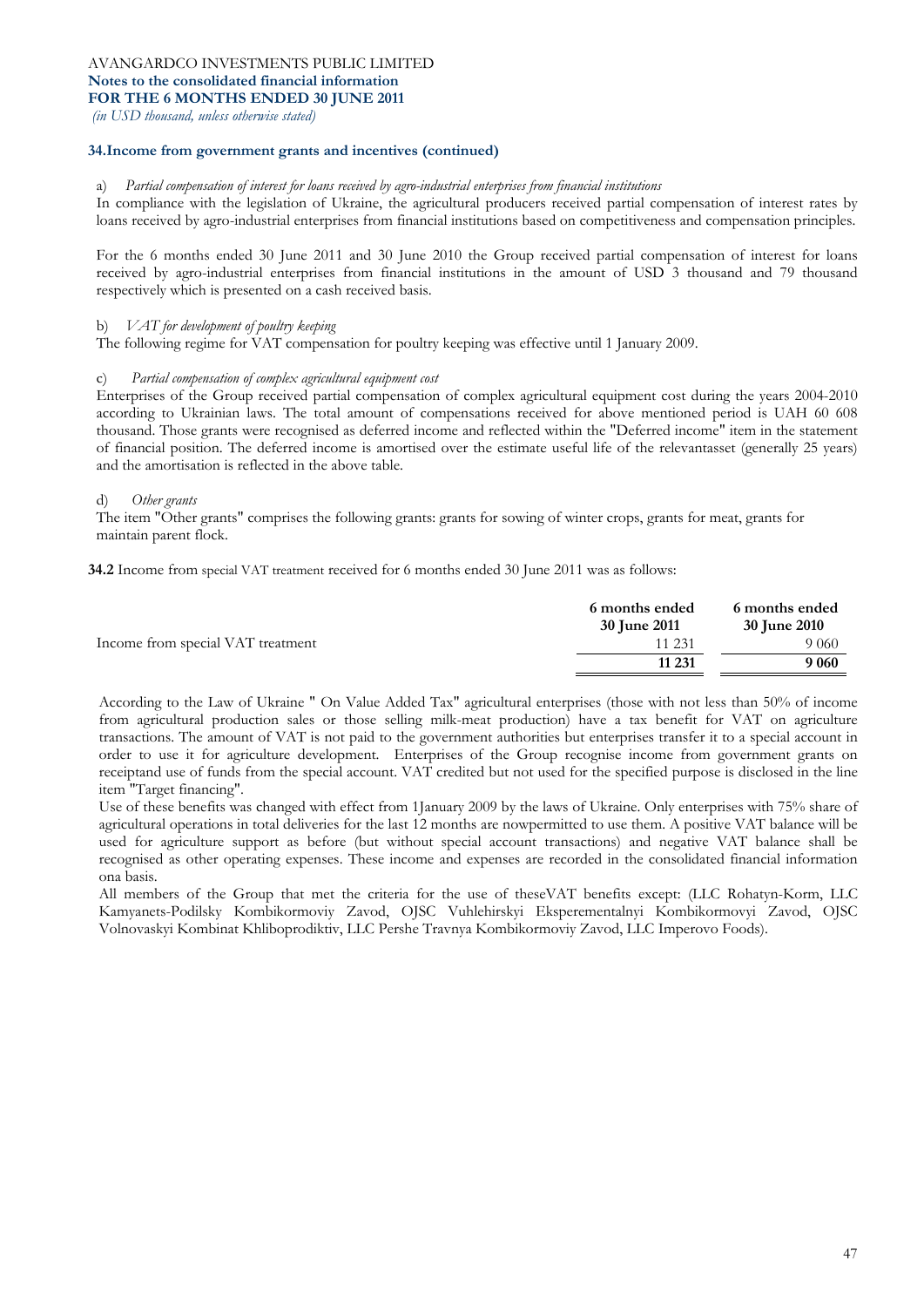### 34.Income from government grants and incentives (continued)

a) *Partial compensation of interest for loans received by agro-industrial enterprises from financial institutions*

In compliance with the legislation of Ukraine, the agricultural producers received partial compensation of interest rates by loans received by agro-industrial enterprises from financial institutions based on competitiveness and compensation principles.

For the 6 months ended 30 June 2011 and 30 June 2010 the Group received partial compensation of interest for loans received by agro-industrial enterprises from financial institutions in the amount of USD 3 thousand and 79 thousand respectively which is presented on a cash received basis.

b) *VAT for development of poultry keeping*

The following regime for VAT compensation for poultry keeping was effective until 1 January 2009.

c) *Partial compensation of complex agricultural equipment cost*

Enterprises of the Group received partial compensation of complex agricultural equipment cost during the years 2004-2010 according to Ukrainian laws. The total amount of compensations received for above mentioned period is UAH 60 608 thousand. Those grants were recognised as deferred income and reflected within the "Deferred income" item in the statement of financial position. The deferred income is amortised over the estimate useful life of the relevantasset (generally 25 years) and the amortisation is reflected in the above table.

d) *Other grants*

The item "Other grants" comprises the following grants: grants for sowing of winter crops, grants for meat, grants for maintain parent flock.

**34.2** Income from special VAT treatment received for 6 months ended 30 June 2011 was as follows:

| | 6 months ended 30 June 2011 | 6 months ended 30 June 2010 |
|---|---|---|
| Income from special VAT treatment | 11 231 | 9 060 |
| | **11 231** | **9 060** |

According to the Law of Ukraine " On Value Added Tax" agricultural enterprises (those with not less than 50% of income from agricultural production sales or those selling milk-meat production) have a tax benefit for VAT on agriculture transactions. The amount of VAT is not paid to the government authorities but enterprises transfer it to a special account in order to use it for agriculture development. Enterprises of the Group recognise income from government grants on receiptand use of funds from the special account. VAT credited but not used for the specified purpose is disclosed in the line item "Target financing".

Use of these benefits was changed with effect from 1January 2009 by the laws of Ukraine. Only enterprises with 75% share of agricultural operations in total deliveries for the last 12 months are nowpermitted to use them. A positive VAT balance will be used for agriculture support as before (but without special account transactions) and negative VAT balance shall be recognised as other operating expenses. These income and expenses are recorded in the consolidated financial information ona basis.

All members of the Group that met the criteria for the use of theseVAT benefits except: (LLC Rohatyn-Korm, LLC Kamyanets-Podilsky Kombikormoviy Zavod, OJSC Vuhlehirskyi Eksperementalnyi Kombikormovyi Zavod, OJSC Volnovaskyi Kombinat Khliboprodiktiv, LLC Pershe Travnya Kombikormoviy Zavod, LLC Imperovo Foods).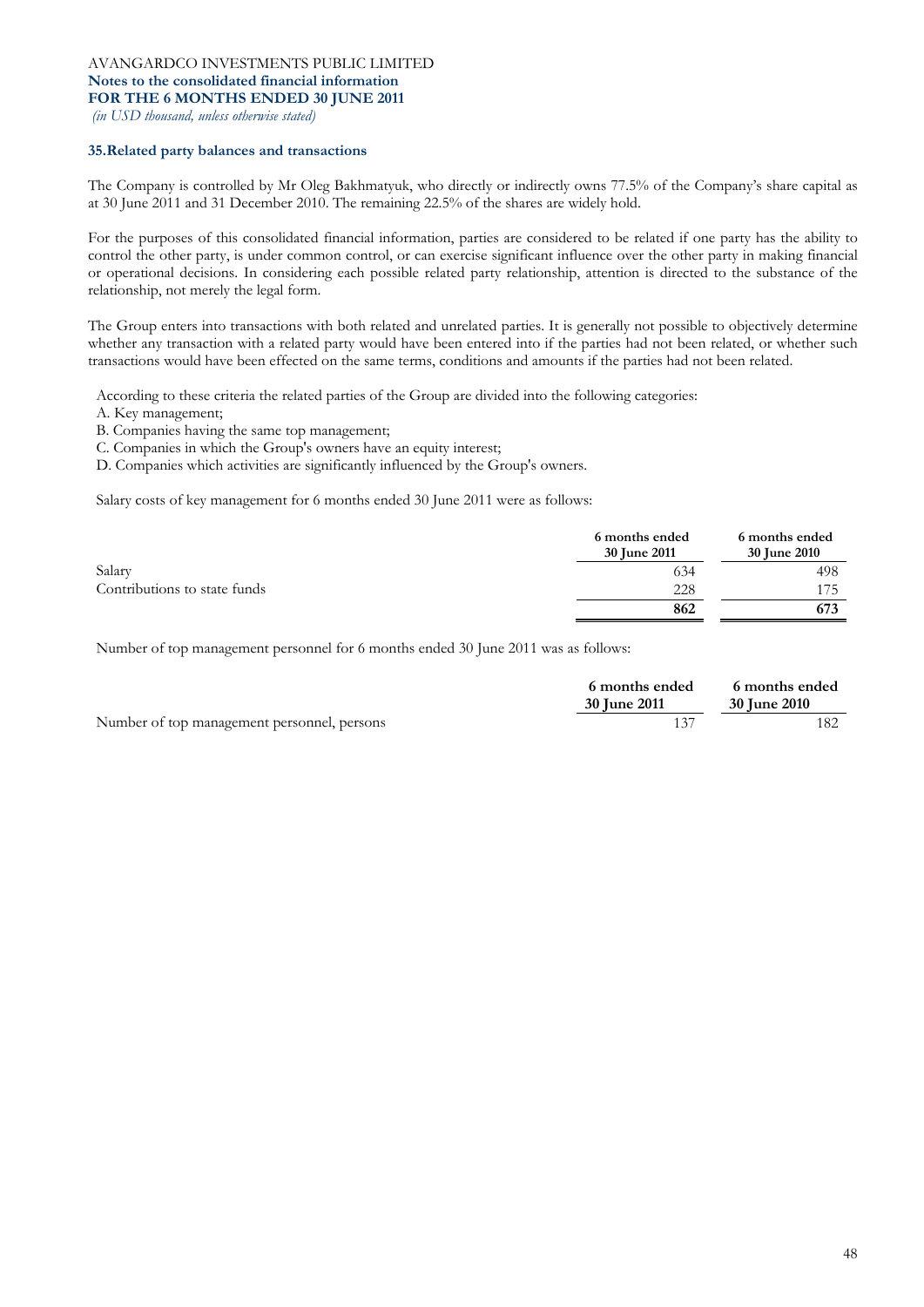## 35. Related party balances and transactions

The Company is controlled by Mr Oleg Bakhmatyuk, who directly or indirectly owns 77.5% of the Company's share capital as at 30 June 2011 and 31 December 2010. The remaining 22.5% of the shares are widely hold.

For the purposes of this consolidated financial information, parties are considered to be related if one party has the ability to control the other party, is under common control, or can exercise significant influence over the other party in making financial or operational decisions. In considering each possible related party relationship, attention is directed to the substance of the relationship, not merely the legal form.

The Group enters into transactions with both related and unrelated parties. It is generally not possible to objectively determine whether any transaction with a related party would have been entered into if the parties had not been related, or whether such transactions would have been effected on the same terms, conditions and amounts if the parties had not been related.

According to these criteria the related parties of the Group are divided into the following categories:

A. Key management;
B. Companies having the same top management;
C. Companies in which the Group's owners have an equity interest;
D. Companies which activities are significantly influenced by the Group's owners.

Salary costs of key management for 6 months ended 30 June 2011 were as follows:

| | 6 months ended 30 June 2011 | 6 months ended 30 June 2010 |
|---|---|---|
| Salary | 634 | 498 |
| Contributions to state funds | 228 | 175 |
| | **862** | **673** |

Number of top management personnel for 6 months ended 30 June 2011 was as follows:

| | 6 months ended 30 June 2011 | 6 months ended 30 June 2010 |
|---|---|---|
| Number of top management personnel, persons | 137 | 182 |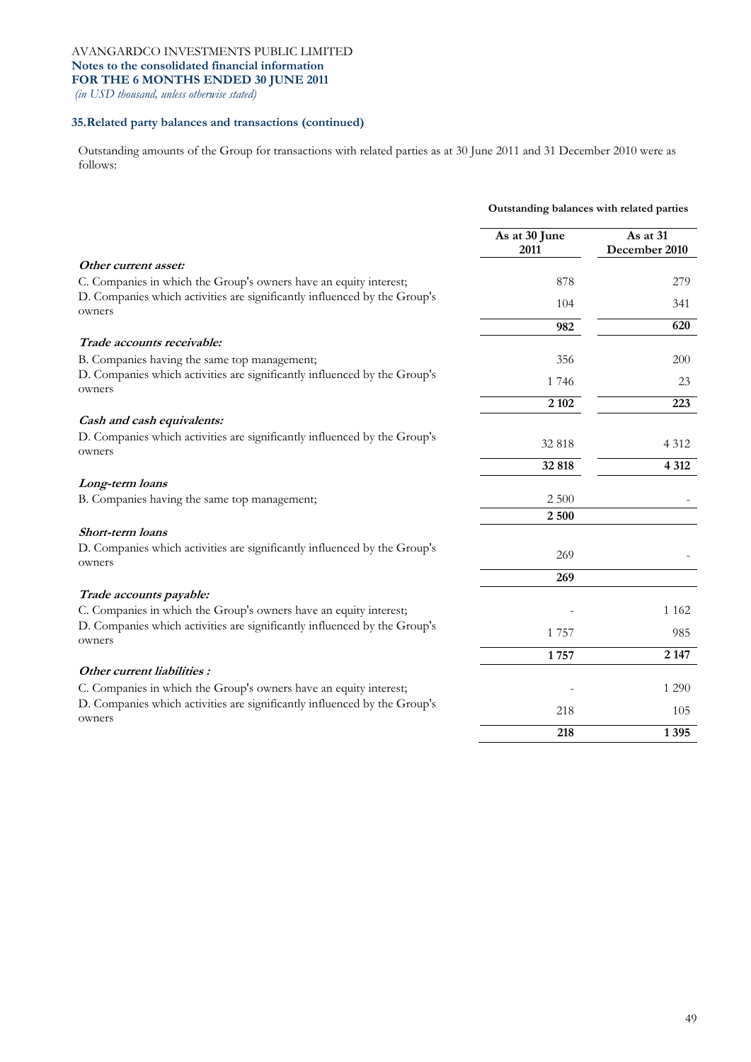### 35. Related party balances and transactions (continued)

Outstanding amounts of the Group for transactions with related parties as at 30 June 2011 and 31 December 2010 were as follows:

| | Outstanding balances with related parties | |
|---|---|---|
| | **As at 30 June 2011** | **As at 31 December 2010** |
| ***Other current asset:*** | | |
| C. Companies in which the Group's owners have an equity interest; | 878 | 279 |
| D. Companies which activities are significantly influenced by the Group's owners | 104 | 341 |
| | **982** | **620** |
| ***Trade accounts receivable:*** | | |
| B. Companies having the same top management; | 356 | 200 |
| D. Companies which activities are significantly influenced by the Group's owners | 1 746 | 23 |
| | **2 102** | **223** |
| ***Cash and cash equivalents:*** | | |
| D. Companies which activities are significantly influenced by the Group's owners | 32 818 | 4 312 |
| | **32 818** | **4 312** |
| ***Long-term loans*** | | |
| B. Companies having the same top management; | 2 500 | - |
| | **2 500** | |
| ***Short-term loans*** | | |
| D. Companies which activities are significantly influenced by the Group's owners | 269 | - |
| | **269** | |
| ***Trade accounts payable:*** | | |
| C. Companies in which the Group's owners have an equity interest; | - | 1 162 |
| D. Companies which activities are significantly influenced by the Group's owners | 1 757 | 985 |
| | **1 757** | **2 147** |
| ***Other current liabilities :*** | | |
| C. Companies in which the Group's owners have an equity interest; | - | 1 290 |
| D. Companies which activities are significantly influenced by the Group's owners | 218 | 105 |
| | **218** | **1 395** |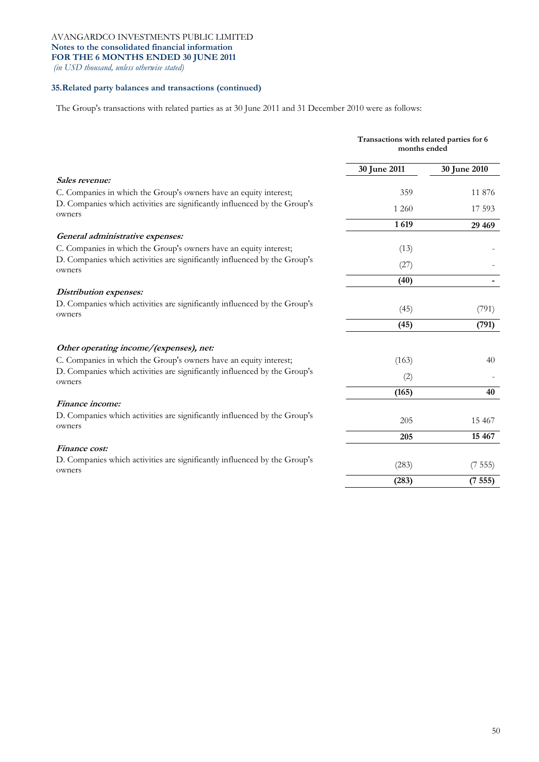AVANGARDCO INVESTMENTS PUBLIC LIMITED
**Notes to the consolidated financial information**
**FOR THE 6 MONTHS ENDED 30 JUNE 2011**
*(in USD thousand, unless otherwise stated)*

### 35. Related party balances and transactions (continued)

The Group's transactions with related parties as at 30 June 2011 and 31 December 2010 were as follows:

| | **Transactions with related parties for 6 months ended** | |
|---|---|---|
| | **30 June 2011** | **30 June 2010** |
| ***Sales revenue:*** | | |
| C. Companies in which the Group's owners have an equity interest; | 359 | 11 876 |
| D. Companies which activities are significantly influenced by the Group's owners | 1 260 | 17 593 |
| | **1 619** | **29 469** |
| ***General administrative expenses:*** | | |
| C. Companies in which the Group's owners have an equity interest; | (13) | - |
| D. Companies which activities are significantly influenced by the Group's owners | (27) | - |
| | **(40)** | **-** |
| ***Distribution expenses:*** | | |
| D. Companies which activities are significantly influenced by the Group's owners | (45) | (791) |
| | **(45)** | **(791)** |
| ***Other operating income/(expenses), net:*** | | |
| C. Companies in which the Group's owners have an equity interest; | (163) | 40 |
| D. Companies which activities are significantly influenced by the Group's owners | (2) | - |
| | **(165)** | **40** |
| ***Finance income:*** | | |
| D. Companies which activities are significantly influenced by the Group's owners | 205 | 15 467 |
| | **205** | **15 467** |
| ***Finance cost:*** | | |
| D. Companies which activities are significantly influenced by the Group's owners | (283) | (7 555) |
| | **(283)** | **(7 555)** |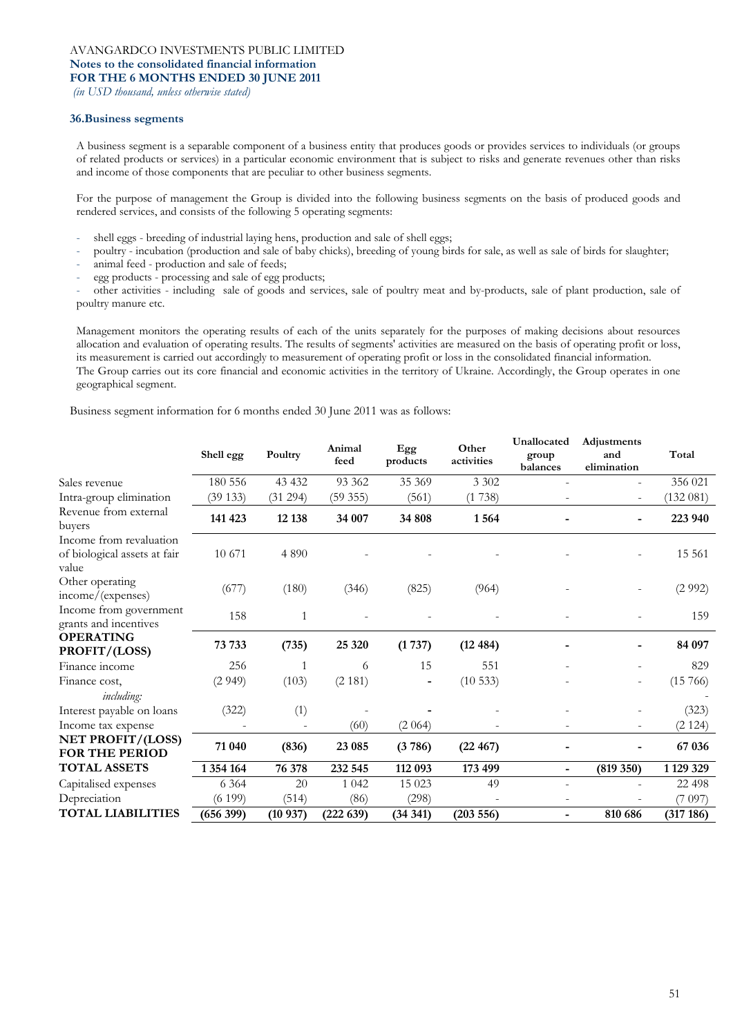AVANGARDCO INVESTMENTS PUBLIC LIMITED
**Notes to the consolidated financial information**
**FOR THE 6 MONTHS ENDED 30 JUNE 2011**
*(in USD thousand, unless otherwise stated)*

### 36.Business segments

A business segment is a separable component of a business entity that produces goods or provides services to individuals (or groups of related products or services) in a particular economic environment that is subject to risks and generate revenues other than risks and income of those components that are peculiar to other business segments.

For the purpose of management the Group is divided into the following business segments on the basis of produced goods and rendered services, and consists of the following 5 operating segments:

- shell eggs - breeding of industrial laying hens, production and sale of shell eggs;
- poultry - incubation (production and sale of baby chicks), breeding of young birds for sale, as well as sale of birds for slaughter;
- animal feed - production and sale of feeds;
- egg products - processing and sale of egg products;
- other activities - including sale of goods and services, sale of poultry meat and by-products, sale of plant production, sale of poultry manure etc.

Management monitors the operating results of each of the units separately for the purposes of making decisions about resources allocation and evaluation of operating results. The results of segments' activities are measured on the basis of operating profit or loss, its measurement is carried out accordingly to measurement of operating profit or loss in the consolidated financial information.
The Group carries out its core financial and economic activities in the territory of Ukraine. Accordingly, the Group operates in one geographical segment.

Business segment information for 6 months ended 30 June 2011 was as follows:

| | Shell egg | Poultry | Animal feed | Egg products | Other activities | Unallocated group balances | Adjustments and elimination | Total |
|---|---|---|---|---|---|---|---|---|
| Sales revenue | 180 556 | 43 432 | 93 362 | 35 369 | 3 302 | - | - | 356 021 |
| Intra-group elimination | (39 133) | (31 294) | (59 355) | (561) | (1 738) | - | - | (132 081) |
| Revenue from external buyers | **141 423** | **12 138** | **34 007** | **34 808** | **1 564** | **-** | **-** | **223 940** |
| Income from revaluation of biological assets at fair value | 10 671 | 4 890 | - | - | - | - | - | 15 561 |
| Other operating income/(expenses) | (677) | (180) | (346) | (825) | (964) | - | - | (2 992) |
| Income from government grants and incentives | 158 | 1 | - | - | - | - | - | 159 |
| **OPERATING PROFIT/(LOSS)** | **73 733** | **(735)** | **25 320** | **(1 737)** | **(12 484)** | **-** | **-** | **84 097** |
| Finance income | 256 | 1 | 6 | 15 | 551 | - | - | 829 |
| Finance cost, | (2 949) | (103) | (2 181) | - | (10 533) | - | - | (15 766) |
| *including:* | | | | | | | | - |
| Interest payable on loans | (322) | (1) | - | - | - | - | - | (323) |
| Income tax expense | - | - | (60) | (2 064) | - | - | - | (2 124) |
| **NET PROFIT/(LOSS) FOR THE PERIOD** | **71 040** | **(836)** | **23 085** | **(3 786)** | **(22 467)** | **-** | **-** | **67 036** |
| **TOTAL ASSETS** | **1 354 164** | **76 378** | **232 545** | **112 093** | **173 499** | **-** | **(819 350)** | **1 129 329** |
| Capitalised expenses | 6 364 | 20 | 1 042 | 15 023 | 49 | - | - | 22 498 |
| Depreciation | (6 199) | (514) | (86) | (298) | - | - | - | (7 097) |
| **TOTAL LIABILITIES** | **(656 399)** | **(10 937)** | **(222 639)** | **(34 341)** | **(203 556)** | **-** | **810 686** | **(317 186)** |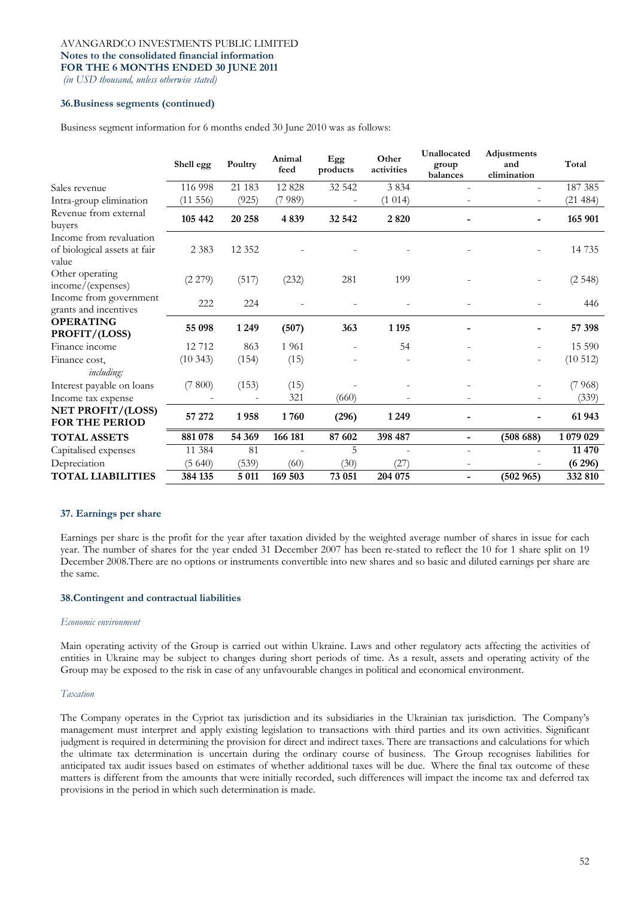AVANGARDCO INVESTMENTS PUBLIC LIMITED
**Notes to the consolidated financial information**
**FOR THE 6 MONTHS ENDED 30 JUNE 2011**
*(in USD thousand, unless otherwise stated)*

### 36. Business segments (continued)

Business segment information for 6 months ended 30 June 2010 was as follows:

| | Shell egg | Poultry | Animal feed | Egg products | Other activities | Unallocated group balances | Adjustments and elimination | Total |
|---|---|---|---|---|---|---|---|---|
| Sales revenue | 116 998 | 21 183 | 12 828 | 32 542 | 3 834 | - | - | 187 385 |
| Intra-group elimination | (11 556) | (925) | (7 989) | - | (1 014) | - | - | (21 484) |
| Revenue from external buyers | **105 442** | **20 258** | **4 839** | **32 542** | **2 820** | **-** | **-** | **165 901** |
| Income from revaluation of biological assets at fair value | 2 383 | 12 352 | - | - | - | - | - | 14 735 |
| Other operating income/(expenses) | (2 279) | (517) | (232) | 281 | 199 | - | - | (2 548) |
| Income from government grants and incentives | 222 | 224 | - | - | - | - | - | 446 |
| **OPERATING PROFIT/(LOSS)** | **55 098** | **1 249** | **(507)** | **363** | **1 195** | **-** | **-** | **57 398** |
| Finance income | 12 712 | 863 | 1 961 | - | 54 | - | - | 15 590 |
| Finance cost, *including:* | (10 343) | (154) | (15) | - | - | - | - | (10 512) |
| Interest payable on loans | (7 800) | (153) | (15) | - | - | - | - | (7 968) |
| Income tax expense | - | - | 321 | (660) | - | - | - | (339) |
| **NET PROFIT/(LOSS) FOR THE PERIOD** | **57 272** | **1 958** | **1 760** | **(296)** | **1 249** | **-** | **-** | **61 943** |
| **TOTAL ASSETS** | **881 078** | **54 369** | **166 181** | **87 602** | **398 487** | **-** | **(508 688)** | **1 079 029** |
| Capitalised expenses | 11 384 | 81 | - | 5 | - | - | - | **11 470** |
| Depreciation | (5 640) | (539) | (60) | (30) | (27) | - | - | **(6 296)** |
| **TOTAL LIABILITIES** | **384 135** | **5 011** | **169 503** | **73 051** | **204 075** | **-** | **(502 965)** | **332 810** |

### 37. Earnings per share

Earnings per share is the profit for the year after taxation divided by the weighted average number of shares in issue for each year. The number of shares for the year ended 31 December 2007 has been re-stated to reflect the 10 for 1 share split on 19 December 2008.There are no options or instruments convertible into new shares and so basic and diluted earnings per share are the same.

### 38. Contingent and contractual liabilities

*Economic environment*

Main operating activity of the Group is carried out within Ukraine. Laws and other regulatory acts affecting the activities of entities in Ukraine may be subject to changes during short periods of time. As a result, assets and operating activity of the Group may be exposed to the risk in case of any unfavourable changes in political and economical environment.

*Taxation*

The Company operates in the Cypriot tax jurisdiction and its subsidiaries in the Ukrainian tax jurisdiction. The Company's management must interpret and apply existing legislation to transactions with third parties and its own activities. Significant judgment is required in determining the provision for direct and indirect taxes. There are transactions and calculations for which the ultimate tax determination is uncertain during the ordinary course of business. The Group recognises liabilities for anticipated tax audit issues based on estimates of whether additional taxes will be due. Where the final tax outcome of these matters is different from the amounts that were initially recorded, such differences will impact the income tax and deferred tax provisions in the period in which such determination is made.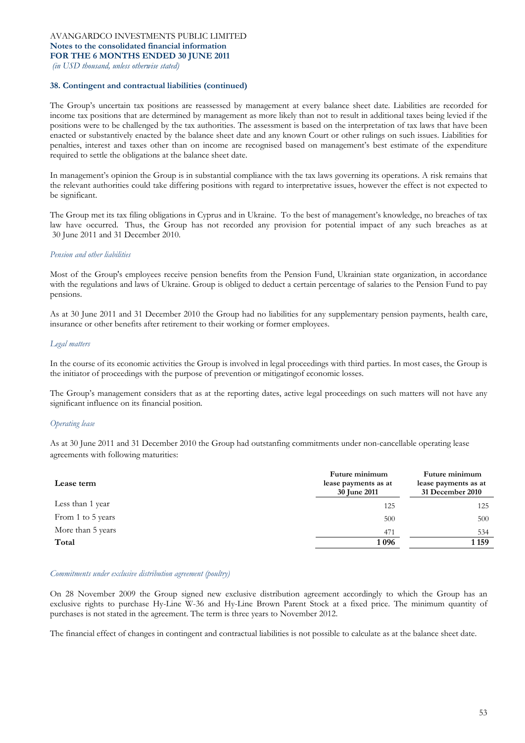### 38. Contingent and contractual liabilities (continued)

The Group's uncertain tax positions are reassessed by management at every balance sheet date. Liabilities are recorded for income tax positions that are determined by management as more likely than not to result in additional taxes being levied if the positions were to be challenged by the tax authorities. The assessment is based on the interpretation of tax laws that have been enacted or substantively enacted by the balance sheet date and any known Court or other rulings on such issues. Liabilities for penalties, interest and taxes other than on income are recognised based on management's best estimate of the expenditure required to settle the obligations at the balance sheet date.

In management's opinion the Group is in substantial compliance with the tax laws governing its operations. A risk remains that the relevant authorities could take differing positions with regard to interpretative issues, however the effect is not expected to be significant.

The Group met its tax filing obligations in Cyprus and in Ukraine. To the best of management's knowledge, no breaches of tax law have occurred. Thus, the Group has not recorded any provision for potential impact of any such breaches as at 30 June 2011 and 31 December 2010.

*Pension and other liabilities*

Most of the Group's employees receive pension benefits from the Pension Fund, Ukrainian state organization, in accordance with the regulations and laws of Ukraine. Group is obliged to deduct a certain percentage of salaries to the Pension Fund to pay pensions.

As at 30 June 2011 and 31 December 2010 the Group had no liabilities for any supplementary pension payments, health care, insurance or other benefits after retirement to their working or former employees.

*Legal matters*

In the course of its economic activities the Group is involved in legal proceedings with third parties. In most cases, the Group is the initiator of proceedings with the purpose of prevention or mitigatingof economic losses.

The Group's management considers that as at the reporting dates, active legal proceedings on such matters will not have any significant influence on its financial position.

*Operating lease*

As at 30 June 2011 and 31 December 2010 the Group had outstanfing commitments under non-cancellable operating lease agreements with following maturities:

| Lease term | Future minimum lease payments as at 30 June 2011 | Future minimum lease payments as at 31 December 2010 |
|---|---|---|
| Less than 1 year | 125 | 125 |
| From 1 to 5 years | 500 | 500 |
| More than 5 years | 471 | 534 |
| **Total** | **1 096** | **1 159** |

*Commitments under exclusive distribution agreement (poultry)*

On 28 November 2009 the Group signed new exclusive distribution agreement accordingly to which the Group has an exclusive rights to purchase Hy-Line W-36 and Hy-Line Brown Parent Stock at a fixed price. The minimum quantity of purchases is not stated in the agreement. The term is three years to November 2012.

The financial effect of changes in contingent and contractual liabilities is not possible to calculate as at the balance sheet date.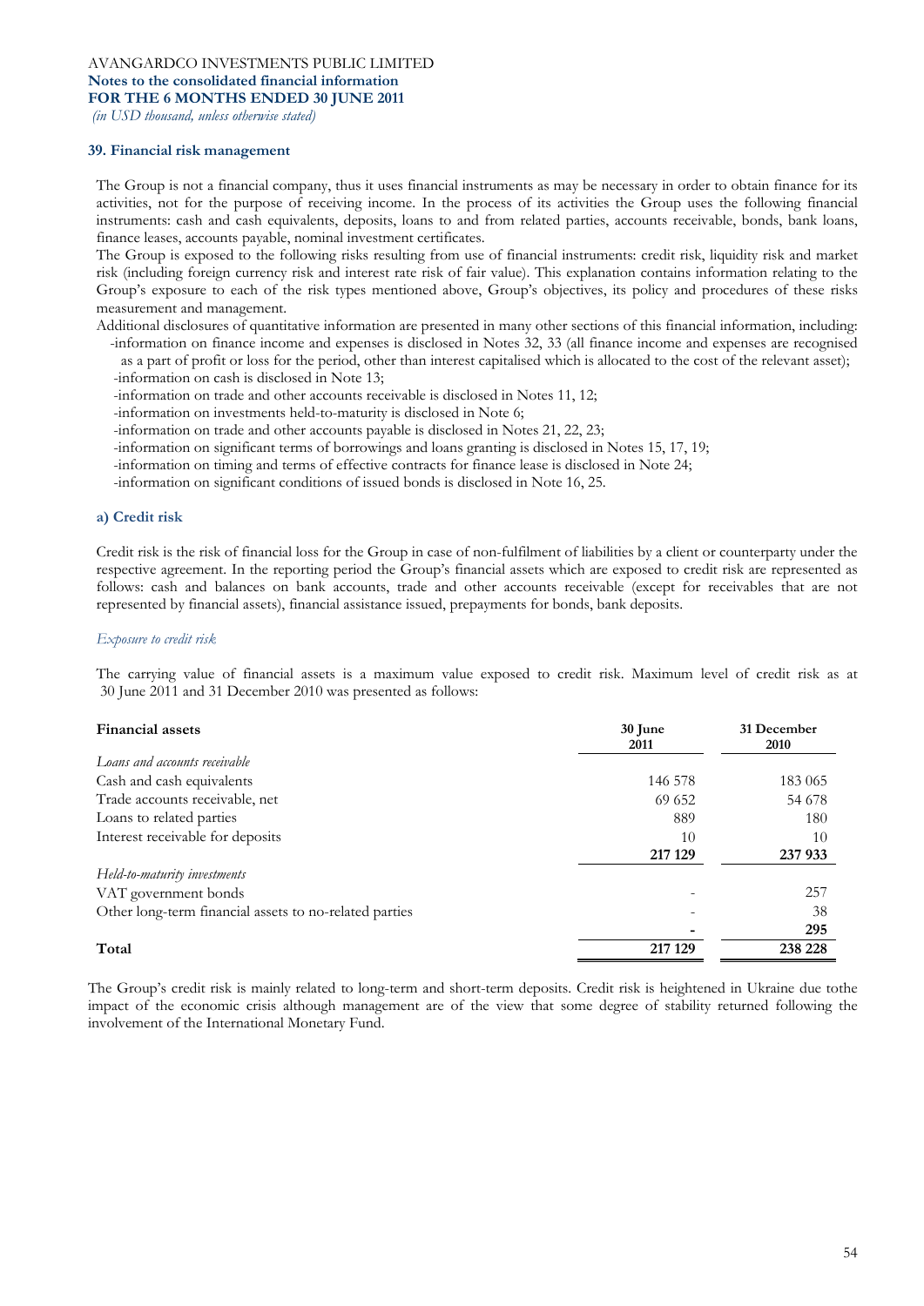### 39. Financial risk management

The Group is not a financial company, thus it uses financial instruments as may be necessary in order to obtain finance for its activities, not for the purpose of receiving income. In the process of its activities the Group uses the following financial instruments: cash and cash equivalents, deposits, loans to and from related parties, accounts receivable, bonds, bank loans, finance leases, accounts payable, nominal investment certificates.

The Group is exposed to the following risks resulting from use of financial instruments: credit risk, liquidity risk and market risk (including foreign currency risk and interest rate risk of fair value). This explanation contains information relating to the Group's exposure to each of the risk types mentioned above, Group's objectives, its policy and procedures of these risks measurement and management.

Additional disclosures of quantitative information are presented in many other sections of this financial information, including:

- -information on finance income and expenses is disclosed in Notes 32, 33 (all finance income and expenses are recognised as a part of profit or loss for the period, other than interest capitalised which is allocated to the cost of the relevant asset);
- -information on cash is disclosed in Note 13;
- -information on trade and other accounts receivable is disclosed in Notes 11, 12;
- -information on investments held-to-maturity is disclosed in Note 6;
- -information on trade and other accounts payable is disclosed in Notes 21, 22, 23;
- -information on significant terms of borrowings and loans granting is disclosed in Notes 15, 17, 19;
- -information on timing and terms of effective contracts for finance lease is disclosed in Note 24;
- -information on significant conditions of issued bonds is disclosed in Note 16, 25.

#### a) Credit risk

Credit risk is the risk of financial loss for the Group in case of non-fulfilment of liabilities by a client or counterparty under the respective agreement. In the reporting period the Group's financial assets which are exposed to credit risk are represented as follows: cash and balances on bank accounts, trade and other accounts receivable (except for receivables that are not represented by financial assets), financial assistance issued, prepayments for bonds, bank deposits.

*Exposure to credit risk*

The carrying value of financial assets is a maximum value exposed to credit risk. Maximum level of credit risk as at 30 June 2011 and 31 December 2010 was presented as follows:

| Financial assets | 30 June 2011 | 31 December 2010 |
|---|---|---|
| *Loans and accounts receivable* | | |
| Cash and cash equivalents | 146 578 | 183 065 |
| Trade accounts receivable, net | 69 652 | 54 678 |
| Loans to related parties | 889 | 180 |
| Interest receivable for deposits | 10 | 10 |
| | **217 129** | **237 933** |
| *Held-to-maturity investments* | | |
| VAT government bonds | - | 257 |
| Other long-term financial assets to no-related parties | - | 38 |
| | **-** | **295** |
| **Total** | **217 129** | **238 228** |

The Group's credit risk is mainly related to long-term and short-term deposits. Credit risk is heightened in Ukraine due tothe impact of the economic crisis although management are of the view that some degree of stability returned following the involvement of the International Monetary Fund.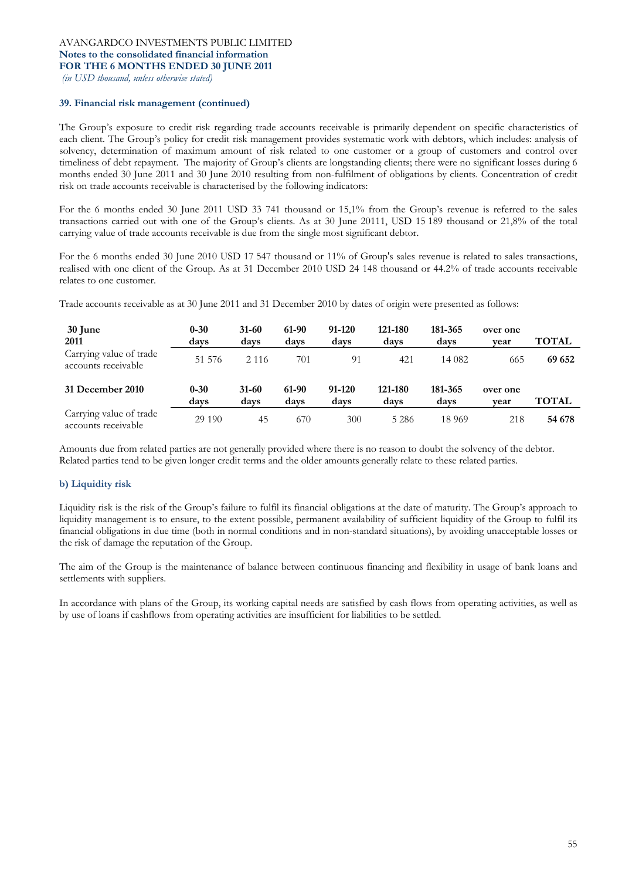### 39. Financial risk management (continued)

The Group's exposure to credit risk regarding trade accounts receivable is primarily dependent on specific characteristics of each client. The Group's policy for credit risk management provides systematic work with debtors, which includes: analysis of solvency, determination of maximum amount of risk related to one customer or a group of customers and control over timeliness of debt repayment. The majority of Group's clients are longstanding clients; there were no significant losses during 6 months ended 30 June 2011 and 30 June 2010 resulting from non-fulfilment of obligations by clients. Concentration of credit risk on trade accounts receivable is characterised by the following indicators:

For the 6 months ended 30 June 2011 USD 33 741 thousand or 15,1% from the Group's revenue is referred to the sales transactions carried out with one of the Group's clients. As at 30 June 20111, USD 15 189 thousand or 21,8% of the total carrying value of trade accounts receivable is due from the single most significant debtor.

For the 6 months ended 30 June 2010 USD 17 547 thousand or 11% of Group's sales revenue is related to sales transactions, realised with one client of the Group. As at 31 December 2010 USD 24 148 thousand or 44.2% of trade accounts receivable relates to one customer.

Trade accounts receivable as at 30 June 2011 and 31 December 2010 by dates of origin were presented as follows:

| 30 June 2011 | 0-30 days | 31-60 days | 61-90 days | 91-120 days | 121-180 days | 181-365 days | over one year | TOTAL |
|---|---|---|---|---|---|---|---|---|
| Carrying value of trade accounts receivable | 51 576 | 2 116 | 701 | 91 | 421 | 14 082 | 665 | **69 652** |
| **31 December 2010** | **0-30 days** | **31-60 days** | **61-90 days** | **91-120 days** | **121-180 days** | **181-365 days** | **over one year** | **TOTAL** |
| Carrying value of trade accounts receivable | 29 190 | 45 | 670 | 300 | 5 286 | 18 969 | 218 | **54 678** |

Amounts due from related parties are not generally provided where there is no reason to doubt the solvency of the debtor. Related parties tend to be given longer credit terms and the older amounts generally relate to these related parties.

#### b) Liquidity risk

Liquidity risk is the risk of the Group's failure to fulfil its financial obligations at the date of maturity. The Group's approach to liquidity management is to ensure, to the extent possible, permanent availability of sufficient liquidity of the Group to fulfil its financial obligations in due time (both in normal conditions and in non-standard situations), by avoiding unacceptable losses or the risk of damage the reputation of the Group.

The aim of the Group is the maintenance of balance between continuous financing and flexibility in usage of bank loans and settlements with suppliers.

In accordance with plans of the Group, its working capital needs are satisfied by cash flows from operating activities, as well as by use of loans if cashflows from operating activities are insufficient for liabilities to be settled.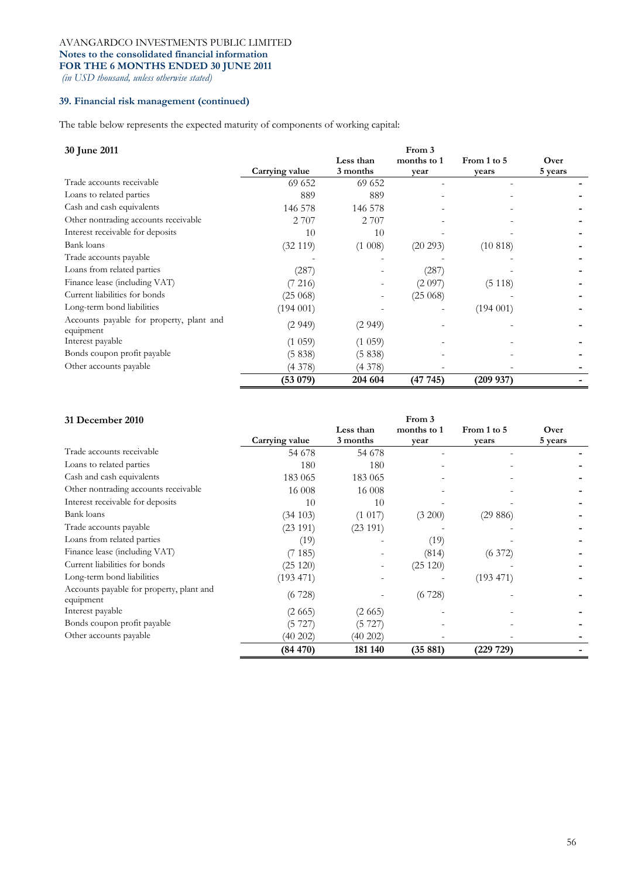AVANGARDCO INVESTMENTS PUBLIC LIMITED
**Notes to the consolidated financial information**
**FOR THE 6 MONTHS ENDED 30 JUNE 2011**
*(in USD thousand, unless otherwise stated)*

### 39. Financial risk management (continued)

The table below represents the expected maturity of components of working capital:

| **30 June 2011** | **Carrying value** | **Less than 3 months** | **From 3 months to 1 year** | **From 1 to 5 years** | **Over 5 years** |
|---|---|---|---|---|---|
| Trade accounts receivable | 69 652 | 69 652 | - | - | - |
| Loans to related parties | 889 | 889 | - | - | - |
| Cash and cash equivalents | 146 578 | 146 578 | - | - | - |
| Other nontrading accounts receivable | 2 707 | 2 707 | - | - | - |
| Interest receivable for deposits | 10 | 10 | - | - | - |
| Bank loans | (32 119) | (1 008) | (20 293) | (10 818) | - |
| Trade accounts payable | - | - | - | - | - |
| Loans from related parties | (287) | - | (287) | - | - |
| Finance lease (including VAT) | (7 216) | - | (2 097) | (5 118) | - |
| Current liabilities for bonds | (25 068) | - | (25 068) | - | - |
| Long-term bond liabilities | (194 001) | - | - | (194 001) | - |
| Accounts payable for property, plant and equipment | (2 949) | (2 949) | - | - | - |
| Interest payable | (1 059) | (1 059) | - | - | - |
| Bonds coupon profit payable | (5 838) | (5 838) | - | - | - |
| Other accounts payable | (4 378) | (4 378) | - | - | - |
| | **(53 079)** | **204 604** | **(47 745)** | **(209 937)** | **-** |

| **31 December 2010** | **Carrying value** | **Less than 3 months** | **From 3 months to 1 year** | **From 1 to 5 years** | **Over 5 years** |
|---|---|---|---|---|---|
| Trade accounts receivable | 54 678 | 54 678 | - | - | - |
| Loans to related parties | 180 | 180 | - | - | - |
| Cash and cash equivalents | 183 065 | 183 065 | - | - | - |
| Other nontrading accounts receivable | 16 008 | 16 008 | - | - | - |
| Interest receivable for deposits | 10 | 10 | - | - | - |
| Bank loans | (34 103) | (1 017) | (3 200) | (29 886) | - |
| Trade accounts payable | (23 191) | (23 191) | - | - | - |
| Loans from related parties | (19) | - | (19) | - | - |
| Finance lease (including VAT) | (7 185) | - | (814) | (6 372) | - |
| Current liabilities for bonds | (25 120) | - | (25 120) | - | - |
| Long-term bond liabilities | (193 471) | - | - | (193 471) | - |
| Accounts payable for property, plant and equipment | (6 728) | - | (6 728) | - | - |
| Interest payable | (2 665) | (2 665) | - | - | - |
| Bonds coupon profit payable | (5 727) | (5 727) | - | - | - |
| Other accounts payable | (40 202) | (40 202) | - | - | - |
| | **(84 470)** | **181 140** | **(35 881)** | **(229 729)** | **-** |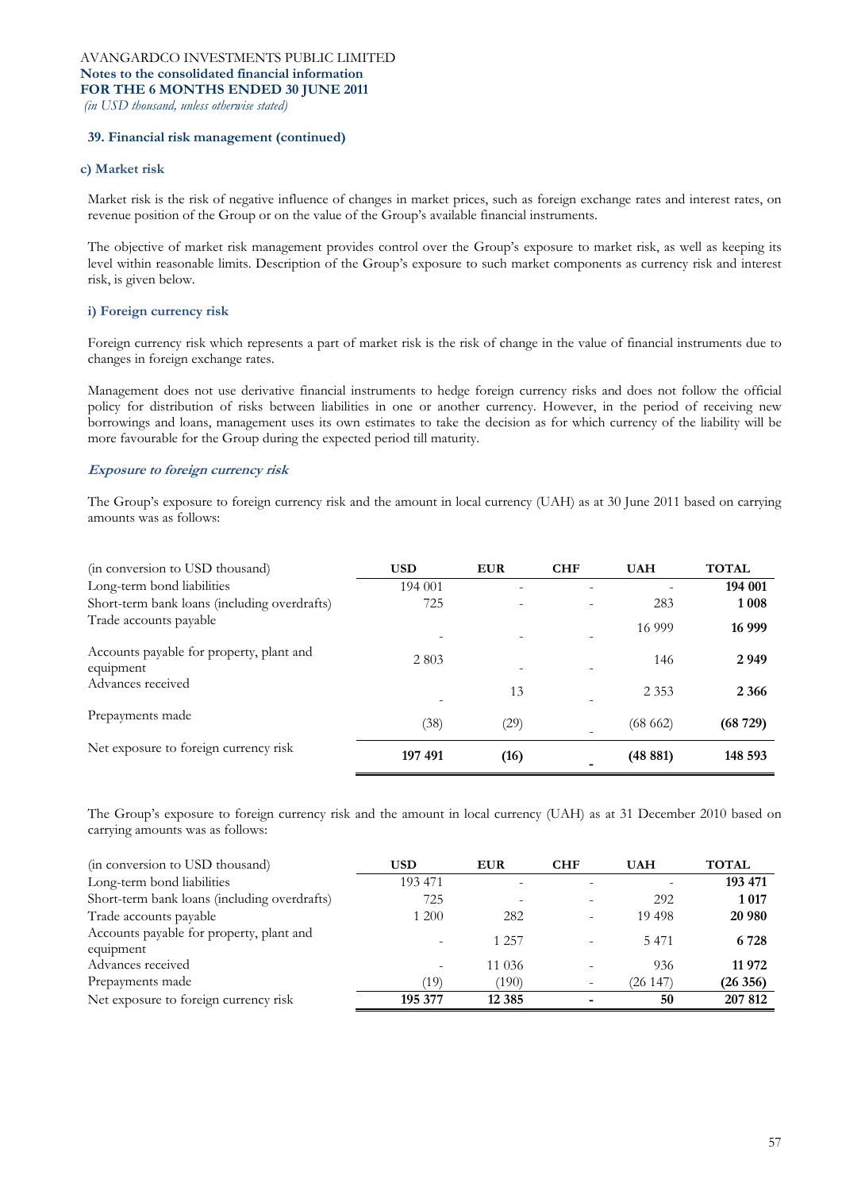AVANGARDCO INVESTMENTS PUBLIC LIMITED
**Notes to the consolidated financial information**
**FOR THE 6 MONTHS ENDED 30 JUNE 2011**
*(in USD thousand, unless otherwise stated)*

**39. Financial risk management (continued)**

**c) Market risk**

Market risk is the risk of negative influence of changes in market prices, such as foreign exchange rates and interest rates, on revenue position of the Group or on the value of the Group's available financial instruments.

The objective of market risk management provides control over the Group's exposure to market risk, as well as keeping its level within reasonable limits. Description of the Group's exposure to such market components as currency risk and interest risk, is given below.

**i) Foreign currency risk**

Foreign currency risk which represents a part of market risk is the risk of change in the value of financial instruments due to changes in foreign exchange rates.

Management does not use derivative financial instruments to hedge foreign currency risks and does not follow the official policy for distribution of risks between liabilities in one or another currency. However, in the period of receiving new borrowings and loans, management uses its own estimates to take the decision as for which currency of the liability will be more favourable for the Group during the expected period till maturity.

***Exposure to foreign currency risk***

The Group's exposure to foreign currency risk and the amount in local currency (UAH) as at 30 June 2011 based on carrying amounts was as follows:

| (in conversion to USD thousand) | USD | EUR | CHF | UAH | TOTAL |
|---|---|---|---|---|---|
| Long-term bond liabilities | 194 001 | - | - | - | **194 001** |
| Short-term bank loans (including overdrafts) | 725 | - | - | 283 | **1 008** |
| Trade accounts payable | - | - | - | 16 999 | **16 999** |
| Accounts payable for property, plant and equipment | 2 803 | - | - | 146 | **2 949** |
| Advances received | - | 13 | - | 2 353 | **2 366** |
| Prepayments made | (38) | (29) | - | (68 662) | **(68 729)** |
| Net exposure to foreign currency risk | **197 491** | **(16)** | **-** | **(48 881)** | **148 593** |

The Group's exposure to foreign currency risk and the amount in local currency (UAH) as at 31 December 2010 based on carrying amounts was as follows:

| (in conversion to USD thousand) | USD | EUR | CHF | UAH | TOTAL |
|---|---|---|---|---|---|
| Long-term bond liabilities | 193 471 | - | - | - | **193 471** |
| Short-term bank loans (including overdrafts) | 725 | - | - | 292 | **1 017** |
| Trade accounts payable | 1 200 | 282 | - | 19 498 | **20 980** |
| Accounts payable for property, plant and equipment | - | 1 257 | - | 5 471 | **6 728** |
| Advances received | - | 11 036 | - | 936 | **11 972** |
| Prepayments made | (19) | (190) | - | (26 147) | **(26 356)** |
| Net exposure to foreign currency risk | **195 377** | **12 385** | **-** | **50** | **207 812** |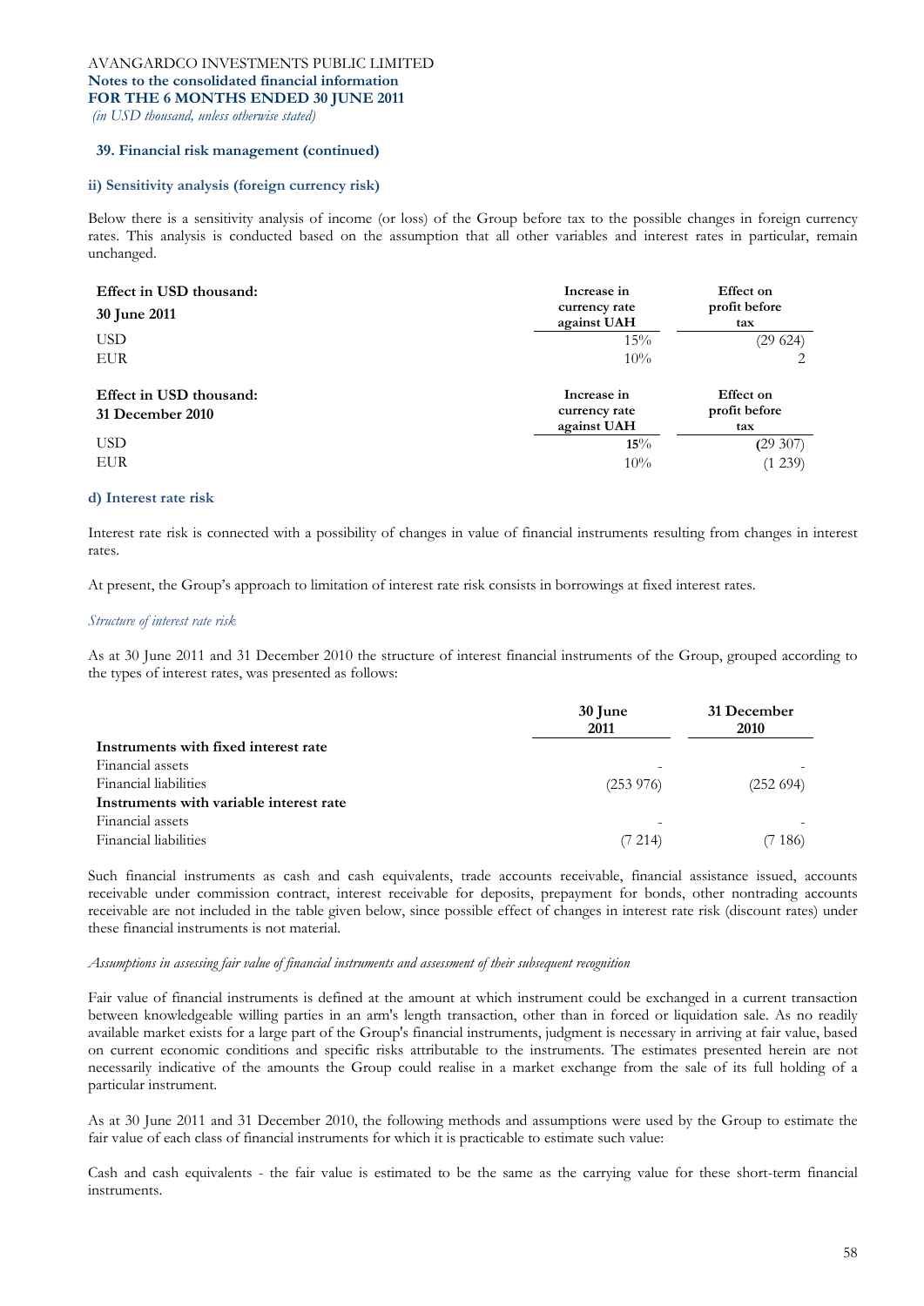**39. Financial risk management (continued)**

**ii) Sensitivity analysis (foreign currency risk)**

Below there is a sensitivity analysis of income (or loss) of the Group before tax to the possible changes in foreign currency rates. This analysis is conducted based on the assumption that all other variables and interest rates in particular, remain unchanged.

| Effect in USD thousand: 30 June 2011 | Increase in currency rate against UAH | Effect on profit before tax |
|---|---|---|
| USD | 15% | (29 624) |
| EUR | 10% | 2 |

| Effect in USD thousand: 31 December 2010 | Increase in currency rate against UAH | Effect on profit before tax |
|---|---|---|
| USD | **15**% | **(**29 307) |
| EUR | 10% | (1 239) |

**d) Interest rate risk**

Interest rate risk is connected with a possibility of changes in value of financial instruments resulting from changes in interest rates.

At present, the Group's approach to limitation of interest rate risk consists in borrowings at fixed interest rates.

*Structure of interest rate risk*

As at 30 June 2011 and 31 December 2010 the structure of interest financial instruments of the Group, grouped according to the types of interest rates, was presented as follows:

| | 30 June 2011 | 31 December 2010 |
|---|---|---|
| **Instruments with fixed interest rate** | | |
| Financial assets | - | - |
| Financial liabilities | (253 976) | (252 694) |
| **Instruments with variable interest rate** | | |
| Financial assets | - | - |
| Financial liabilities | (7 214) | (7 186) |

Such financial instruments as cash and cash equivalents, trade accounts receivable, financial assistance issued, accounts receivable under commission contract, interest receivable for deposits, prepayment for bonds, other nontrading accounts receivable are not included in the table given below, since possible effect of changes in interest rate risk (discount rates) under these financial instruments is not material.

*Assumptions in assessing fair value of financial instruments and assessment of their subsequent recognition*

Fair value of financial instruments is defined at the amount at which instrument could be exchanged in a current transaction between knowledgeable willing parties in an arm's length transaction, other than in forced or liquidation sale. As no readily available market exists for a large part of the Group's financial instruments, judgment is necessary in arriving at fair value, based on current economic conditions and specific risks attributable to the instruments. The estimates presented herein are not necessarily indicative of the amounts the Group could realise in a market exchange from the sale of its full holding of a particular instrument.

As at 30 June 2011 and 31 December 2010, the following methods and assumptions were used by the Group to estimate the fair value of each class of financial instruments for which it is practicable to estimate such value:

Cash and cash equivalents - the fair value is estimated to be the same as the carrying value for these short-term financial instruments.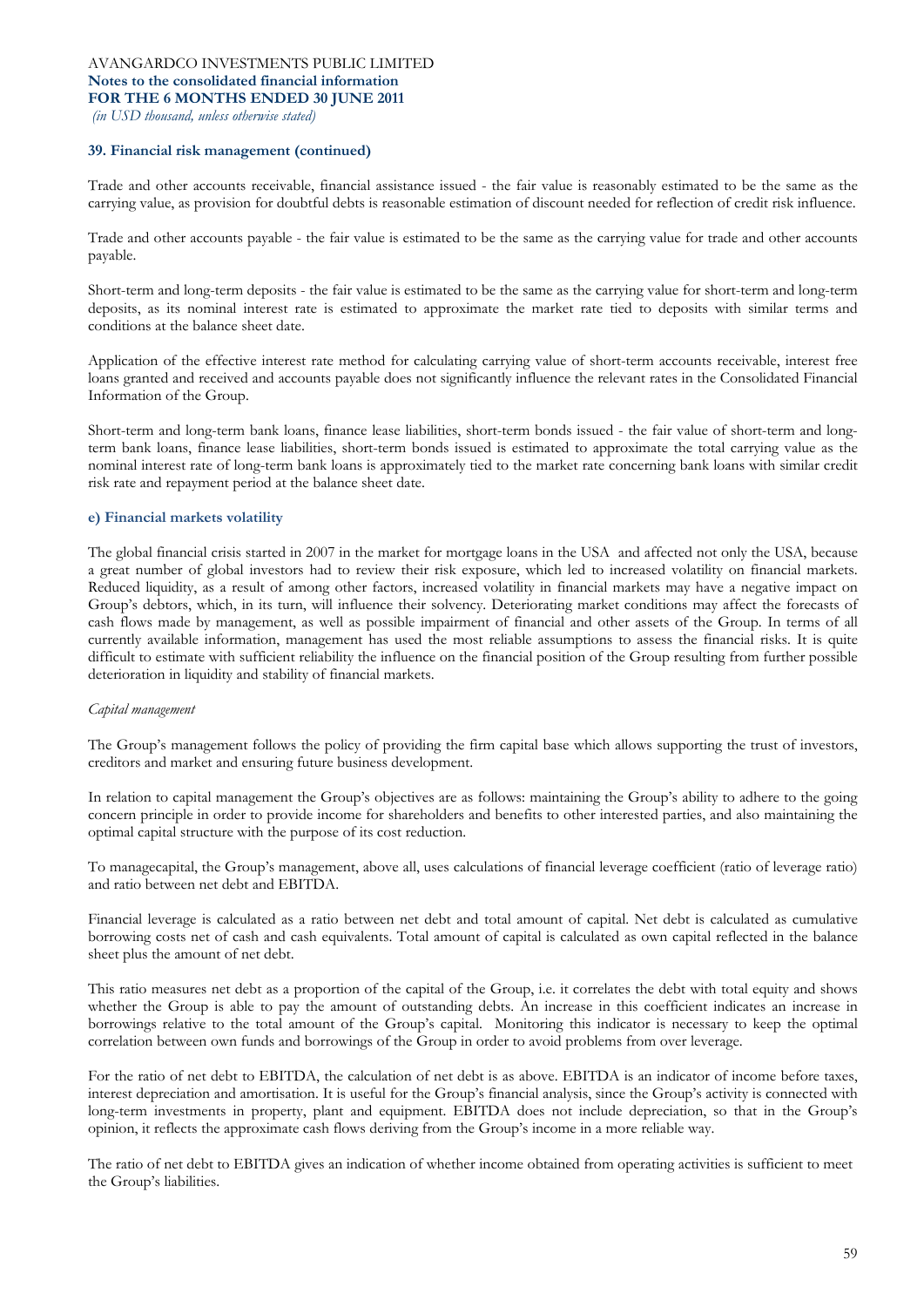### 39. Financial risk management (continued)

Trade and other accounts receivable, financial assistance issued - the fair value is reasonably estimated to be the same as the carrying value, as provision for doubtful debts is reasonable estimation of discount needed for reflection of credit risk influence.

Trade and other accounts payable - the fair value is estimated to be the same as the carrying value for trade and other accounts payable.

Short-term and long-term deposits - the fair value is estimated to be the same as the carrying value for short-term and long-term deposits, as its nominal interest rate is estimated to approximate the market rate tied to deposits with similar terms and conditions at the balance sheet date.

Application of the effective interest rate method for calculating carrying value of short-term accounts receivable, interest free loans granted and received and accounts payable does not significantly influence the relevant rates in the Consolidated Financial Information of the Group.

Short-term and long-term bank loans, finance lease liabilities, short-term bonds issued - the fair value of short-term and long-term bank loans, finance lease liabilities, short-term bonds issued is estimated to approximate the total carrying value as the nominal interest rate of long-term bank loans is approximately tied to the market rate concerning bank loans with similar credit risk rate and repayment period at the balance sheet date.

#### e) Financial markets volatility

The global financial crisis started in 2007 in the market for mortgage loans in the USA and affected not only the USA, because a great number of global investors had to review their risk exposure, which led to increased volatility on financial markets. Reduced liquidity, as a result of among other factors, increased volatility in financial markets may have a negative impact on Group's debtors, which, in its turn, will influence their solvency. Deteriorating market conditions may affect the forecasts of cash flows made by management, as well as possible impairment of financial and other assets of the Group. In terms of all currently available information, management has used the most reliable assumptions to assess the financial risks. It is quite difficult to estimate with sufficient reliability the influence on the financial position of the Group resulting from further possible deterioration in liquidity and stability of financial markets.

*Capital management*

The Group's management follows the policy of providing the firm capital base which allows supporting the trust of investors, creditors and market and ensuring future business development.

In relation to capital management the Group's objectives are as follows: maintaining the Group's ability to adhere to the going concern principle in order to provide income for shareholders and benefits to other interested parties, and also maintaining the optimal capital structure with the purpose of its cost reduction.

To managecapital, the Group's management, above all, uses calculations of financial leverage coefficient (ratio of leverage ratio) and ratio between net debt and EBITDA.

Financial leverage is calculated as a ratio between net debt and total amount of capital. Net debt is calculated as cumulative borrowing costs net of cash and cash equivalents. Total amount of capital is calculated as own capital reflected in the balance sheet plus the amount of net debt.

This ratio measures net debt as a proportion of the capital of the Group, i.e. it correlates the debt with total equity and shows whether the Group is able to pay the amount of outstanding debts. An increase in this coefficient indicates an increase in borrowings relative to the total amount of the Group's capital. Monitoring this indicator is necessary to keep the optimal correlation between own funds and borrowings of the Group in order to avoid problems from over leverage.

For the ratio of net debt to EBITDA, the calculation of net debt is as above. EBITDA is an indicator of income before taxes, interest depreciation and amortisation. It is useful for the Group's financial analysis, since the Group's activity is connected with long-term investments in property, plant and equipment. EBITDA does not include depreciation, so that in the Group's opinion, it reflects the approximate cash flows deriving from the Group's income in a more reliable way.

The ratio of net debt to EBITDA gives an indication of whether income obtained from operating activities is sufficient to meet the Group's liabilities.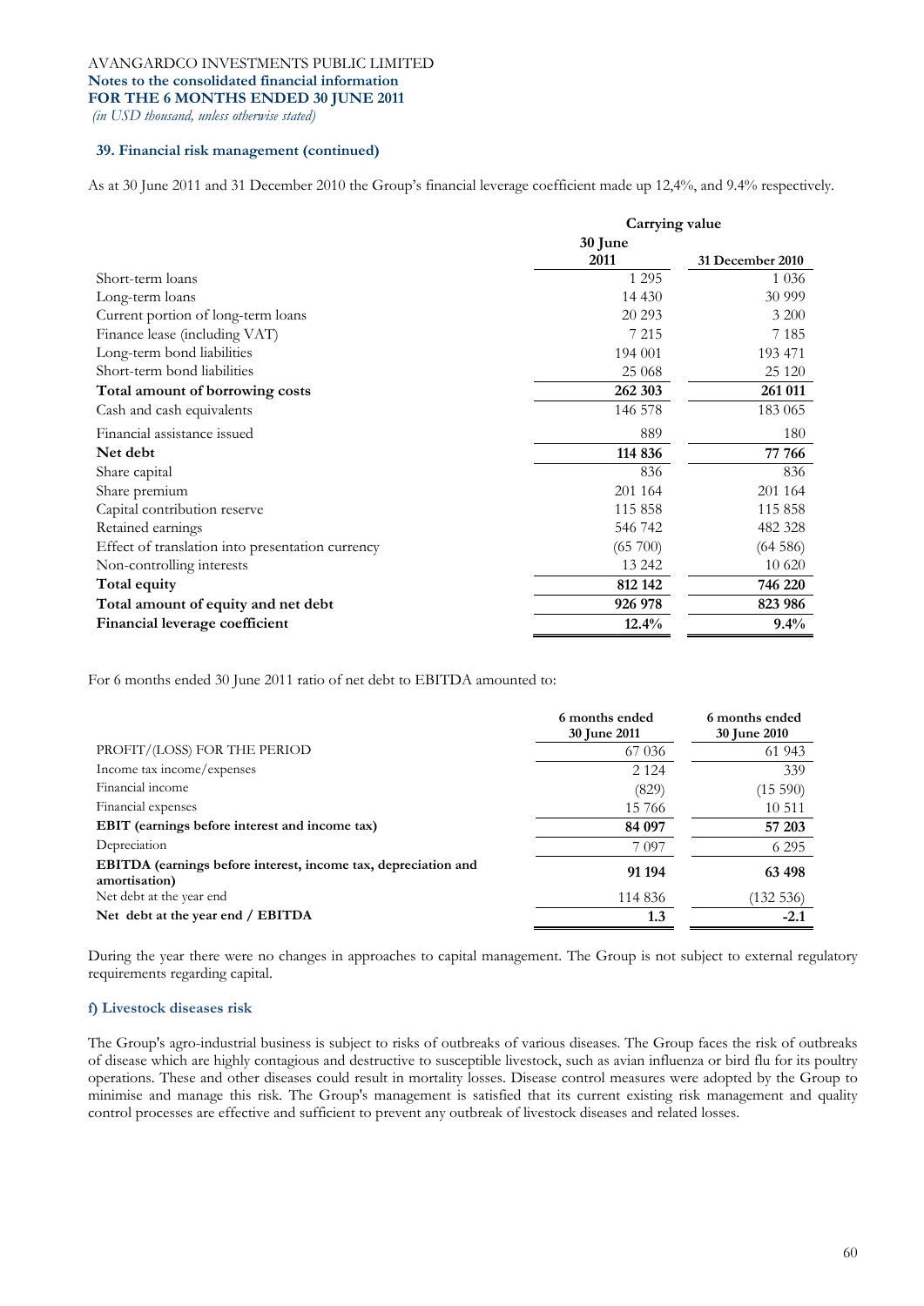### 39. Financial risk management (continued)

As at 30 June 2011 and 31 December 2010 the Group's financial leverage coefficient made up 12,4%, and 9.4% respectively.

| | Carrying value | |
|---|---|---|
| | 30 June 2011 | 31 December 2010 |
| Short-term loans | 1 295 | 1 036 |
| Long-term loans | 14 430 | 30 999 |
| Current portion of long-term loans | 20 293 | 3 200 |
| Finance lease (including VAT) | 7 215 | 7 185 |
| Long-term bond liabilities | 194 001 | 193 471 |
| Short-term bond liabilities | 25 068 | 25 120 |
| **Total amount of borrowing costs** | **262 303** | **261 011** |
| Cash and cash equivalents | 146 578 | 183 065 |
| Financial assistance issued | 889 | 180 |
| **Net debt** | **114 836** | **77 766** |
| Share capital | 836 | 836 |
| Share premium | 201 164 | 201 164 |
| Capital contribution reserve | 115 858 | 115 858 |
| Retained earnings | 546 742 | 482 328 |
| Effect of translation into presentation currency | (65 700) | (64 586) |
| Non-controlling interests | 13 242 | 10 620 |
| **Total equity** | **812 142** | **746 220** |
| **Total amount of equity and net debt** | **926 978** | **823 986** |
| **Financial leverage coefficient** | **12.4%** | **9.4%** |

For 6 months ended 30 June 2011 ratio of net debt to EBITDA amounted to:

| | 6 months ended 30 June 2011 | 6 months ended 30 June 2010 |
|---|---|---|
| PROFIT/(LOSS) FOR THE PERIOD | 67 036 | 61 943 |
| Income tax income/expenses | 2 124 | 339 |
| Financial income | (829) | (15 590) |
| Financial expenses | 15 766 | 10 511 |
| **EBIT (earnings before interest and income tax)** | **84 097** | **57 203** |
| Depreciation | 7 097 | 6 295 |
| **EBITDA (earnings before interest, income tax, depreciation and amortisation)** | **91 194** | **63 498** |
| Net debt at the year end | 114 836 | (132 536) |
| **Net debt at the year end / EBITDA** | **1.3** | **-2.1** |

During the year there were no changes in approaches to capital management. The Group is not subject to external regulatory requirements regarding capital.

#### f) Livestock diseases risk

The Group's agro-industrial business is subject to risks of outbreaks of various diseases. The Group faces the risk of outbreaks of disease which are highly contagious and destructive to susceptible livestock, such as avian influenza or bird flu for its poultry operations. These and other diseases could result in mortality losses. Disease control measures were adopted by the Group to minimise and manage this risk. The Group's management is satisfied that its current existing risk management and quality control processes are effective and sufficient to prevent any outbreak of livestock diseases and related losses.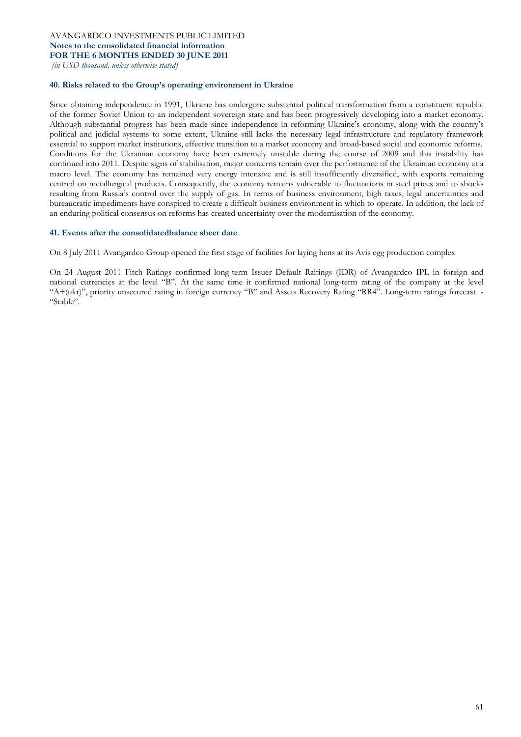AVANGARDCO INVESTMENTS PUBLIC LIMITED
**Notes to the consolidated financial information**
**FOR THE 6 MONTHS ENDED 30 JUNE 2011**
*(in USD thousand, unless otherwise stated)*

### 40. Risks related to the Group's operating environment in Ukraine

Since obtaining independence in 1991, Ukraine has undergone substantial political transformation from a constituent republic of the former Soviet Union to an independent sovereign state and has been progressively developing into a market economy. Although substantial progress has been made since independence in reforming Ukraine's economy, along with the country's political and judicial systems to some extent, Ukraine still lacks the necessary legal infrastructure and regulatory framework essential to support market institutions, effective transition to a market economy and broad-based social and economic reforms. Conditions for the Ukrainian economy have been extremely unstable during the course of 2009 and this instability has continued into 2011. Despite signs of stabilisation, major concerns remain over the performance of the Ukrainian economy at a macro level. The economy has remained very energy intensive and is still insufficiently diversified, with exports remaining centred on metallurgical products. Consequently, the economy remains vulnerable to fluctuations in steel prices and to shocks resulting from Russia's control over the supply of gas. In terms of business environment, high taxes, legal uncertainties and bureaucratic impediments have conspired to create a difficult business environment in which to operate. In addition, the lack of an enduring political consensus on reforms has created uncertainty over the modernisation of the economy.

### 41. Events after the consolidatedbalance sheet date

On 8 July 2011 Avangardco Group opened the first stage of facilities for laying hens at its Avis egg production complex

On 24 August 2011 Fitch Ratings confirmed long-term Issuer Default Raitings (IDR) of Avangardco IPL in foreign and national currencies at the level "B". At the same time it confirmed national long-term rating of the company at the level "A+(ukr)", priority unsecured rating in foreign currency "B" and Assets Recovery Rating "RR4". Long-term ratings forecast - "Stable".